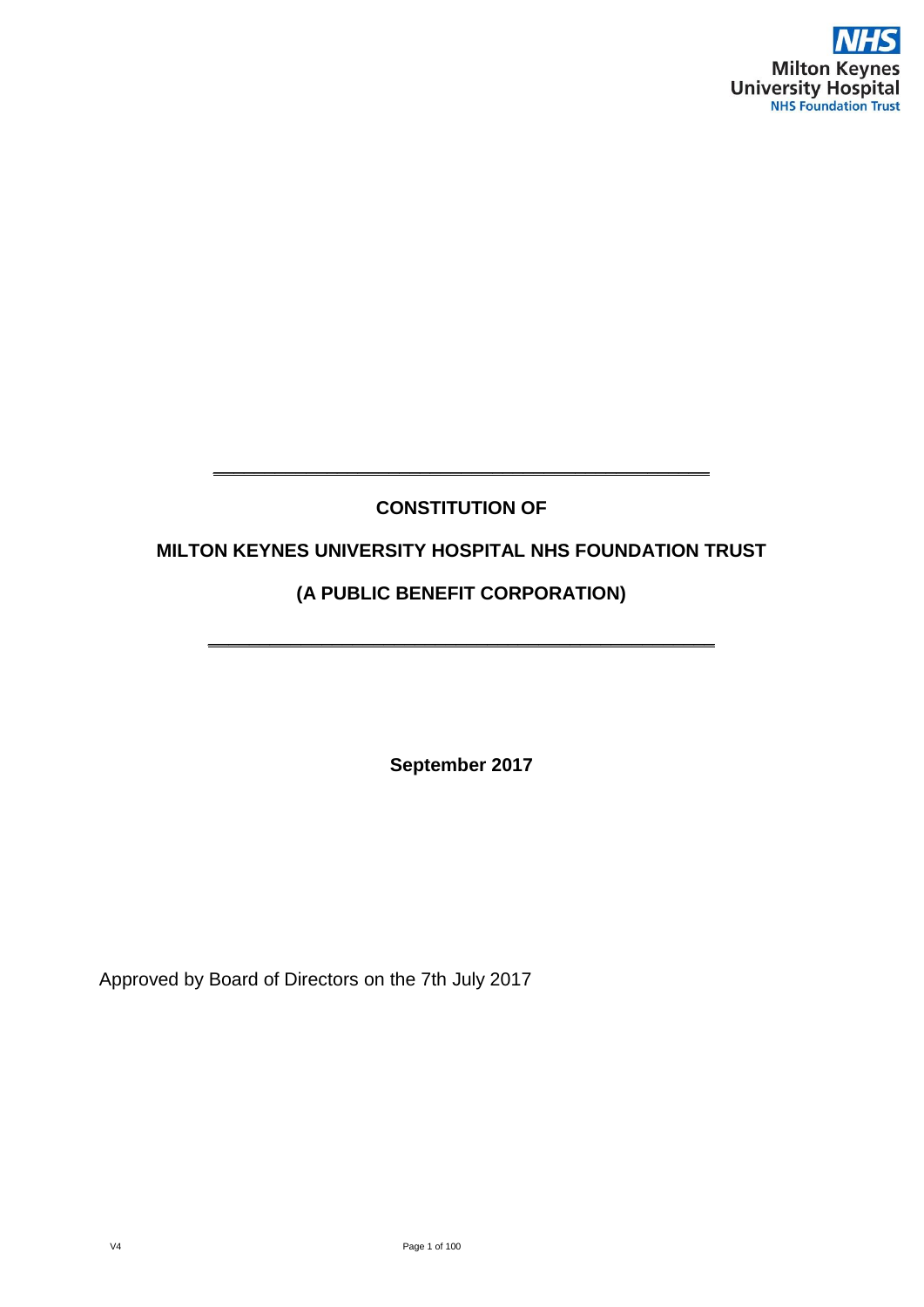NHS

Milton Keynes University Hospital

NHS Foundation Trust

# CONSTITUTION OF

# MILTON KEYNES UNIVERSITY HOSPITAL NHS FOUNDATION TRUST

# (A PUBLIC BENEFIT CORPORATION)

**September 2017**

Approved by Board of Directors on the 7th July 2017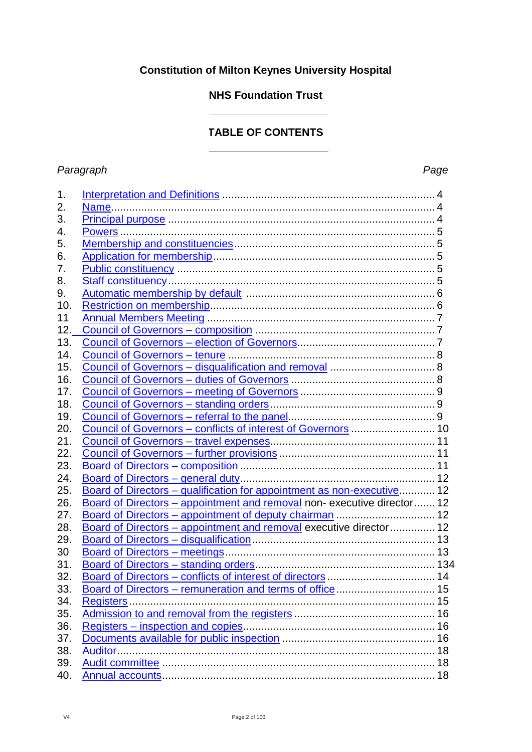**Constitution of Milton Keynes University Hospital**

**NHS Foundation Trust**

---

**TABLE OF CONTENTS**

---

| *Paragraph* | | *Page* |
|---|---|---|
| 1. | Interpretation and Definitions | 4 |
| 2. | Name | 4 |
| 3. | Principal purpose | 4 |
| 4. | Powers | 5 |
| 5. | Membership and constituencies | 5 |
| 6. | Application for membership | 5 |
| 7. | Public constituency | 5 |
| 8. | Staff constituency | 5 |
| 9. | Automatic membership by default | 6 |
| 10. | Restriction on membership | 6 |
| 11 | Annual Members Meeting | 7 |
| 12. | Council of Governors – composition | 7 |
| 13. | Council of Governors – election of Governors | 7 |
| 14. | Council of Governors – tenure | 8 |
| 15. | Council of Governors – disqualification and removal | 8 |
| 16. | Council of Governors – duties of Governors | 8 |
| 17. | Council of Governors – meeting of Governors | 9 |
| 18. | Council of Governors – standing orders | 9 |
| 19. | Council of Governors – referral to the panel | 9 |
| 20. | Council of Governors – conflicts of interest of Governors | 10 |
| 21. | Council of Governors – travel expenses | 11 |
| 22. | Council of Governors – further provisions | 11 |
| 23. | Board of Directors – composition | 11 |
| 24. | Board of Directors – general duty | 12 |
| 25. | Board of Directors – qualification for appointment as non-executive | 12 |
| 26. | Board of Directors – appointment and removal non- executive director | 12 |
| 27. | Board of Directors – appointment of deputy chairman | 12 |
| 28. | Board of Directors – appointment and removal executive director | 12 |
| 29. | Board of Directors – disqualification | 13 |
| 30 | Board of Directors – meetings | 13 |
| 31. | Board of Directors – standing orders | 134 |
| 32. | Board of Directors – conflicts of interest of directors | 14 |
| 33. | Board of Directors – remuneration and terms of office | 15 |
| 34. | Registers | 15 |
| 35. | Admission to and removal from the registers | 16 |
| 36. | Registers – inspection and copies | 16 |
| 37. | Documents available for public inspection | 16 |
| 38. | Auditor | 18 |
| 39. | Audit committee | 18 |
| 40. | Annual accounts | 18 |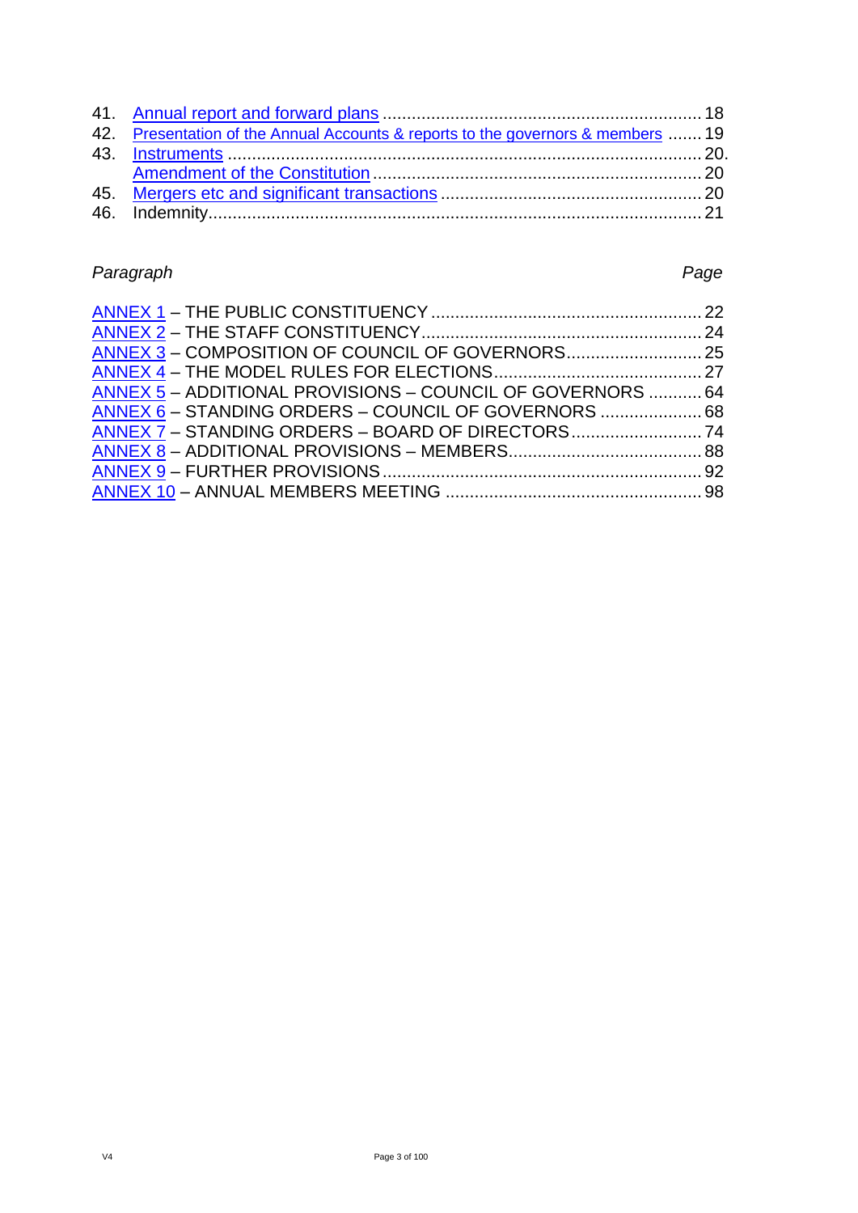| | | |
|---|---|---|
| 41. | Annual report and forward plans | 18 |
| 42. | Presentation of the Annual Accounts & reports to the governors & members | 19 |
| 43. | Instruments | 20. |
| | Amendment of the Constitution | 20 |
| 45. | Mergers etc and significant transactions | 20 |
| 46. | Indemnity | 21 |

| *Paragraph* | *Page* |
|---|---|
| ANNEX 1 – THE PUBLIC CONSTITUENCY | 22 |
| ANNEX 2 – THE STAFF CONSTITUENCY | 24 |
| ANNEX 3 – COMPOSITION OF COUNCIL OF GOVERNORS | 25 |
| ANNEX 4 – THE MODEL RULES FOR ELECTIONS | 27 |
| ANNEX 5 – ADDITIONAL PROVISIONS – COUNCIL OF GOVERNORS | 64 |
| ANNEX 6 – STANDING ORDERS – COUNCIL OF GOVERNORS | 68 |
| ANNEX 7 – STANDING ORDERS – BOARD OF DIRECTORS | 74 |
| ANNEX 8 – ADDITIONAL PROVISIONS – MEMBERS | 88 |
| ANNEX 9 – FURTHER PROVISIONS | 92 |
| ANNEX 10 – ANNUAL MEMBERS MEETING | 98 |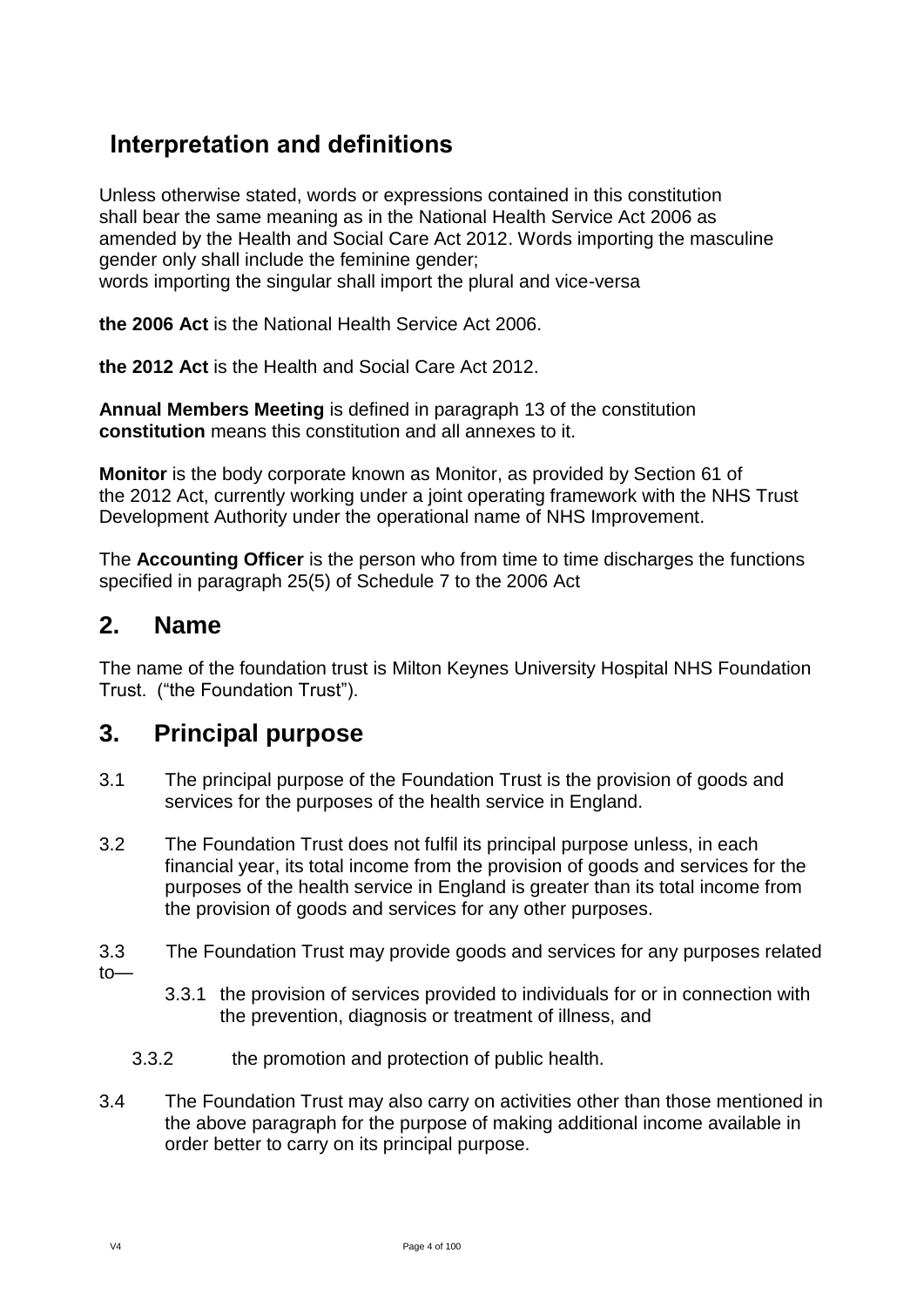## Interpretation and definitions

Unless otherwise stated, words or expressions contained in this constitution shall bear the same meaning as in the National Health Service Act 2006 as amended by the Health and Social Care Act 2012. Words importing the masculine gender only shall include the feminine gender;
words importing the singular shall import the plural and vice-versa

**the 2006 Act** is the National Health Service Act 2006.

**the 2012 Act** is the Health and Social Care Act 2012.

**Annual Members Meeting** is defined in paragraph 13 of the constitution
**constitution** means this constitution and all annexes to it.

**Monitor** is the body corporate known as Monitor, as provided by Section 61 of the 2012 Act, currently working under a joint operating framework with the NHS Trust Development Authority under the operational name of NHS Improvement.

The **Accounting Officer** is the person who from time to time discharges the functions specified in paragraph 25(5) of Schedule 7 to the 2006 Act

## 2. Name

The name of the foundation trust is Milton Keynes University Hospital NHS Foundation Trust. ("the Foundation Trust").

## 3. Principal purpose

3.1 The principal purpose of the Foundation Trust is the provision of goods and services for the purposes of the health service in England.

3.2 The Foundation Trust does not fulfil its principal purpose unless, in each financial year, its total income from the provision of goods and services for the purposes of the health service in England is greater than its total income from the provision of goods and services for any other purposes.

3.3 The Foundation Trust may provide goods and services for any purposes related to—

3.3.1 the provision of services provided to individuals for or in connection with the prevention, diagnosis or treatment of illness, and

3.3.2 the promotion and protection of public health.

3.4 The Foundation Trust may also carry on activities other than those mentioned in the above paragraph for the purpose of making additional income available in order better to carry on its principal purpose.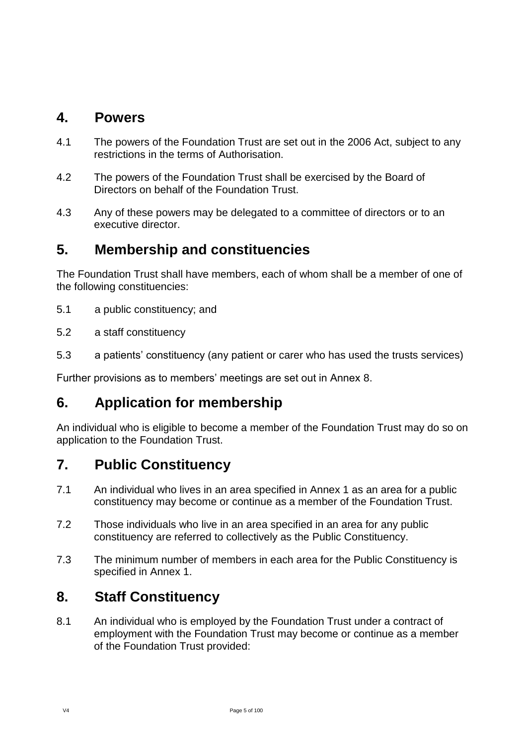## 4. Powers

4.1 The powers of the Foundation Trust are set out in the 2006 Act, subject to any restrictions in the terms of Authorisation.

4.2 The powers of the Foundation Trust shall be exercised by the Board of Directors on behalf of the Foundation Trust.

4.3 Any of these powers may be delegated to a committee of directors or to an executive director.

## 5. Membership and constituencies

The Foundation Trust shall have members, each of whom shall be a member of one of the following constituencies:

5.1 a public constituency; and

5.2 a staff constituency

5.3 a patients' constituency (any patient or carer who has used the trusts services)

Further provisions as to members' meetings are set out in Annex 8.

## 6. Application for membership

An individual who is eligible to become a member of the Foundation Trust may do so on application to the Foundation Trust.

## 7. Public Constituency

7.1 An individual who lives in an area specified in Annex 1 as an area for a public constituency may become or continue as a member of the Foundation Trust.

7.2 Those individuals who live in an area specified in an area for any public constituency are referred to collectively as the Public Constituency.

7.3 The minimum number of members in each area for the Public Constituency is specified in Annex 1.

## 8. Staff Constituency

8.1 An individual who is employed by the Foundation Trust under a contract of employment with the Foundation Trust may become or continue as a member of the Foundation Trust provided: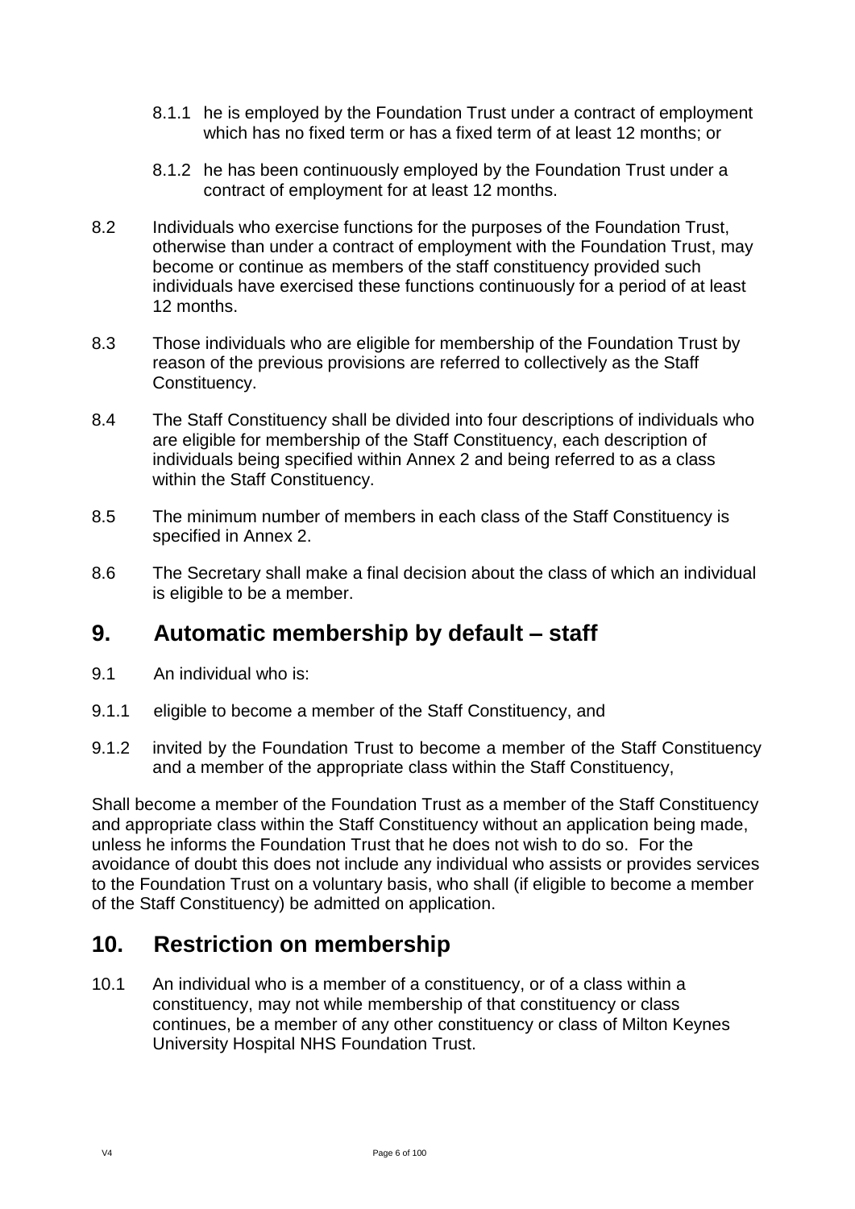8.1.1 he is employed by the Foundation Trust under a contract of employment which has no fixed term or has a fixed term of at least 12 months; or

8.1.2 he has been continuously employed by the Foundation Trust under a contract of employment for at least 12 months.

8.2 Individuals who exercise functions for the purposes of the Foundation Trust, otherwise than under a contract of employment with the Foundation Trust, may become or continue as members of the staff constituency provided such individuals have exercised these functions continuously for a period of at least 12 months.

8.3 Those individuals who are eligible for membership of the Foundation Trust by reason of the previous provisions are referred to collectively as the Staff Constituency.

8.4 The Staff Constituency shall be divided into four descriptions of individuals who are eligible for membership of the Staff Constituency, each description of individuals being specified within Annex 2 and being referred to as a class within the Staff Constituency.

8.5 The minimum number of members in each class of the Staff Constituency is specified in Annex 2.

8.6 The Secretary shall make a final decision about the class of which an individual is eligible to be a member.

## 9. Automatic membership by default – staff

9.1 An individual who is:

9.1.1 eligible to become a member of the Staff Constituency, and

9.1.2 invited by the Foundation Trust to become a member of the Staff Constituency and a member of the appropriate class within the Staff Constituency,

Shall become a member of the Foundation Trust as a member of the Staff Constituency and appropriate class within the Staff Constituency without an application being made, unless he informs the Foundation Trust that he does not wish to do so. For the avoidance of doubt this does not include any individual who assists or provides services to the Foundation Trust on a voluntary basis, who shall (if eligible to become a member of the Staff Constituency) be admitted on application.

## 10. Restriction on membership

10.1 An individual who is a member of a constituency, or of a class within a constituency, may not while membership of that constituency or class continues, be a member of any other constituency or class of Milton Keynes University Hospital NHS Foundation Trust.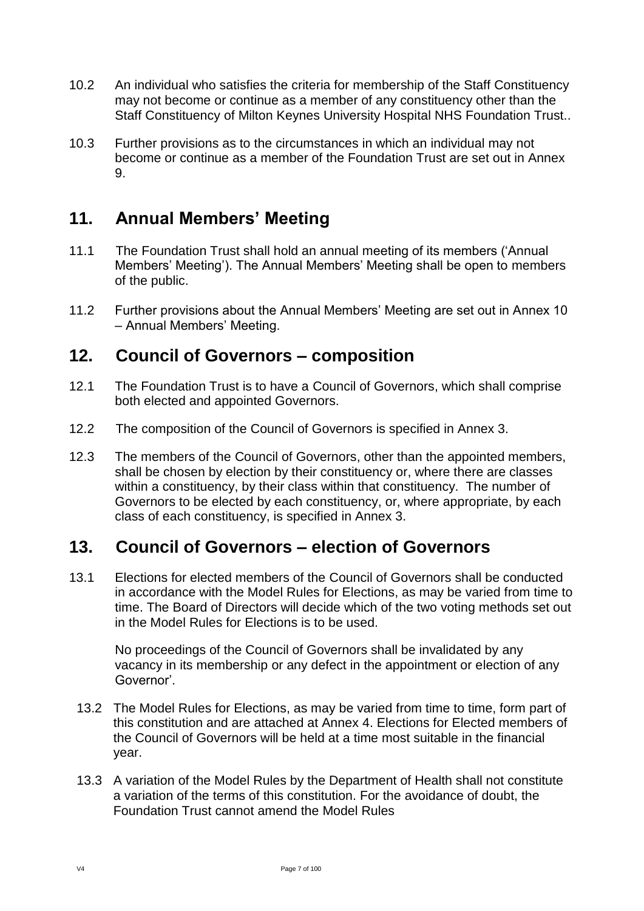10.2 An individual who satisfies the criteria for membership of the Staff Constituency may not become or continue as a member of any constituency other than the Staff Constituency of Milton Keynes University Hospital NHS Foundation Trust..

10.3 Further provisions as to the circumstances in which an individual may not become or continue as a member of the Foundation Trust are set out in Annex 9.

## 11. Annual Members' Meeting

11.1 The Foundation Trust shall hold an annual meeting of its members ('Annual Members' Meeting'). The Annual Members' Meeting shall be open to members of the public.

11.2 Further provisions about the Annual Members' Meeting are set out in Annex 10 – Annual Members' Meeting.

## 12. Council of Governors – composition

12.1 The Foundation Trust is to have a Council of Governors, which shall comprise both elected and appointed Governors.

12.2 The composition of the Council of Governors is specified in Annex 3.

12.3 The members of the Council of Governors, other than the appointed members, shall be chosen by election by their constituency or, where there are classes within a constituency, by their class within that constituency. The number of Governors to be elected by each constituency, or, where appropriate, by each class of each constituency, is specified in Annex 3.

## 13. Council of Governors – election of Governors

13.1 Elections for elected members of the Council of Governors shall be conducted in accordance with the Model Rules for Elections, as may be varied from time to time. The Board of Directors will decide which of the two voting methods set out in the Model Rules for Elections is to be used.

No proceedings of the Council of Governors shall be invalidated by any vacancy in its membership or any defect in the appointment or election of any Governor'.

13.2 The Model Rules for Elections, as may be varied from time to time, form part of this constitution and are attached at Annex 4. Elections for Elected members of the Council of Governors will be held at a time most suitable in the financial year.

13.3 A variation of the Model Rules by the Department of Health shall not constitute a variation of the terms of this constitution. For the avoidance of doubt, the Foundation Trust cannot amend the Model Rules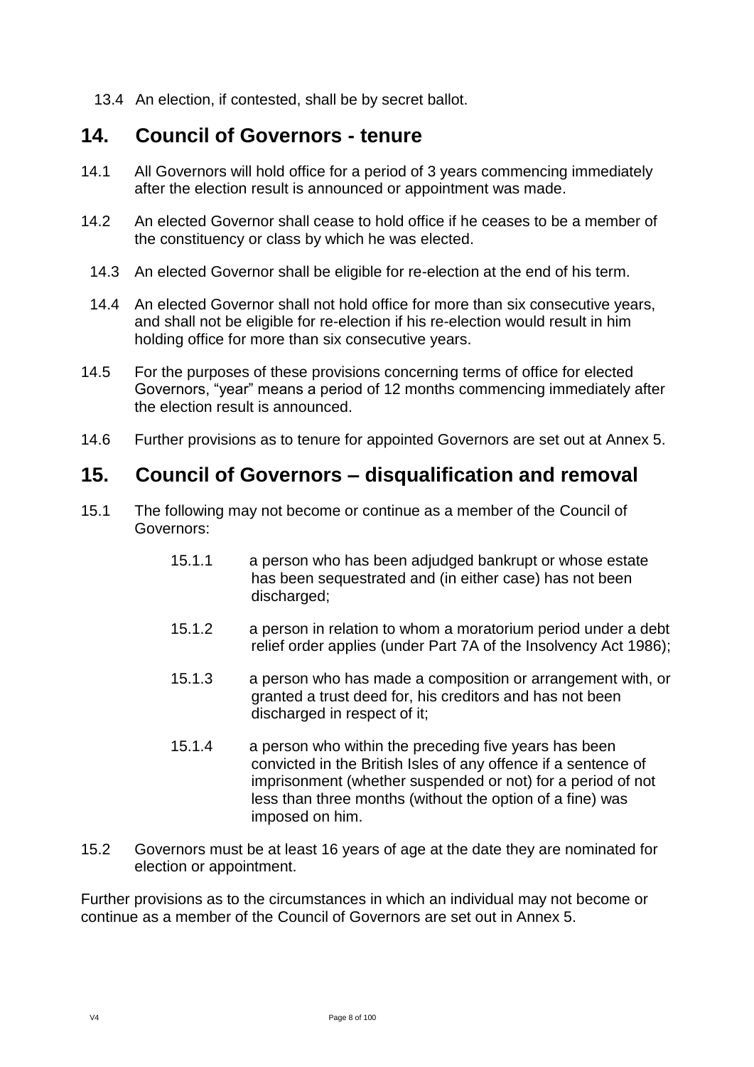13.4 An election, if contested, shall be by secret ballot.

## 14. Council of Governors - tenure

14.1 All Governors will hold office for a period of 3 years commencing immediately after the election result is announced or appointment was made.

14.2 An elected Governor shall cease to hold office if he ceases to be a member of the constituency or class by which he was elected.

14.3 An elected Governor shall be eligible for re-election at the end of his term.

14.4 An elected Governor shall not hold office for more than six consecutive years, and shall not be eligible for re-election if his re-election would result in him holding office for more than six consecutive years.

14.5 For the purposes of these provisions concerning terms of office for elected Governors, "year" means a period of 12 months commencing immediately after the election result is announced.

14.6 Further provisions as to tenure for appointed Governors are set out at Annex 5.

## 15. Council of Governors – disqualification and removal

15.1 The following may not become or continue as a member of the Council of Governors:

> 15.1.1 a person who has been adjudged bankrupt or whose estate has been sequestrated and (in either case) has not been discharged;
>
> 15.1.2 a person in relation to whom a moratorium period under a debt relief order applies (under Part 7A of the Insolvency Act 1986);
>
> 15.1.3 a person who has made a composition or arrangement with, or granted a trust deed for, his creditors and has not been discharged in respect of it;
>
> 15.1.4 a person who within the preceding five years has been convicted in the British Isles of any offence if a sentence of imprisonment (whether suspended or not) for a period of not less than three months (without the option of a fine) was imposed on him.

15.2 Governors must be at least 16 years of age at the date they are nominated for election or appointment.

Further provisions as to the circumstances in which an individual may not become or continue as a member of the Council of Governors are set out in Annex 5.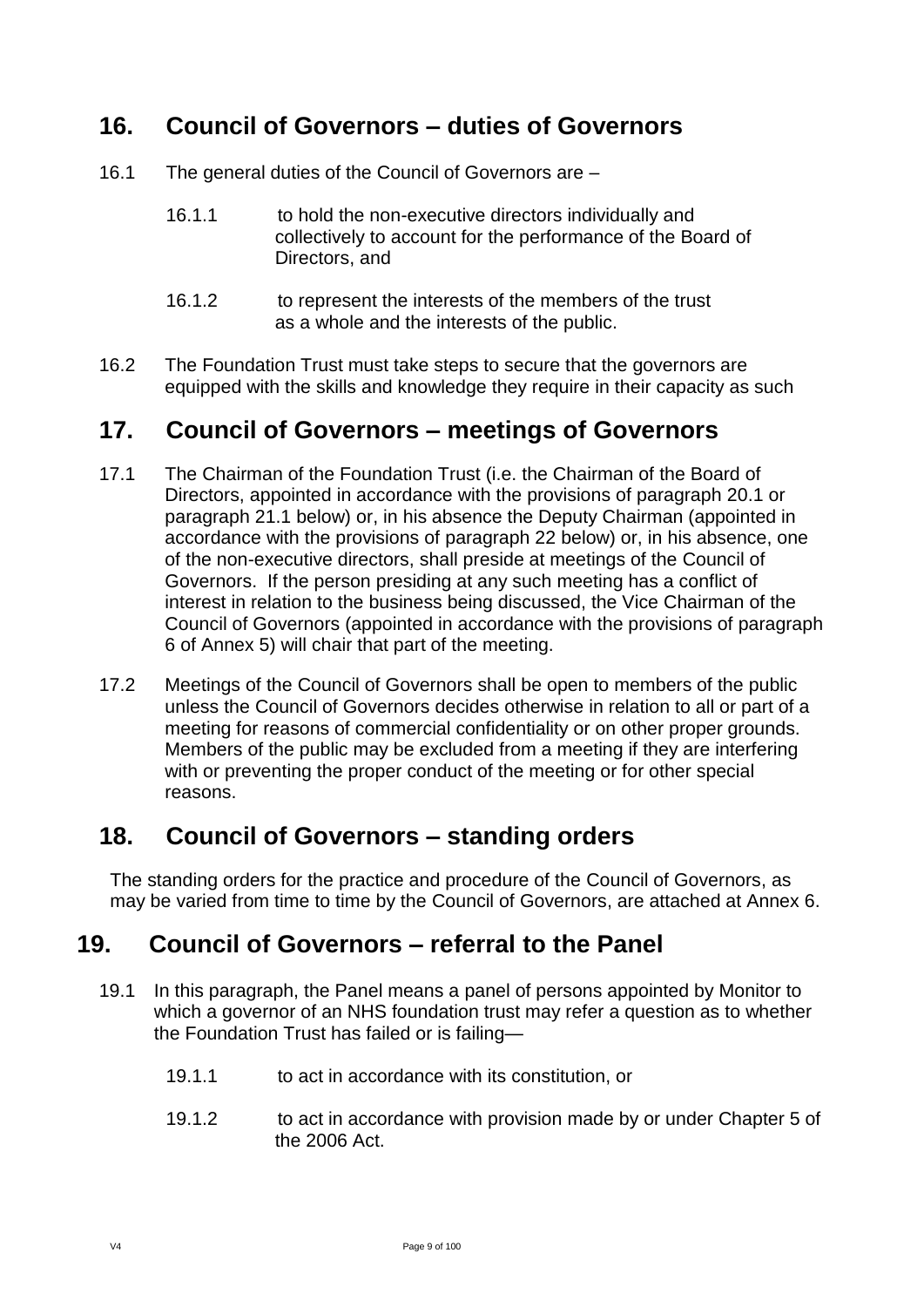## 16. Council of Governors – duties of Governors

16.1 The general duties of the Council of Governors are –

16.1.1 to hold the non-executive directors individually and collectively to account for the performance of the Board of Directors, and

16.1.2 to represent the interests of the members of the trust as a whole and the interests of the public.

16.2 The Foundation Trust must take steps to secure that the governors are equipped with the skills and knowledge they require in their capacity as such

## 17. Council of Governors – meetings of Governors

17.1 The Chairman of the Foundation Trust (i.e. the Chairman of the Board of Directors, appointed in accordance with the provisions of paragraph 20.1 or paragraph 21.1 below) or, in his absence the Deputy Chairman (appointed in accordance with the provisions of paragraph 22 below) or, in his absence, one of the non-executive directors, shall preside at meetings of the Council of Governors. If the person presiding at any such meeting has a conflict of interest in relation to the business being discussed, the Vice Chairman of the Council of Governors (appointed in accordance with the provisions of paragraph 6 of Annex 5) will chair that part of the meeting.

17.2 Meetings of the Council of Governors shall be open to members of the public unless the Council of Governors decides otherwise in relation to all or part of a meeting for reasons of commercial confidentiality or on other proper grounds. Members of the public may be excluded from a meeting if they are interfering with or preventing the proper conduct of the meeting or for other special reasons.

## 18. Council of Governors – standing orders

The standing orders for the practice and procedure of the Council of Governors, as may be varied from time to time by the Council of Governors, are attached at Annex 6.

## 19. Council of Governors – referral to the Panel

19.1 In this paragraph, the Panel means a panel of persons appointed by Monitor to which a governor of an NHS foundation trust may refer a question as to whether the Foundation Trust has failed or is failing—

19.1.1 to act in accordance with its constitution, or

19.1.2 to act in accordance with provision made by or under Chapter 5 of the 2006 Act.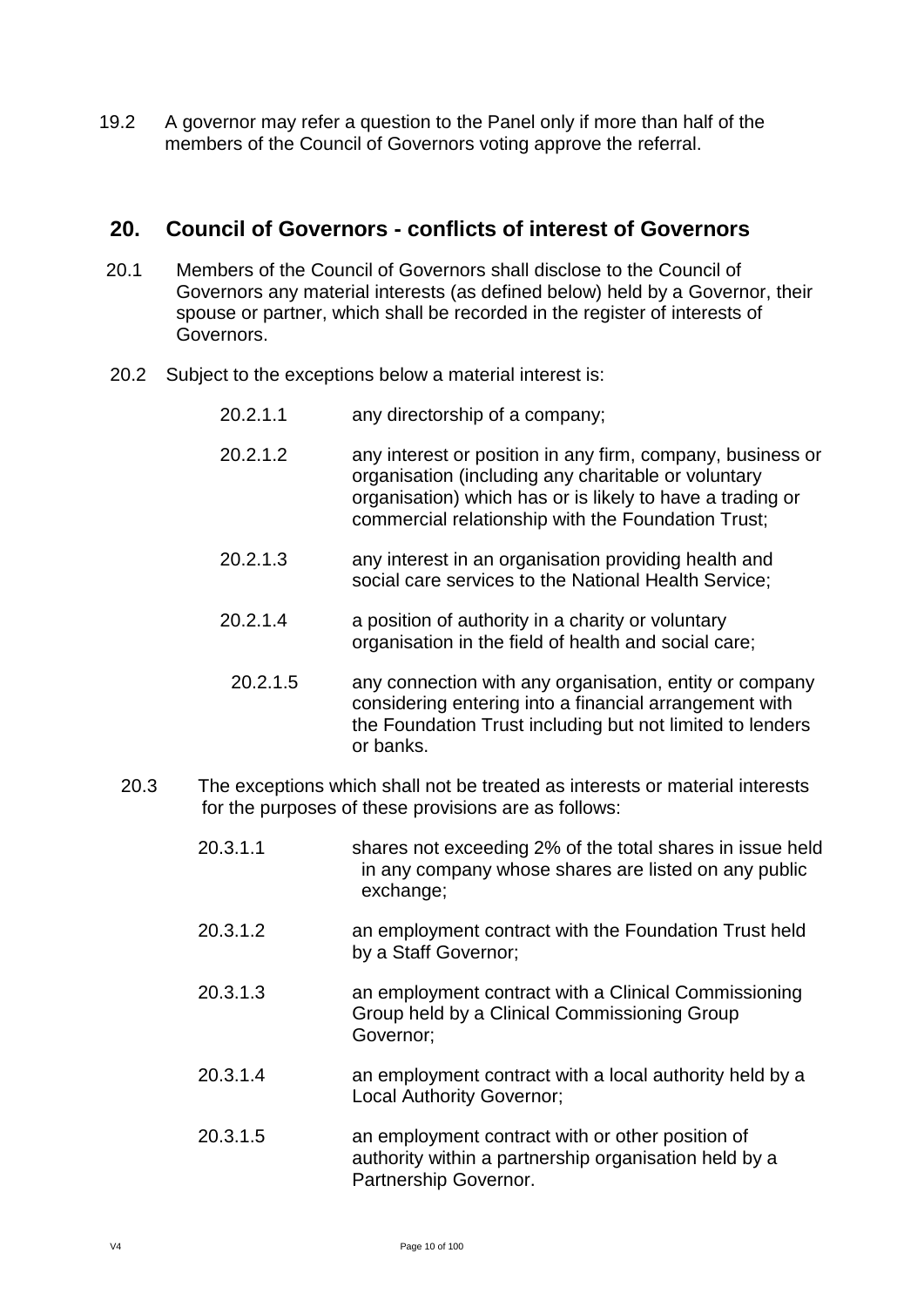19.2 A governor may refer a question to the Panel only if more than half of the members of the Council of Governors voting approve the referral.

## 20. Council of Governors - conflicts of interest of Governors

20.1 Members of the Council of Governors shall disclose to the Council of Governors any material interests (as defined below) held by a Governor, their spouse or partner, which shall be recorded in the register of interests of Governors.

20.2 Subject to the exceptions below a material interest is:

- 20.2.1.1 any directorship of a company;
- 20.2.1.2 any interest or position in any firm, company, business or organisation (including any charitable or voluntary organisation) which has or is likely to have a trading or commercial relationship with the Foundation Trust;
- 20.2.1.3 any interest in an organisation providing health and social care services to the National Health Service;
- 20.2.1.4 a position of authority in a charity or voluntary organisation in the field of health and social care;
- 20.2.1.5 any connection with any organisation, entity or company considering entering into a financial arrangement with the Foundation Trust including but not limited to lenders or banks.

20.3 The exceptions which shall not be treated as interests or material interests for the purposes of these provisions are as follows:

- 20.3.1.1 shares not exceeding 2% of the total shares in issue held in any company whose shares are listed on any public exchange;
- 20.3.1.2 an employment contract with the Foundation Trust held by a Staff Governor;
- 20.3.1.3 an employment contract with a Clinical Commissioning Group held by a Clinical Commissioning Group Governor;
- 20.3.1.4 an employment contract with a local authority held by a Local Authority Governor;
- 20.3.1.5 an employment contract with or other position of authority within a partnership organisation held by a Partnership Governor.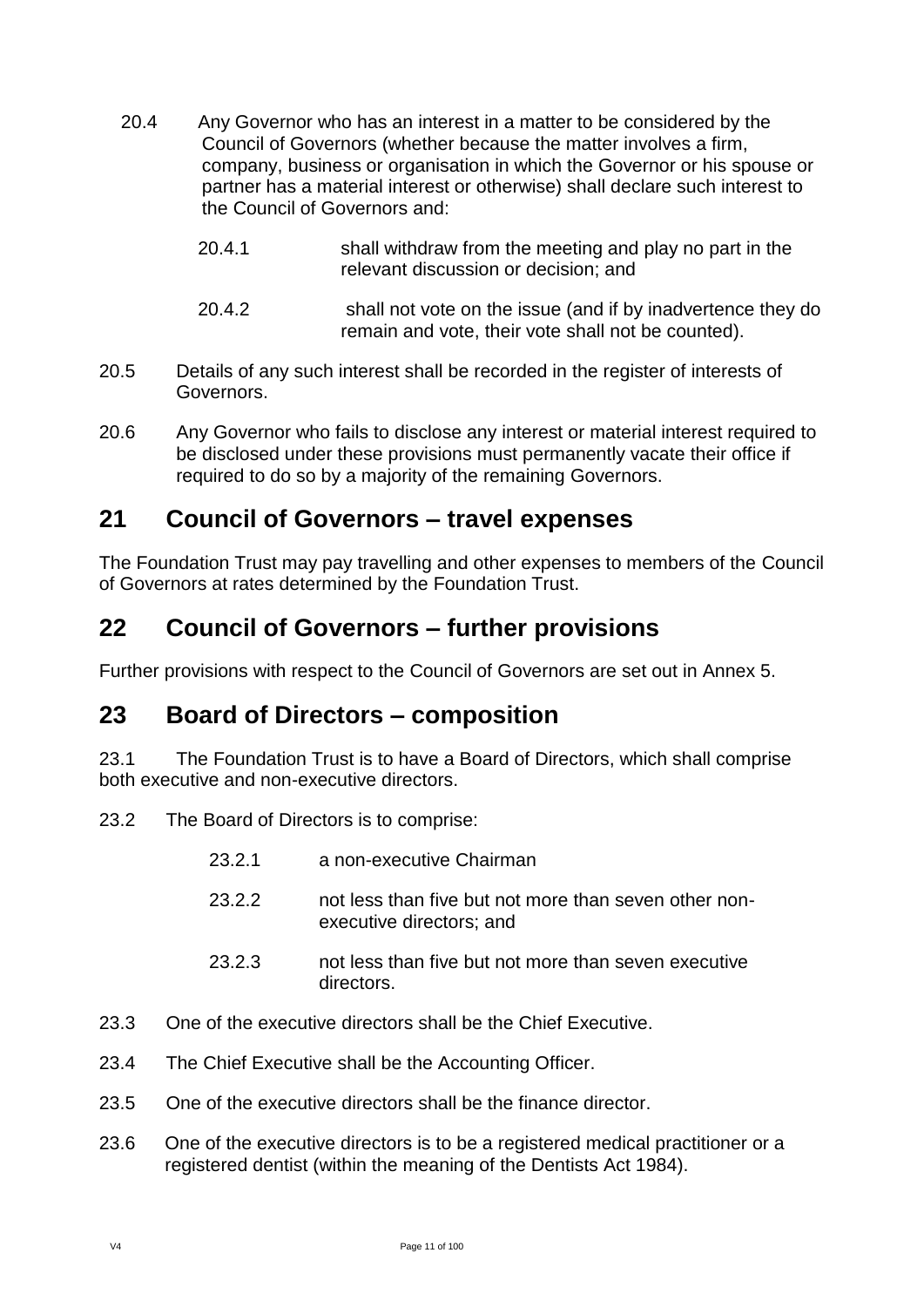20.4 Any Governor who has an interest in a matter to be considered by the Council of Governors (whether because the matter involves a firm, company, business or organisation in which the Governor or his spouse or partner has a material interest or otherwise) shall declare such interest to the Council of Governors and:

20.4.1 shall withdraw from the meeting and play no part in the relevant discussion or decision; and

20.4.2 shall not vote on the issue (and if by inadvertence they do remain and vote, their vote shall not be counted).

20.5 Details of any such interest shall be recorded in the register of interests of Governors.

20.6 Any Governor who fails to disclose any interest or material interest required to be disclosed under these provisions must permanently vacate their office if required to do so by a majority of the remaining Governors.

## 21 Council of Governors – travel expenses

The Foundation Trust may pay travelling and other expenses to members of the Council of Governors at rates determined by the Foundation Trust.

## 22 Council of Governors – further provisions

Further provisions with respect to the Council of Governors are set out in Annex 5.

## 23 Board of Directors – composition

23.1 The Foundation Trust is to have a Board of Directors, which shall comprise both executive and non-executive directors.

23.2 The Board of Directors is to comprise:

23.2.1 a non-executive Chairman

23.2.2 not less than five but not more than seven other non-executive directors; and

23.2.3 not less than five but not more than seven executive directors.

23.3 One of the executive directors shall be the Chief Executive.

23.4 The Chief Executive shall be the Accounting Officer.

23.5 One of the executive directors shall be the finance director.

23.6 One of the executive directors is to be a registered medical practitioner or a registered dentist (within the meaning of the Dentists Act 1984).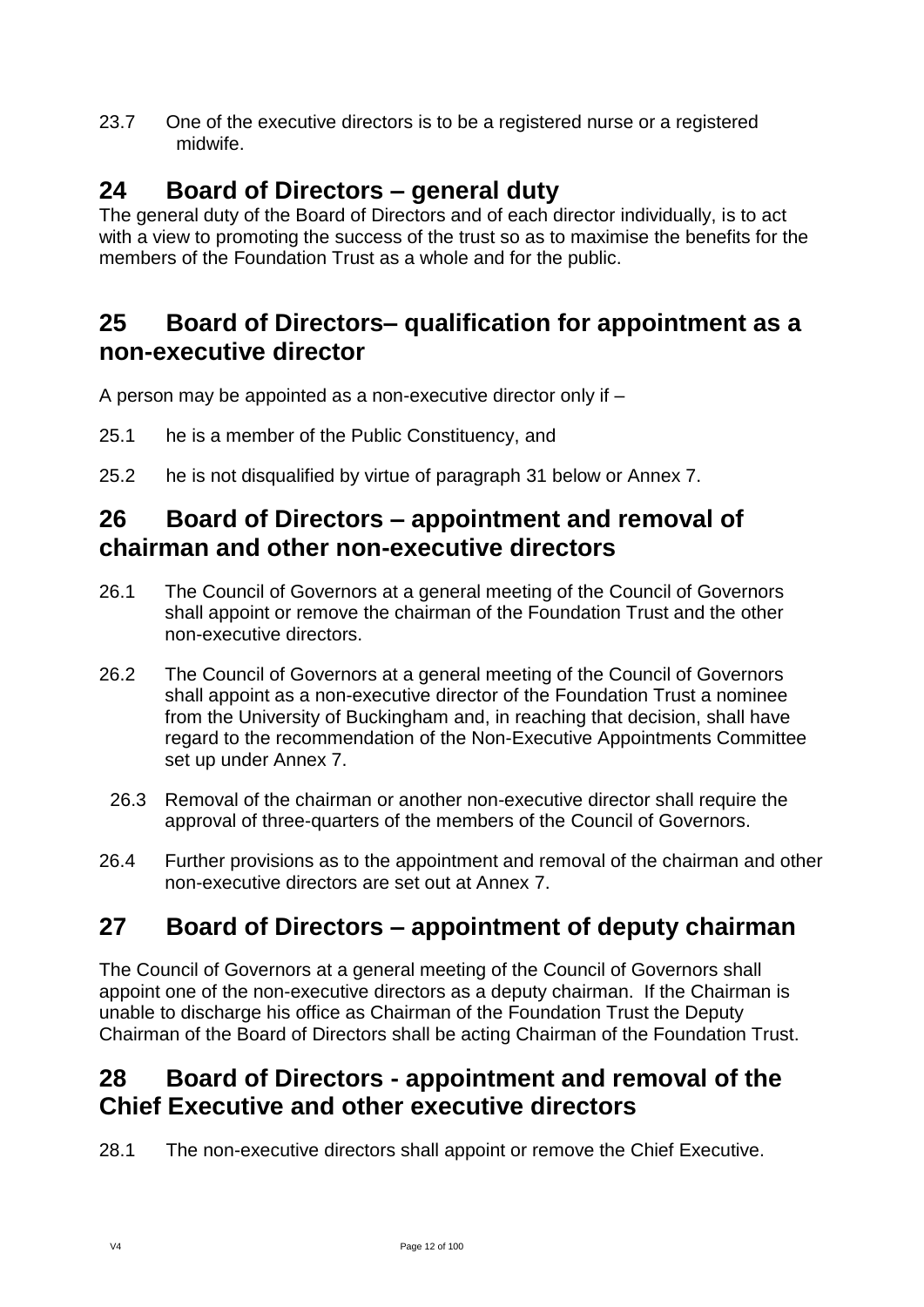23.7 One of the executive directors is to be a registered nurse or a registered midwife.

## 24 Board of Directors – general duty

The general duty of the Board of Directors and of each director individually, is to act with a view to promoting the success of the trust so as to maximise the benefits for the members of the Foundation Trust as a whole and for the public.

## 25 Board of Directors– qualification for appointment as a non-executive director

A person may be appointed as a non-executive director only if –

25.1 he is a member of the Public Constituency, and

25.2 he is not disqualified by virtue of paragraph 31 below or Annex 7.

## 26 Board of Directors – appointment and removal of chairman and other non-executive directors

26.1 The Council of Governors at a general meeting of the Council of Governors shall appoint or remove the chairman of the Foundation Trust and the other non-executive directors.

26.2 The Council of Governors at a general meeting of the Council of Governors shall appoint as a non-executive director of the Foundation Trust a nominee from the University of Buckingham and, in reaching that decision, shall have regard to the recommendation of the Non-Executive Appointments Committee set up under Annex 7.

26.3 Removal of the chairman or another non-executive director shall require the approval of three-quarters of the members of the Council of Governors.

26.4 Further provisions as to the appointment and removal of the chairman and other non-executive directors are set out at Annex 7.

## 27 Board of Directors – appointment of deputy chairman

The Council of Governors at a general meeting of the Council of Governors shall appoint one of the non-executive directors as a deputy chairman. If the Chairman is unable to discharge his office as Chairman of the Foundation Trust the Deputy Chairman of the Board of Directors shall be acting Chairman of the Foundation Trust.

## 28 Board of Directors - appointment and removal of the Chief Executive and other executive directors

28.1 The non-executive directors shall appoint or remove the Chief Executive.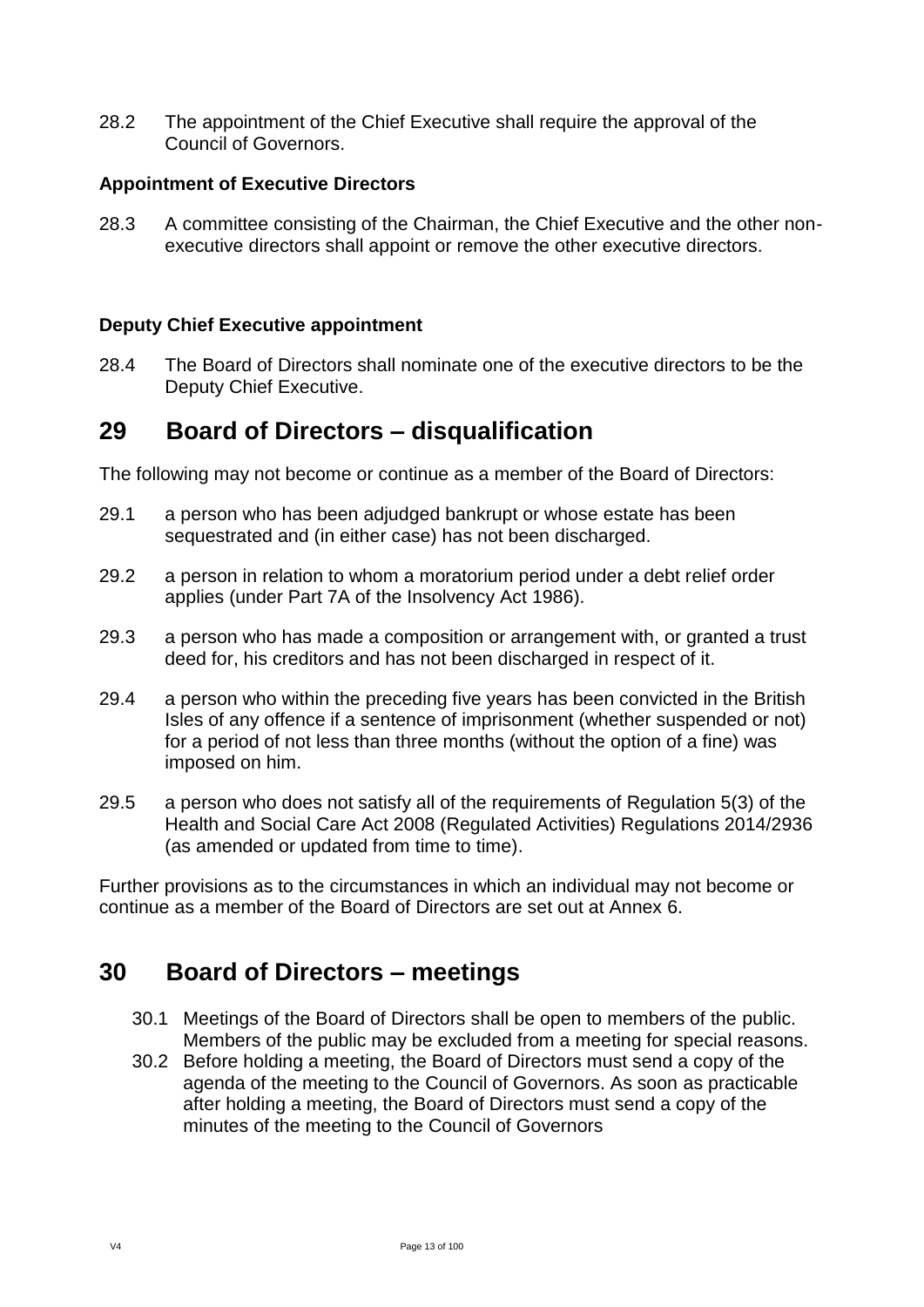28.2 The appointment of the Chief Executive shall require the approval of the Council of Governors.

**Appointment of Executive Directors**

28.3 A committee consisting of the Chairman, the Chief Executive and the other non-executive directors shall appoint or remove the other executive directors.

**Deputy Chief Executive appointment**

28.4 The Board of Directors shall nominate one of the executive directors to be the Deputy Chief Executive.

## 29 Board of Directors – disqualification

The following may not become or continue as a member of the Board of Directors:

29.1 a person who has been adjudged bankrupt or whose estate has been sequestrated and (in either case) has not been discharged.

29.2 a person in relation to whom a moratorium period under a debt relief order applies (under Part 7A of the Insolvency Act 1986).

29.3 a person who has made a composition or arrangement with, or granted a trust deed for, his creditors and has not been discharged in respect of it.

29.4 a person who within the preceding five years has been convicted in the British Isles of any offence if a sentence of imprisonment (whether suspended or not) for a period of not less than three months (without the option of a fine) was imposed on him.

29.5 a person who does not satisfy all of the requirements of Regulation 5(3) of the Health and Social Care Act 2008 (Regulated Activities) Regulations 2014/2936 (as amended or updated from time to time).

Further provisions as to the circumstances in which an individual may not become or continue as a member of the Board of Directors are set out at Annex 6.

## 30 Board of Directors – meetings

30.1 Meetings of the Board of Directors shall be open to members of the public. Members of the public may be excluded from a meeting for special reasons.

30.2 Before holding a meeting, the Board of Directors must send a copy of the agenda of the meeting to the Council of Governors. As soon as practicable after holding a meeting, the Board of Directors must send a copy of the minutes of the meeting to the Council of Governors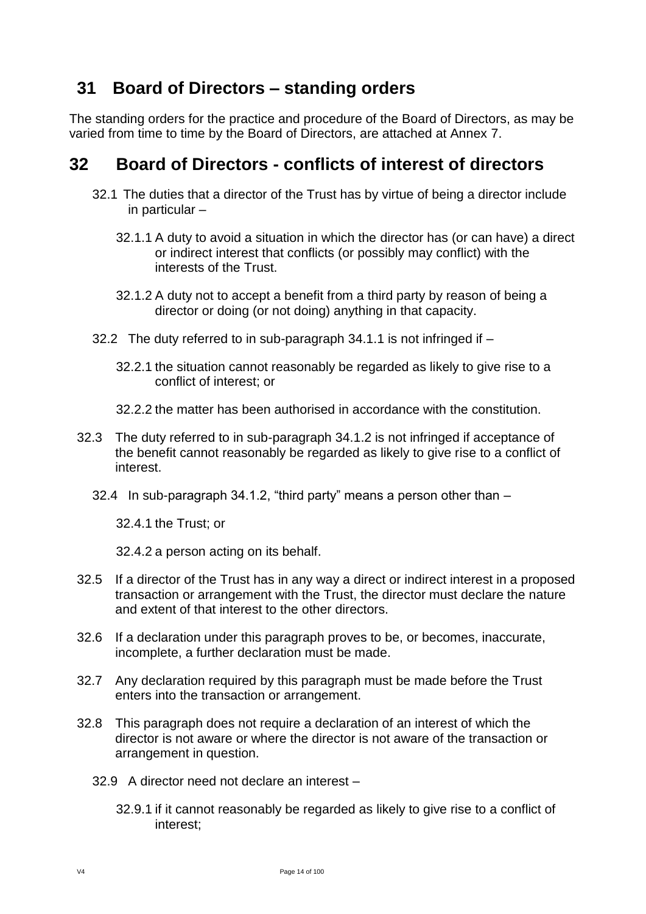## 31 Board of Directors – standing orders

The standing orders for the practice and procedure of the Board of Directors, as may be varied from time to time by the Board of Directors, are attached at Annex 7.

## 32 Board of Directors - conflicts of interest of directors

32.1 The duties that a director of the Trust has by virtue of being a director include in particular –

32.1.1 A duty to avoid a situation in which the director has (or can have) a direct or indirect interest that conflicts (or possibly may conflict) with the interests of the Trust.

32.1.2 A duty not to accept a benefit from a third party by reason of being a director or doing (or not doing) anything in that capacity.

32.2 The duty referred to in sub-paragraph 34.1.1 is not infringed if –

32.2.1 the situation cannot reasonably be regarded as likely to give rise to a conflict of interest; or

32.2.2 the matter has been authorised in accordance with the constitution.

32.3 The duty referred to in sub-paragraph 34.1.2 is not infringed if acceptance of the benefit cannot reasonably be regarded as likely to give rise to a conflict of interest.

32.4 In sub-paragraph 34.1.2, "third party" means a person other than –

32.4.1 the Trust; or

32.4.2 a person acting on its behalf.

32.5 If a director of the Trust has in any way a direct or indirect interest in a proposed transaction or arrangement with the Trust, the director must declare the nature and extent of that interest to the other directors.

32.6 If a declaration under this paragraph proves to be, or becomes, inaccurate, incomplete, a further declaration must be made.

32.7 Any declaration required by this paragraph must be made before the Trust enters into the transaction or arrangement.

32.8 This paragraph does not require a declaration of an interest of which the director is not aware or where the director is not aware of the transaction or arrangement in question.

32.9 A director need not declare an interest –

32.9.1 if it cannot reasonably be regarded as likely to give rise to a conflict of interest;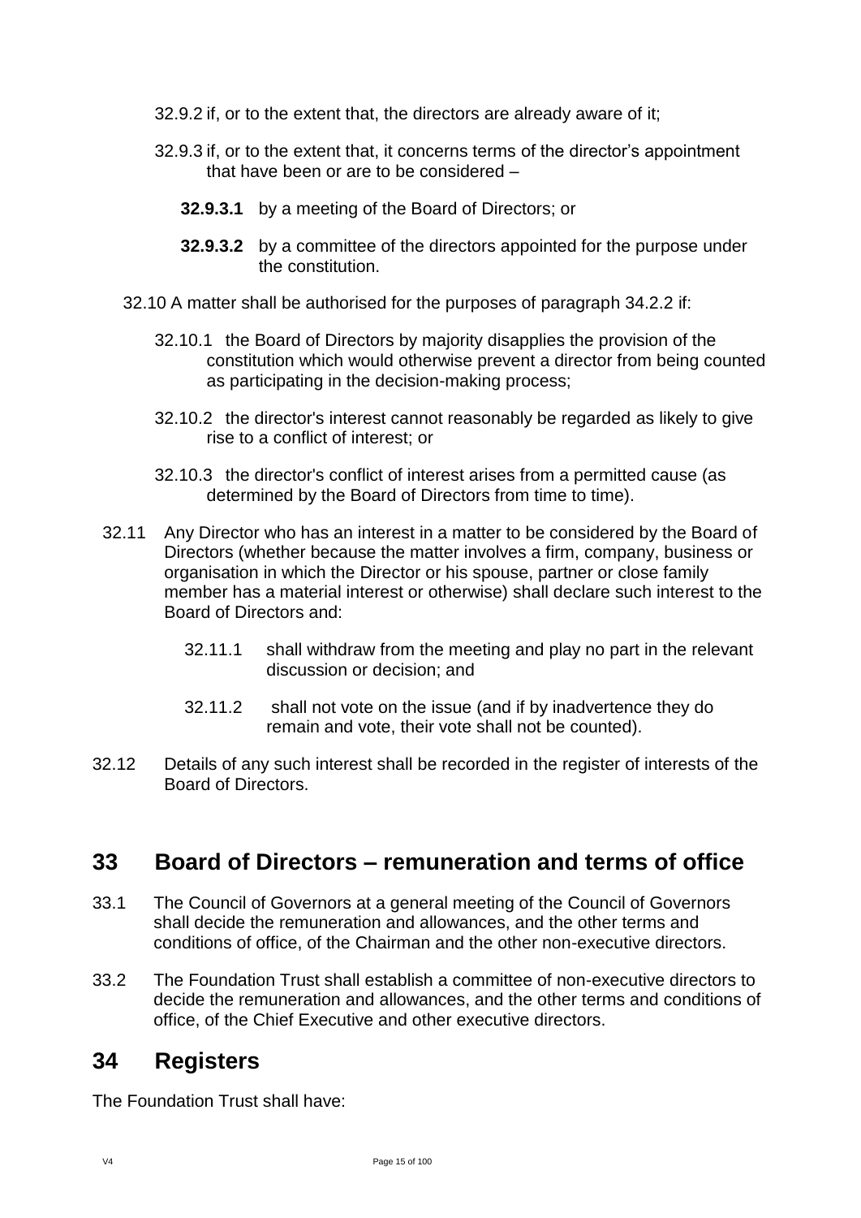32.9.2 if, or to the extent that, the directors are already aware of it;

32.9.3 if, or to the extent that, it concerns terms of the director's appointment that have been or are to be considered –

**32.9.3.1** by a meeting of the Board of Directors; or

**32.9.3.2** by a committee of the directors appointed for the purpose under the constitution.

32.10 A matter shall be authorised for the purposes of paragraph 34.2.2 if:

32.10.1 the Board of Directors by majority disapplies the provision of the constitution which would otherwise prevent a director from being counted as participating in the decision-making process;

32.10.2 the director's interest cannot reasonably be regarded as likely to give rise to a conflict of interest; or

32.10.3 the director's conflict of interest arises from a permitted cause (as determined by the Board of Directors from time to time).

32.11 Any Director who has an interest in a matter to be considered by the Board of Directors (whether because the matter involves a firm, company, business or organisation in which the Director or his spouse, partner or close family member has a material interest or otherwise) shall declare such interest to the Board of Directors and:

32.11.1 shall withdraw from the meeting and play no part in the relevant discussion or decision; and

32.11.2 shall not vote on the issue (and if by inadvertence they do remain and vote, their vote shall not be counted).

32.12 Details of any such interest shall be recorded in the register of interests of the Board of Directors.

## 33 Board of Directors – remuneration and terms of office

33.1 The Council of Governors at a general meeting of the Council of Governors shall decide the remuneration and allowances, and the other terms and conditions of office, of the Chairman and the other non-executive directors.

33.2 The Foundation Trust shall establish a committee of non-executive directors to decide the remuneration and allowances, and the other terms and conditions of office, of the Chief Executive and other executive directors.

## 34 Registers

The Foundation Trust shall have: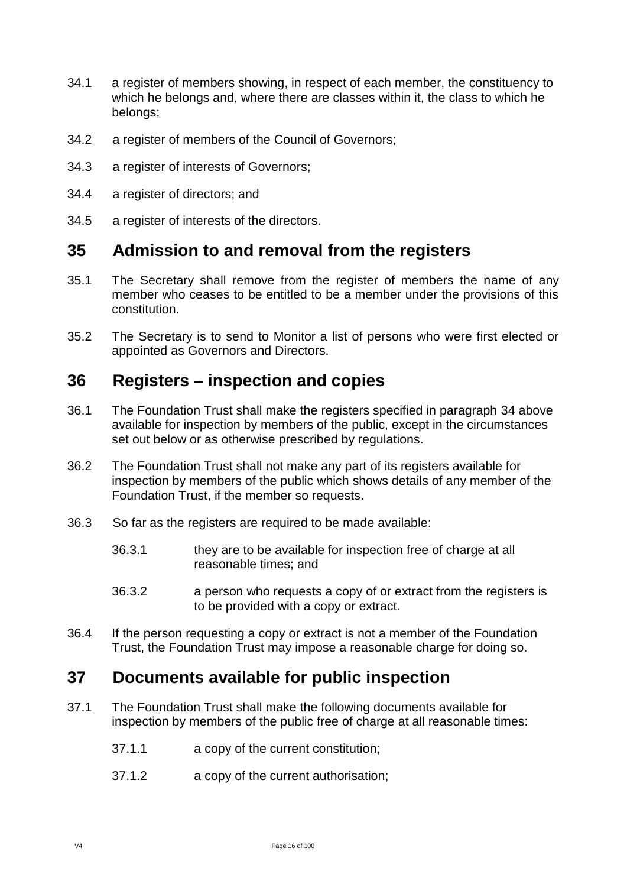34.1 a register of members showing, in respect of each member, the constituency to which he belongs and, where there are classes within it, the class to which he belongs;

34.2 a register of members of the Council of Governors;

34.3 a register of interests of Governors;

34.4 a register of directors; and

34.5 a register of interests of the directors.

## 35 Admission to and removal from the registers

35.1 The Secretary shall remove from the register of members the name of any member who ceases to be entitled to be a member under the provisions of this constitution.

35.2 The Secretary is to send to Monitor a list of persons who were first elected or appointed as Governors and Directors.

## 36 Registers – inspection and copies

36.1 The Foundation Trust shall make the registers specified in paragraph 34 above available for inspection by members of the public, except in the circumstances set out below or as otherwise prescribed by regulations.

36.2 The Foundation Trust shall not make any part of its registers available for inspection by members of the public which shows details of any member of the Foundation Trust, if the member so requests.

36.3 So far as the registers are required to be made available:

36.3.1 they are to be available for inspection free of charge at all reasonable times; and

36.3.2 a person who requests a copy of or extract from the registers is to be provided with a copy or extract.

36.4 If the person requesting a copy or extract is not a member of the Foundation Trust, the Foundation Trust may impose a reasonable charge for doing so.

## 37 Documents available for public inspection

37.1 The Foundation Trust shall make the following documents available for inspection by members of the public free of charge at all reasonable times:

37.1.1 a copy of the current constitution;

37.1.2 a copy of the current authorisation;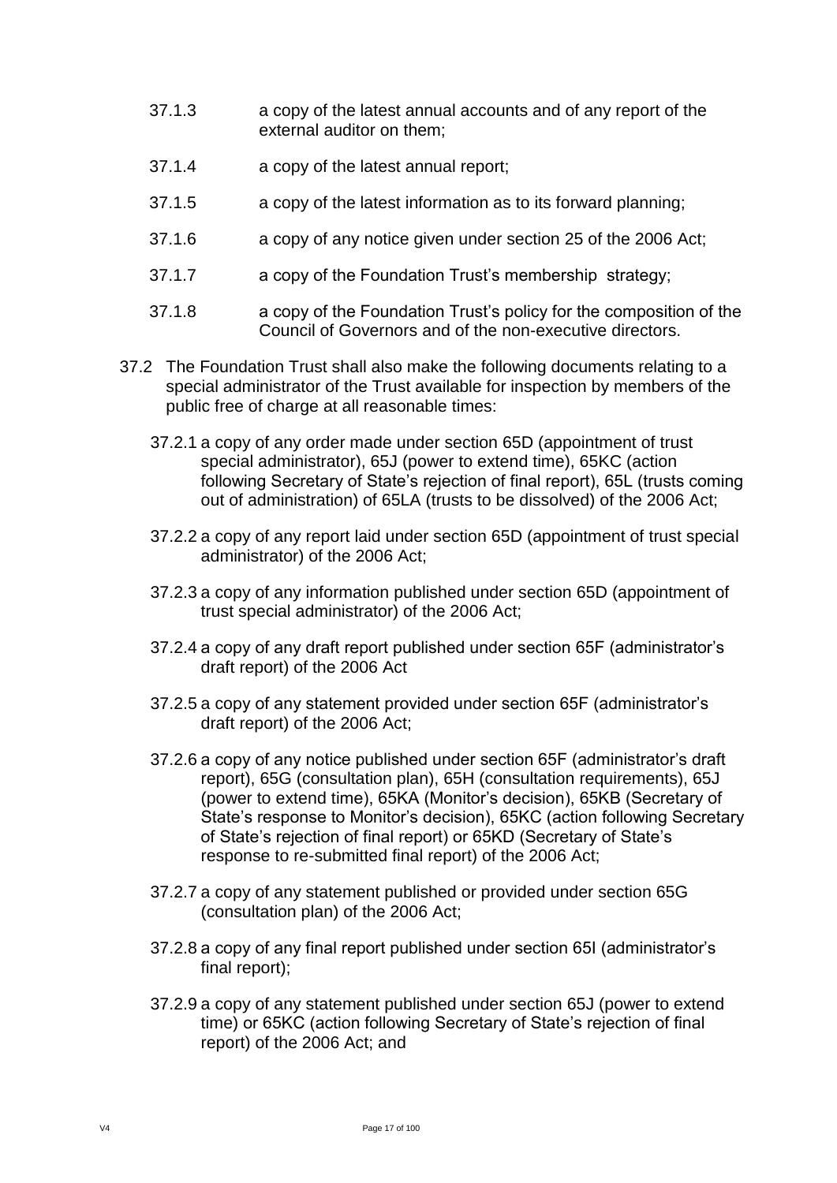37.1.3 a copy of the latest annual accounts and of any report of the external auditor on them;

37.1.4 a copy of the latest annual report;

37.1.5 a copy of the latest information as to its forward planning;

37.1.6 a copy of any notice given under section 25 of the 2006 Act;

37.1.7 a copy of the Foundation Trust's membership strategy;

37.1.8 a copy of the Foundation Trust's policy for the composition of the Council of Governors and of the non-executive directors.

37.2 The Foundation Trust shall also make the following documents relating to a special administrator of the Trust available for inspection by members of the public free of charge at all reasonable times:

37.2.1 a copy of any order made under section 65D (appointment of trust special administrator), 65J (power to extend time), 65KC (action following Secretary of State's rejection of final report), 65L (trusts coming out of administration) of 65LA (trusts to be dissolved) of the 2006 Act;

37.2.2 a copy of any report laid under section 65D (appointment of trust special administrator) of the 2006 Act;

37.2.3 a copy of any information published under section 65D (appointment of trust special administrator) of the 2006 Act;

37.2.4 a copy of any draft report published under section 65F (administrator's draft report) of the 2006 Act

37.2.5 a copy of any statement provided under section 65F (administrator's draft report) of the 2006 Act;

37.2.6 a copy of any notice published under section 65F (administrator's draft report), 65G (consultation plan), 65H (consultation requirements), 65J (power to extend time), 65KA (Monitor's decision), 65KB (Secretary of State's response to Monitor's decision), 65KC (action following Secretary of State's rejection of final report) or 65KD (Secretary of State's response to re-submitted final report) of the 2006 Act;

37.2.7 a copy of any statement published or provided under section 65G (consultation plan) of the 2006 Act;

37.2.8 a copy of any final report published under section 65I (administrator's final report);

37.2.9 a copy of any statement published under section 65J (power to extend time) or 65KC (action following Secretary of State's rejection of final report) of the 2006 Act; and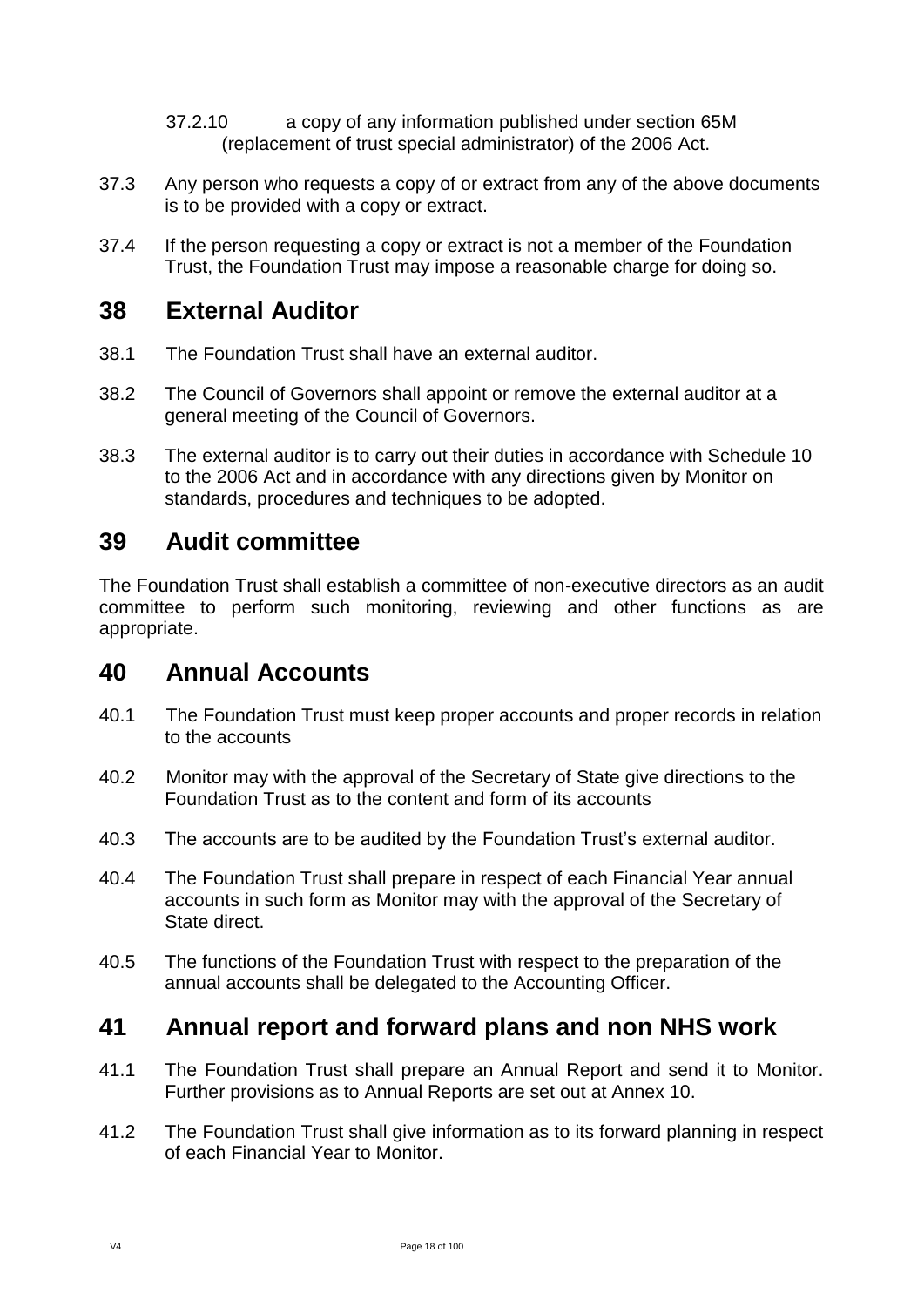37.2.10 a copy of any information published under section 65M (replacement of trust special administrator) of the 2006 Act.

37.3 Any person who requests a copy of or extract from any of the above documents is to be provided with a copy or extract.

37.4 If the person requesting a copy or extract is not a member of the Foundation Trust, the Foundation Trust may impose a reasonable charge for doing so.

## 38 External Auditor

38.1 The Foundation Trust shall have an external auditor.

38.2 The Council of Governors shall appoint or remove the external auditor at a general meeting of the Council of Governors.

38.3 The external auditor is to carry out their duties in accordance with Schedule 10 to the 2006 Act and in accordance with any directions given by Monitor on standards, procedures and techniques to be adopted.

## 39 Audit committee

The Foundation Trust shall establish a committee of non-executive directors as an audit committee to perform such monitoring, reviewing and other functions as are appropriate.

## 40 Annual Accounts

40.1 The Foundation Trust must keep proper accounts and proper records in relation to the accounts

40.2 Monitor may with the approval of the Secretary of State give directions to the Foundation Trust as to the content and form of its accounts

40.3 The accounts are to be audited by the Foundation Trust's external auditor.

40.4 The Foundation Trust shall prepare in respect of each Financial Year annual accounts in such form as Monitor may with the approval of the Secretary of State direct.

40.5 The functions of the Foundation Trust with respect to the preparation of the annual accounts shall be delegated to the Accounting Officer.

## 41 Annual report and forward plans and non NHS work

41.1 The Foundation Trust shall prepare an Annual Report and send it to Monitor. Further provisions as to Annual Reports are set out at Annex 10.

41.2 The Foundation Trust shall give information as to its forward planning in respect of each Financial Year to Monitor.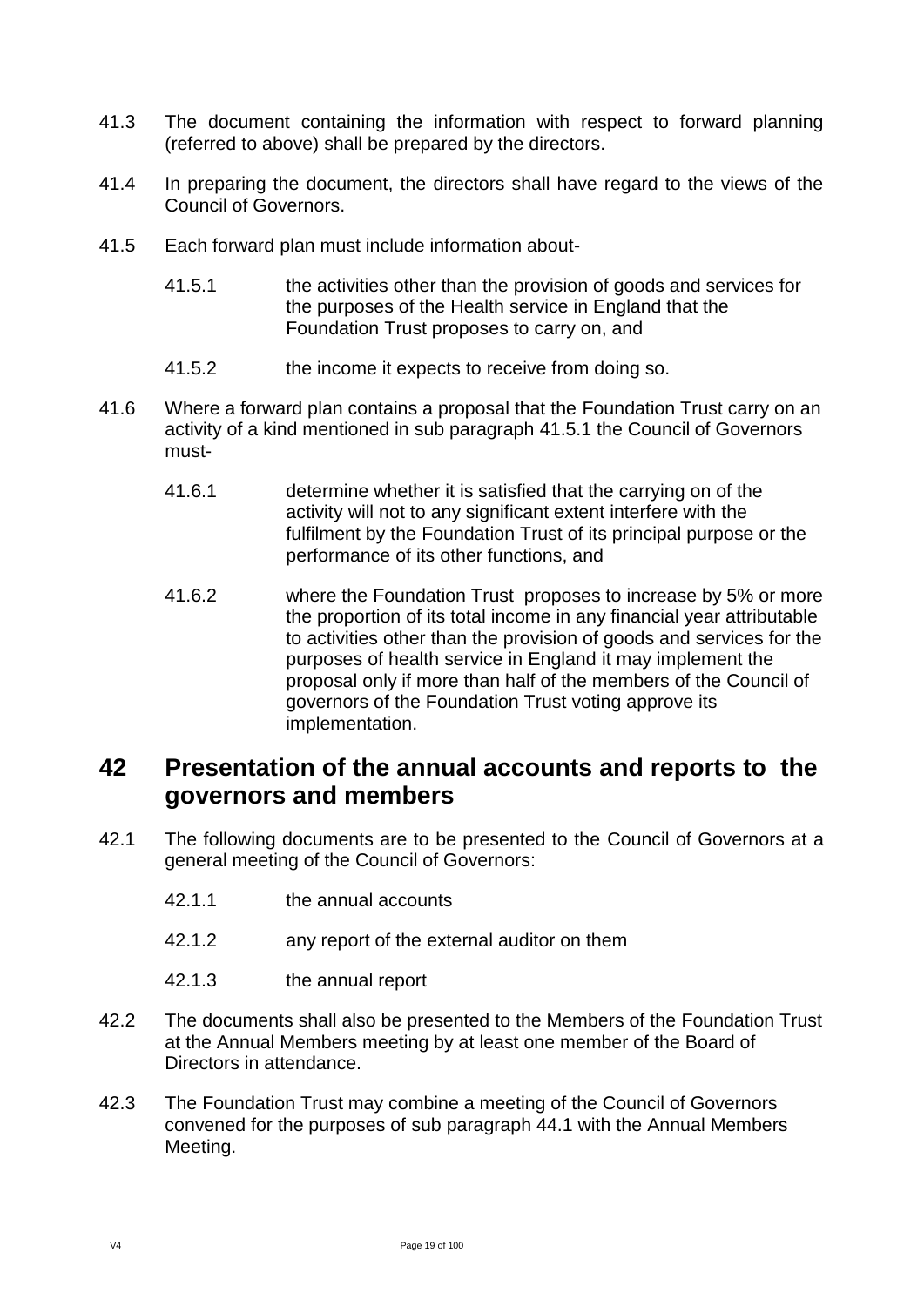41.3 The document containing the information with respect to forward planning (referred to above) shall be prepared by the directors.

41.4 In preparing the document, the directors shall have regard to the views of the Council of Governors.

41.5 Each forward plan must include information about-

- 41.5.1 the activities other than the provision of goods and services for the purposes of the Health service in England that the Foundation Trust proposes to carry on, and
- 41.5.2 the income it expects to receive from doing so.

41.6 Where a forward plan contains a proposal that the Foundation Trust carry on an activity of a kind mentioned in sub paragraph 41.5.1 the Council of Governors must-

- 41.6.1 determine whether it is satisfied that the carrying on of the activity will not to any significant extent interfere with the fulfilment by the Foundation Trust of its principal purpose or the performance of its other functions, and
- 41.6.2 where the Foundation Trust proposes to increase by 5% or more the proportion of its total income in any financial year attributable to activities other than the provision of goods and services for the purposes of health service in England it may implement the proposal only if more than half of the members of the Council of governors of the Foundation Trust voting approve its implementation.

## 42 Presentation of the annual accounts and reports to the governors and members

42.1 The following documents are to be presented to the Council of Governors at a general meeting of the Council of Governors:

- 42.1.1 the annual accounts
- 42.1.2 any report of the external auditor on them
- 42.1.3 the annual report

42.2 The documents shall also be presented to the Members of the Foundation Trust at the Annual Members meeting by at least one member of the Board of Directors in attendance.

42.3 The Foundation Trust may combine a meeting of the Council of Governors convened for the purposes of sub paragraph 44.1 with the Annual Members Meeting.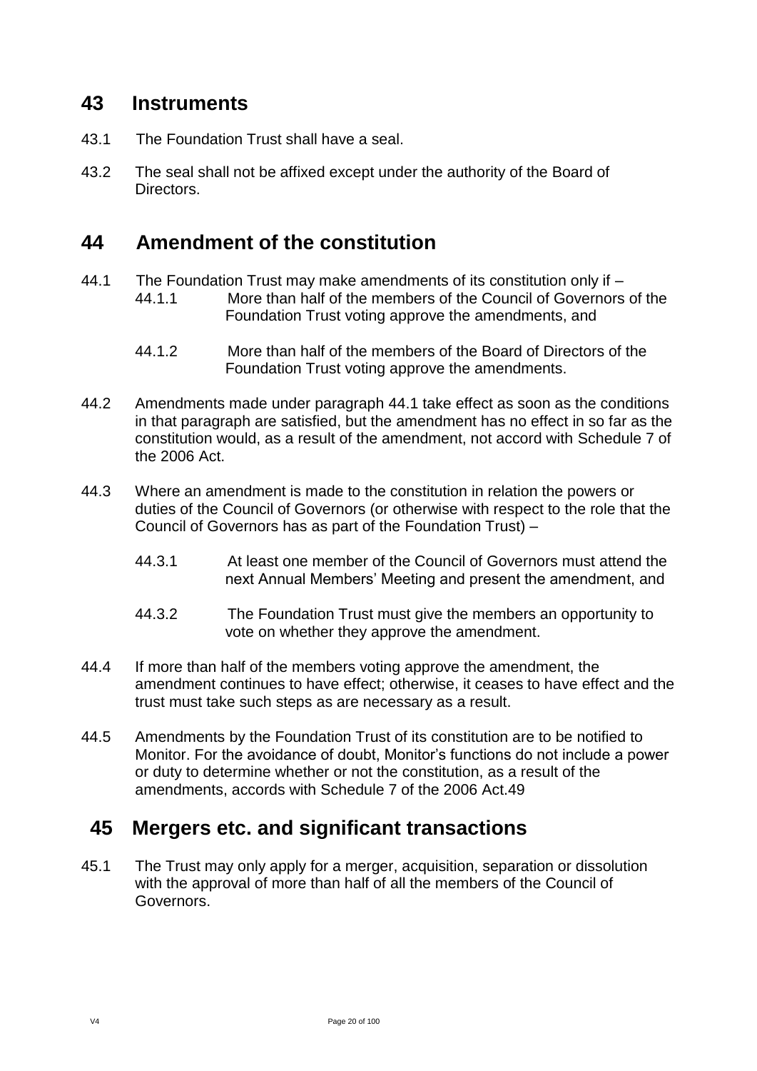## 43 Instruments

43.1 The Foundation Trust shall have a seal.

43.2 The seal shall not be affixed except under the authority of the Board of Directors.

## 44 Amendment of the constitution

44.1 The Foundation Trust may make amendments of its constitution only if –

44.1.1 More than half of the members of the Council of Governors of the Foundation Trust voting approve the amendments, and

44.1.2 More than half of the members of the Board of Directors of the Foundation Trust voting approve the amendments.

44.2 Amendments made under paragraph 44.1 take effect as soon as the conditions in that paragraph are satisfied, but the amendment has no effect in so far as the constitution would, as a result of the amendment, not accord with Schedule 7 of the 2006 Act.

44.3 Where an amendment is made to the constitution in relation the powers or duties of the Council of Governors (or otherwise with respect to the role that the Council of Governors has as part of the Foundation Trust) –

44.3.1 At least one member of the Council of Governors must attend the next Annual Members' Meeting and present the amendment, and

44.3.2 The Foundation Trust must give the members an opportunity to vote on whether they approve the amendment.

44.4 If more than half of the members voting approve the amendment, the amendment continues to have effect; otherwise, it ceases to have effect and the trust must take such steps as are necessary as a result.

44.5 Amendments by the Foundation Trust of its constitution are to be notified to Monitor. For the avoidance of doubt, Monitor's functions do not include a power or duty to determine whether or not the constitution, as a result of the amendments, accords with Schedule 7 of the 2006 Act.49

## 45 Mergers etc. and significant transactions

45.1 The Trust may only apply for a merger, acquisition, separation or dissolution with the approval of more than half of all the members of the Council of Governors.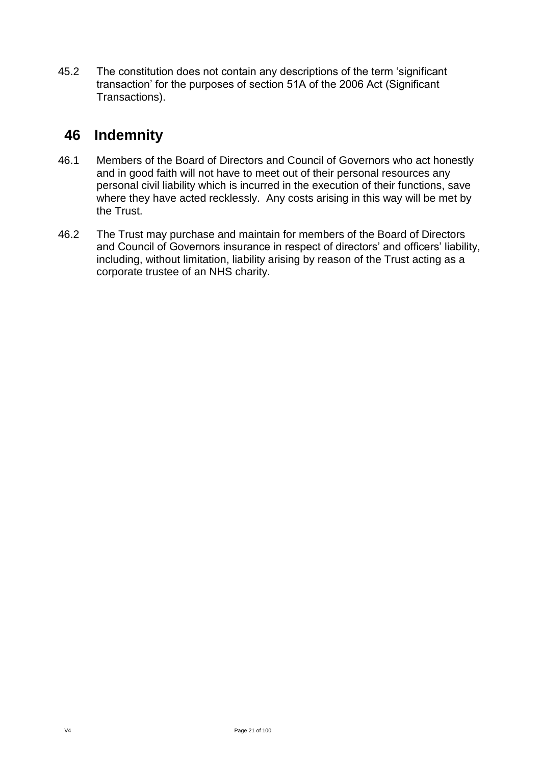45.2 The constitution does not contain any descriptions of the term 'significant transaction' for the purposes of section 51A of the 2006 Act (Significant Transactions).

## 46 Indemnity

46.1 Members of the Board of Directors and Council of Governors who act honestly and in good faith will not have to meet out of their personal resources any personal civil liability which is incurred in the execution of their functions, save where they have acted recklessly. Any costs arising in this way will be met by the Trust.

46.2 The Trust may purchase and maintain for members of the Board of Directors and Council of Governors insurance in respect of directors' and officers' liability, including, without limitation, liability arising by reason of the Trust acting as a corporate trustee of an NHS charity.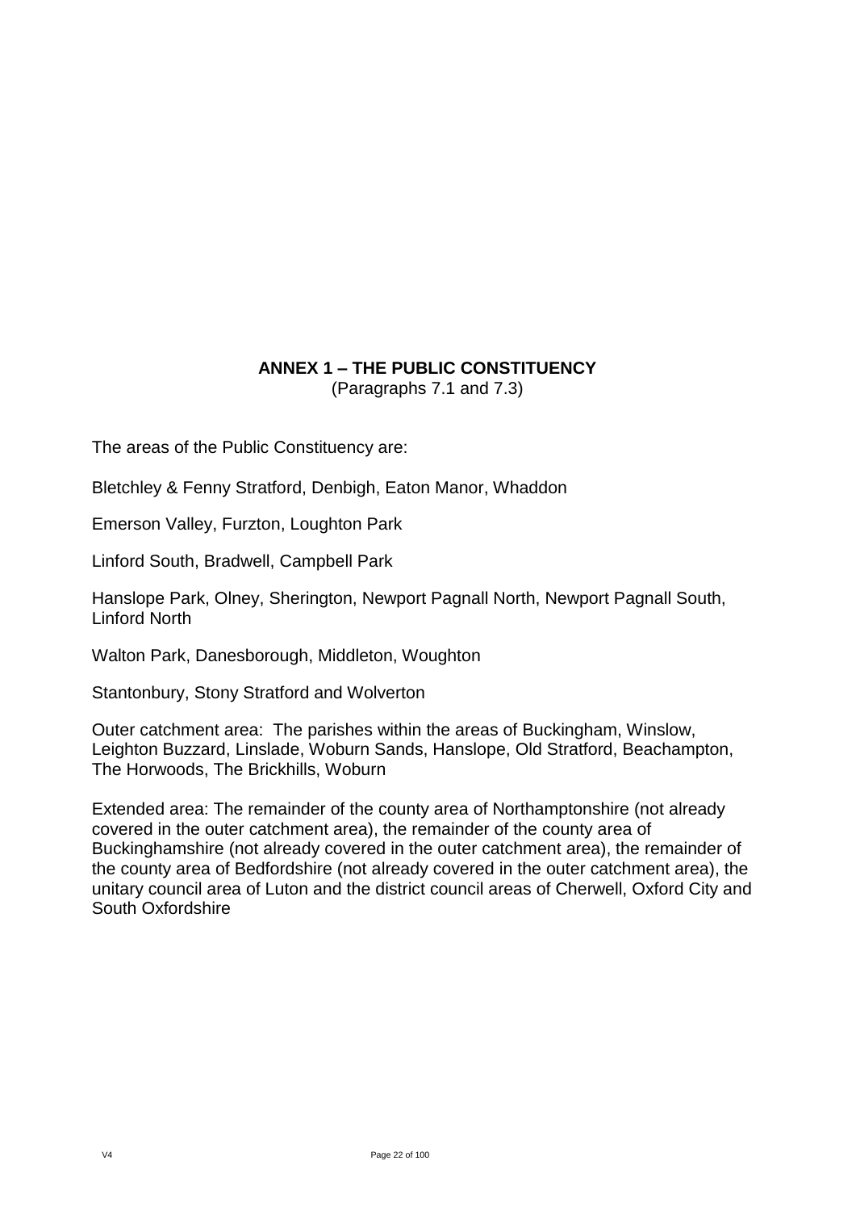## ANNEX 1 – THE PUBLIC CONSTITUENCY

(Paragraphs 7.1 and 7.3)

The areas of the Public Constituency are:

Bletchley & Fenny Stratford, Denbigh, Eaton Manor, Whaddon

Emerson Valley, Furzton, Loughton Park

Linford South, Bradwell, Campbell Park

Hanslope Park, Olney, Sherington, Newport Pagnall North, Newport Pagnall South, Linford North

Walton Park, Danesborough, Middleton, Woughton

Stantonbury, Stony Stratford and Wolverton

Outer catchment area: The parishes within the areas of Buckingham, Winslow, Leighton Buzzard, Linslade, Woburn Sands, Hanslope, Old Stratford, Beachampton, The Horwoods, The Brickhills, Woburn

Extended area: The remainder of the county area of Northamptonshire (not already covered in the outer catchment area), the remainder of the county area of Buckinghamshire (not already covered in the outer catchment area), the remainder of the county area of Bedfordshire (not already covered in the outer catchment area), the unitary council area of Luton and the district council areas of Cherwell, Oxford City and South Oxfordshire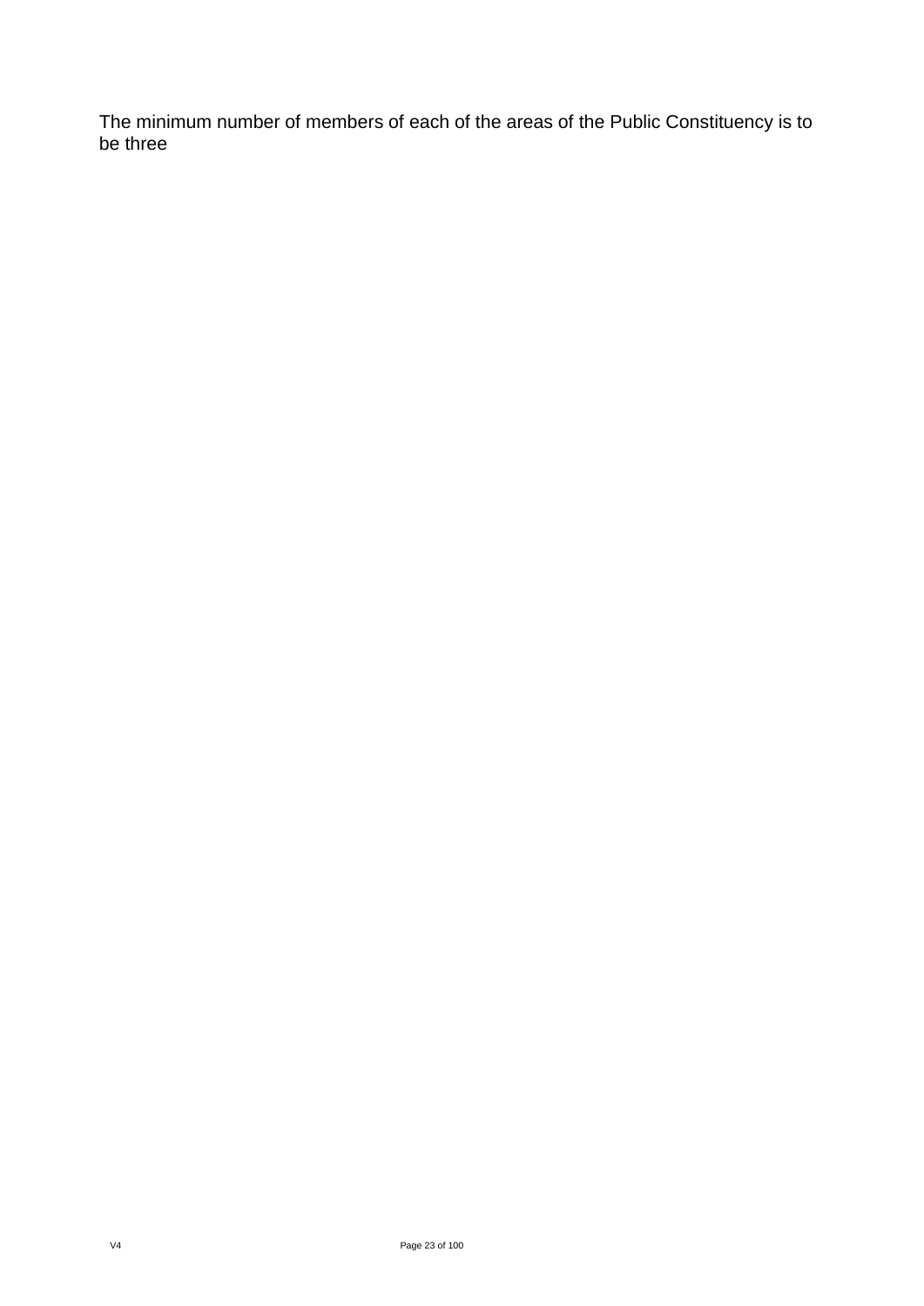The minimum number of members of each of the areas of the Public Constituency is to be three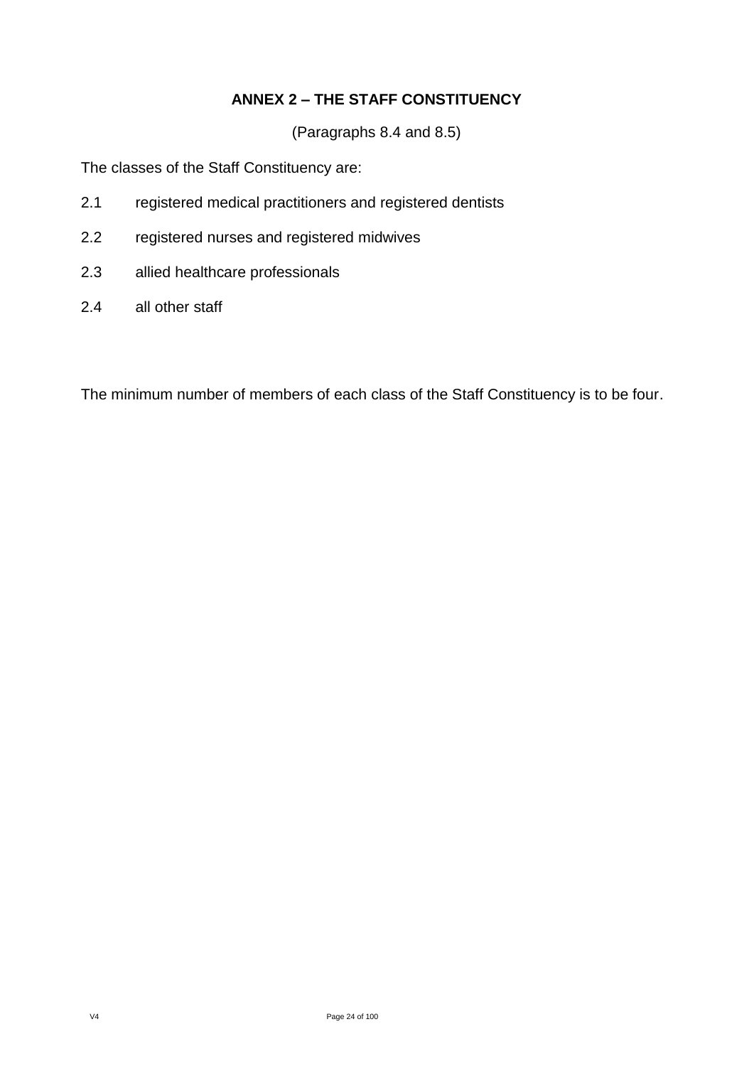## ANNEX 2 – THE STAFF CONSTITUENCY

(Paragraphs 8.4 and 8.5)

The classes of the Staff Constituency are:

2.1 registered medical practitioners and registered dentists

2.2 registered nurses and registered midwives

2.3 allied healthcare professionals

2.4 all other staff

The minimum number of members of each class of the Staff Constituency is to be four.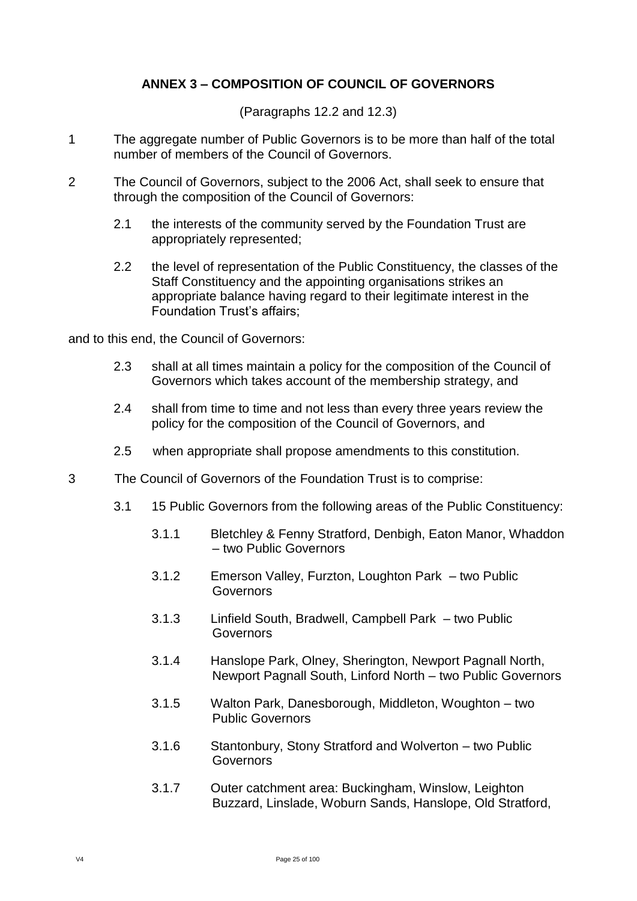## ANNEX 3 – COMPOSITION OF COUNCIL OF GOVERNORS

(Paragraphs 12.2 and 12.3)

1 The aggregate number of Public Governors is to be more than half of the total number of members of the Council of Governors.

2 The Council of Governors, subject to the 2006 Act, shall seek to ensure that through the composition of the Council of Governors:

2.1 the interests of the community served by the Foundation Trust are appropriately represented;

2.2 the level of representation of the Public Constituency, the classes of the Staff Constituency and the appointing organisations strikes an appropriate balance having regard to their legitimate interest in the Foundation Trust's affairs;

and to this end, the Council of Governors:

2.3 shall at all times maintain a policy for the composition of the Council of Governors which takes account of the membership strategy, and

2.4 shall from time to time and not less than every three years review the policy for the composition of the Council of Governors, and

2.5 when appropriate shall propose amendments to this constitution.

3 The Council of Governors of the Foundation Trust is to comprise:

3.1 15 Public Governors from the following areas of the Public Constituency:

3.1.1 Bletchley & Fenny Stratford, Denbigh, Eaton Manor, Whaddon – two Public Governors

3.1.2 Emerson Valley, Furzton, Loughton Park – two Public Governors

3.1.3 Linfield South, Bradwell, Campbell Park – two Public Governors

3.1.4 Hanslope Park, Olney, Sherington, Newport Pagnall North, Newport Pagnall South, Linford North – two Public Governors

3.1.5 Walton Park, Danesborough, Middleton, Woughton – two Public Governors

3.1.6 Stantonbury, Stony Stratford and Wolverton – two Public Governors

3.1.7 Outer catchment area: Buckingham, Winslow, Leighton Buzzard, Linslade, Woburn Sands, Hanslope, Old Stratford,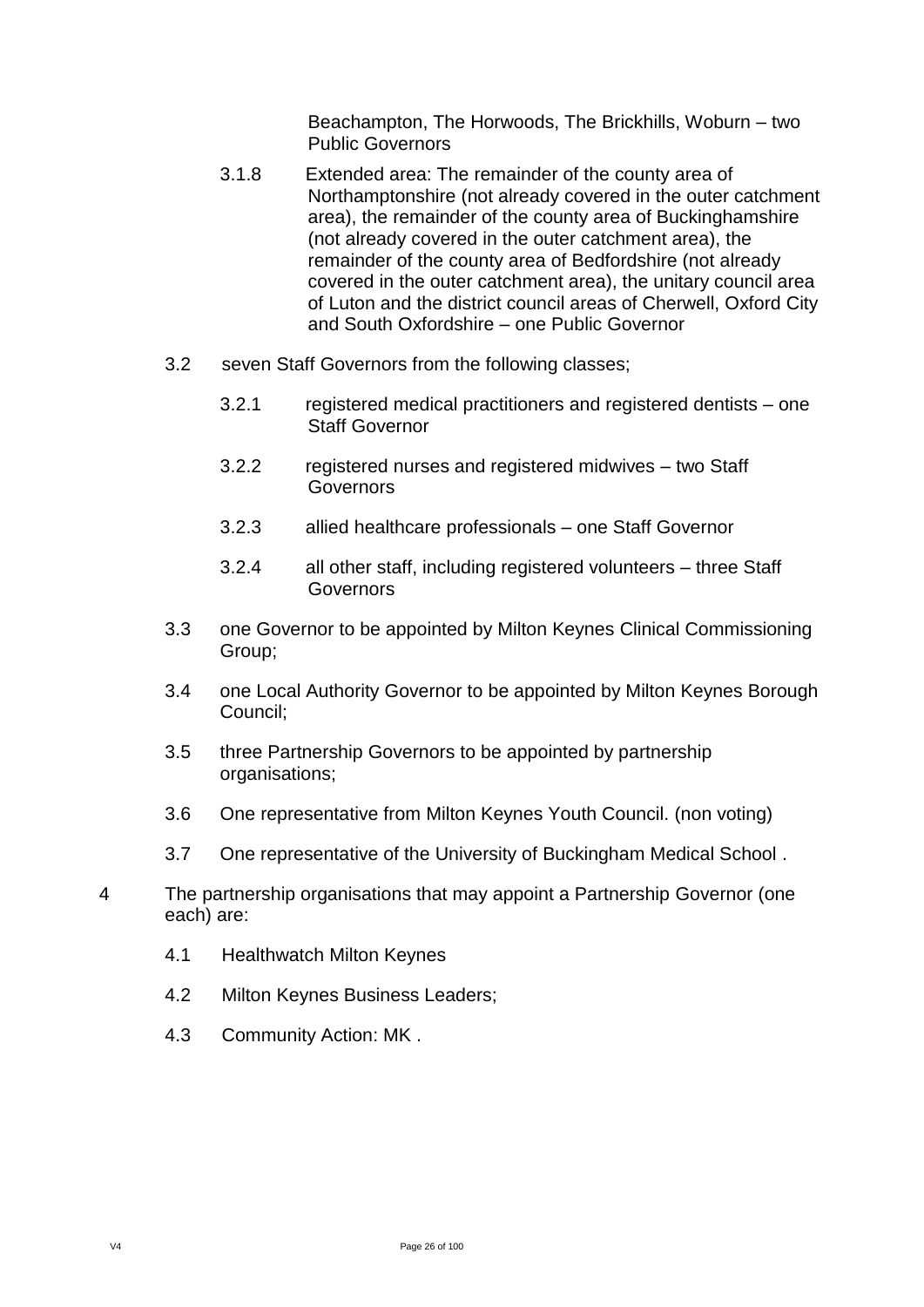Beachampton, The Horwoods, The Brickhills, Woburn – two Public Governors

3.1.8 Extended area: The remainder of the county area of Northamptonshire (not already covered in the outer catchment area), the remainder of the county area of Buckinghamshire (not already covered in the outer catchment area), the remainder of the county area of Bedfordshire (not already covered in the outer catchment area), the unitary council area of Luton and the district council areas of Cherwell, Oxford City and South Oxfordshire – one Public Governor

3.2 seven Staff Governors from the following classes;

3.2.1 registered medical practitioners and registered dentists – one Staff Governor

3.2.2 registered nurses and registered midwives – two Staff Governors

3.2.3 allied healthcare professionals – one Staff Governor

3.2.4 all other staff, including registered volunteers – three Staff Governors

3.3 one Governor to be appointed by Milton Keynes Clinical Commissioning Group;

3.4 one Local Authority Governor to be appointed by Milton Keynes Borough Council;

3.5 three Partnership Governors to be appointed by partnership organisations;

3.6 One representative from Milton Keynes Youth Council. (non voting)

3.7 One representative of the University of Buckingham Medical School .

4 The partnership organisations that may appoint a Partnership Governor (one each) are:

4.1 Healthwatch Milton Keynes

4.2 Milton Keynes Business Leaders;

4.3 Community Action: MK .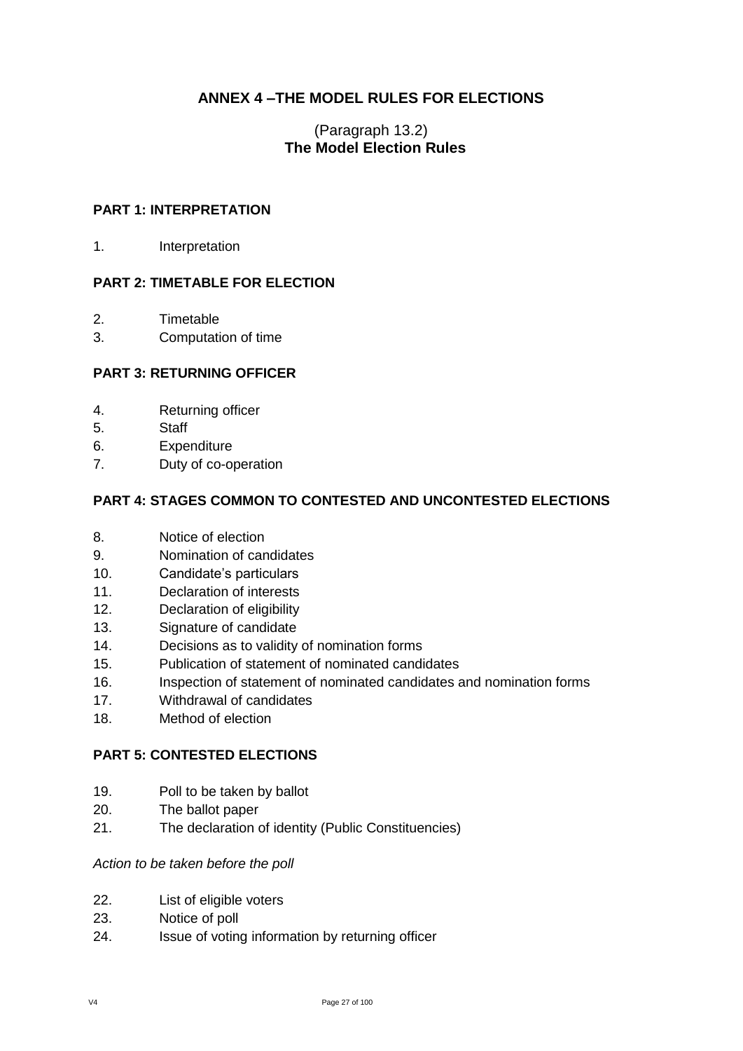## ANNEX 4 –THE MODEL RULES FOR ELECTIONS

(Paragraph 13.2)
**The Model Election Rules**

### PART 1: INTERPRETATION

1. Interpretation

### PART 2: TIMETABLE FOR ELECTION

2. Timetable
3. Computation of time

### PART 3: RETURNING OFFICER

4. Returning officer
5. Staff
6. Expenditure
7. Duty of co-operation

### PART 4: STAGES COMMON TO CONTESTED AND UNCONTESTED ELECTIONS

8. Notice of election
9. Nomination of candidates
10. Candidate's particulars
11. Declaration of interests
12. Declaration of eligibility
13. Signature of candidate
14. Decisions as to validity of nomination forms
15. Publication of statement of nominated candidates
16. Inspection of statement of nominated candidates and nomination forms
17. Withdrawal of candidates
18. Method of election

### PART 5: CONTESTED ELECTIONS

19. Poll to be taken by ballot
20. The ballot paper
21. The declaration of identity (Public Constituencies)

*Action to be taken before the poll*

22. List of eligible voters
23. Notice of poll
24. Issue of voting information by returning officer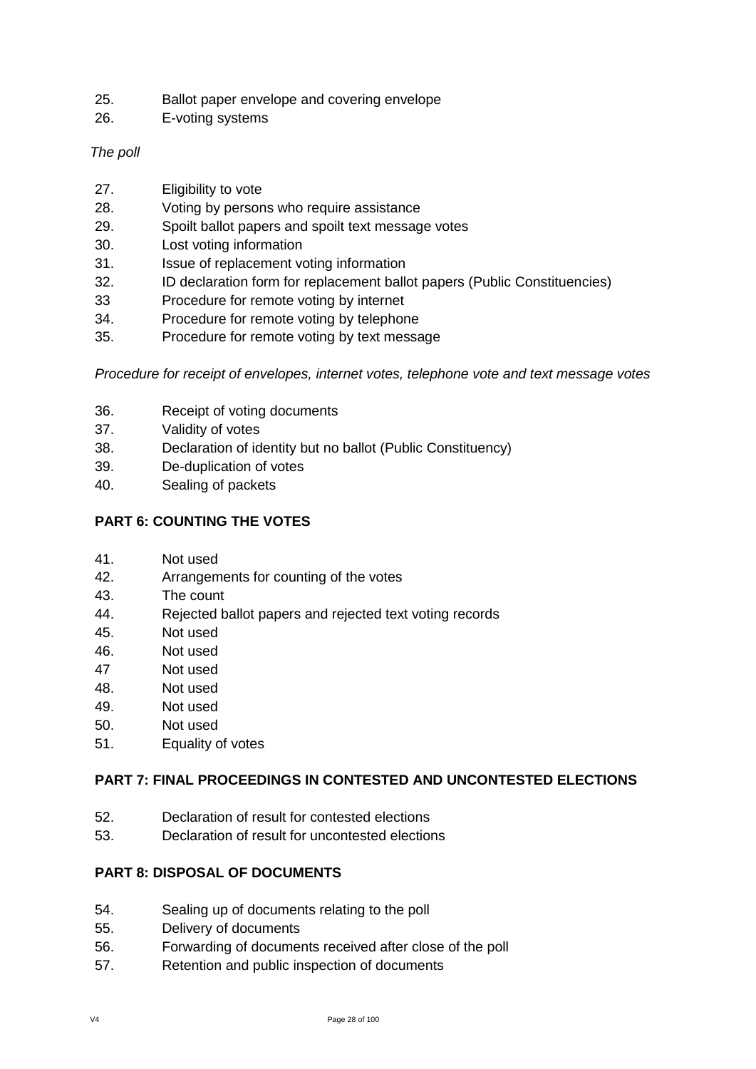25. Ballot paper envelope and covering envelope
26. E-voting systems

*The poll*

27. Eligibility to vote
28. Voting by persons who require assistance
29. Spoilt ballot papers and spoilt text message votes
30. Lost voting information
31. Issue of replacement voting information
32. ID declaration form for replacement ballot papers (Public Constituencies)
33 Procedure for remote voting by internet
34. Procedure for remote voting by telephone
35. Procedure for remote voting by text message

*Procedure for receipt of envelopes, internet votes, telephone vote and text message votes*

36. Receipt of voting documents
37. Validity of votes
38. Declaration of identity but no ballot (Public Constituency)
39. De-duplication of votes
40. Sealing of packets

**PART 6: COUNTING THE VOTES**

41. Not used
42. Arrangements for counting of the votes
43. The count
44. Rejected ballot papers and rejected text voting records
45. Not used
46. Not used
47 Not used
48. Not used
49. Not used
50. Not used
51. Equality of votes

**PART 7: FINAL PROCEEDINGS IN CONTESTED AND UNCONTESTED ELECTIONS**

52. Declaration of result for contested elections
53. Declaration of result for uncontested elections

**PART 8: DISPOSAL OF DOCUMENTS**

54. Sealing up of documents relating to the poll
55. Delivery of documents
56. Forwarding of documents received after close of the poll
57. Retention and public inspection of documents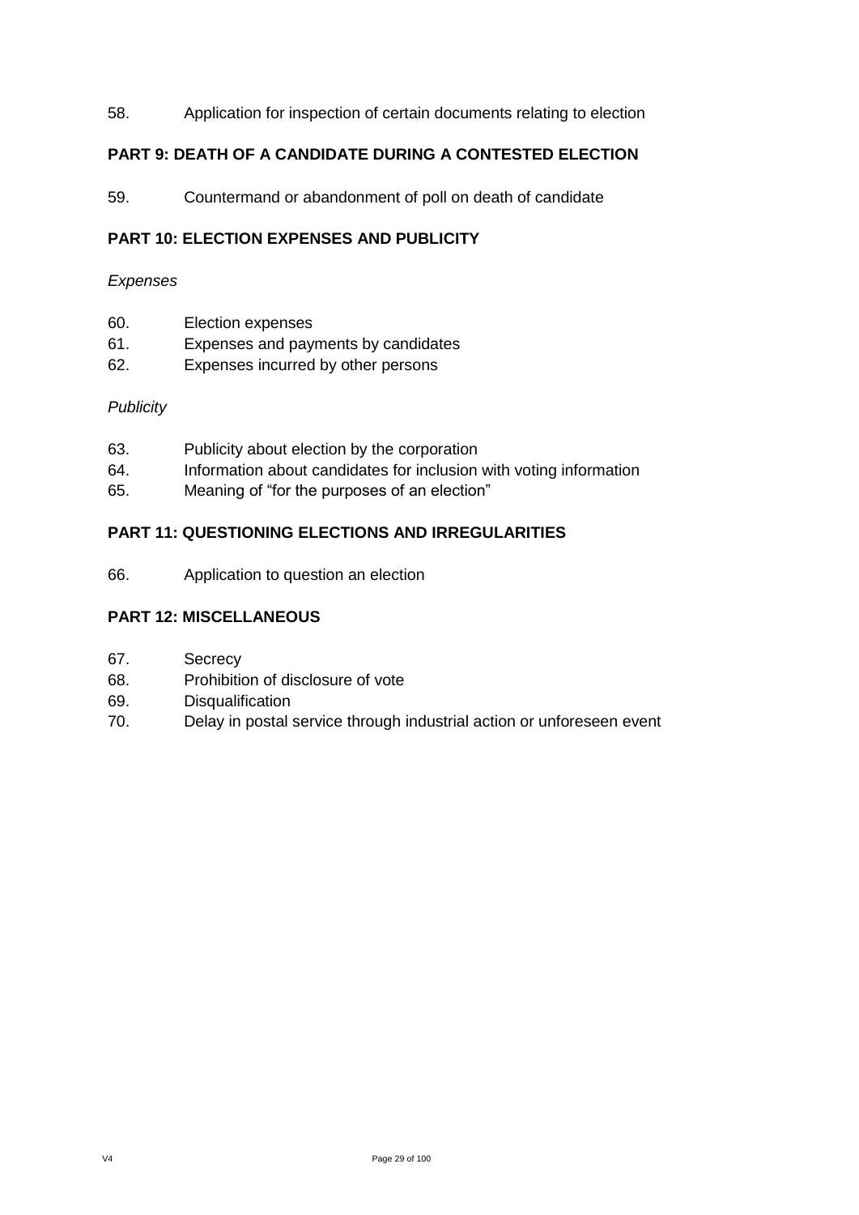58. Application for inspection of certain documents relating to election

**PART 9: DEATH OF A CANDIDATE DURING A CONTESTED ELECTION**

59. Countermand or abandonment of poll on death of candidate

**PART 10: ELECTION EXPENSES AND PUBLICITY**

*Expenses*

60. Election expenses
61. Expenses and payments by candidates
62. Expenses incurred by other persons

*Publicity*

63. Publicity about election by the corporation
64. Information about candidates for inclusion with voting information
65. Meaning of "for the purposes of an election"

**PART 11: QUESTIONING ELECTIONS AND IRREGULARITIES**

66. Application to question an election

**PART 12: MISCELLANEOUS**

67. Secrecy
68. Prohibition of disclosure of vote
69. Disqualification
70. Delay in postal service through industrial action or unforeseen event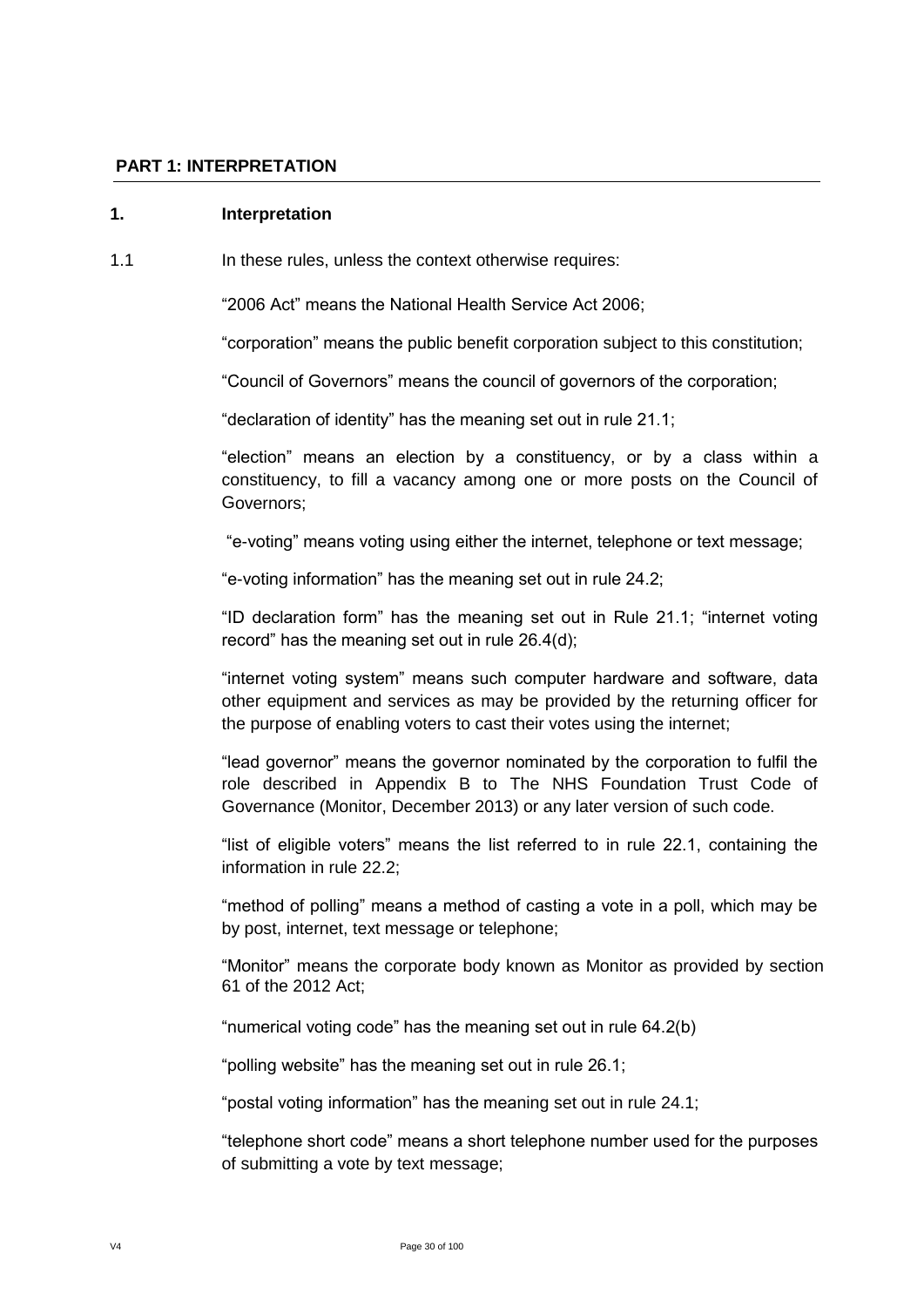## PART 1: INTERPRETATION

### 1. Interpretation

1.1 In these rules, unless the context otherwise requires:

"2006 Act" means the National Health Service Act 2006;

"corporation" means the public benefit corporation subject to this constitution;

"Council of Governors" means the council of governors of the corporation;

"declaration of identity" has the meaning set out in rule 21.1;

"election" means an election by a constituency, or by a class within a constituency, to fill a vacancy among one or more posts on the Council of Governors;

"e-voting" means voting using either the internet, telephone or text message;

"e-voting information" has the meaning set out in rule 24.2;

"ID declaration form" has the meaning set out in Rule 21.1; "internet voting record" has the meaning set out in rule 26.4(d);

"internet voting system" means such computer hardware and software, data other equipment and services as may be provided by the returning officer for the purpose of enabling voters to cast their votes using the internet;

"lead governor" means the governor nominated by the corporation to fulfil the role described in Appendix B to The NHS Foundation Trust Code of Governance (Monitor, December 2013) or any later version of such code.

"list of eligible voters" means the list referred to in rule 22.1, containing the information in rule 22.2;

"method of polling" means a method of casting a vote in a poll, which may be by post, internet, text message or telephone;

"Monitor" means the corporate body known as Monitor as provided by section 61 of the 2012 Act;

"numerical voting code" has the meaning set out in rule 64.2(b)

"polling website" has the meaning set out in rule 26.1;

"postal voting information" has the meaning set out in rule 24.1;

"telephone short code" means a short telephone number used for the purposes of submitting a vote by text message;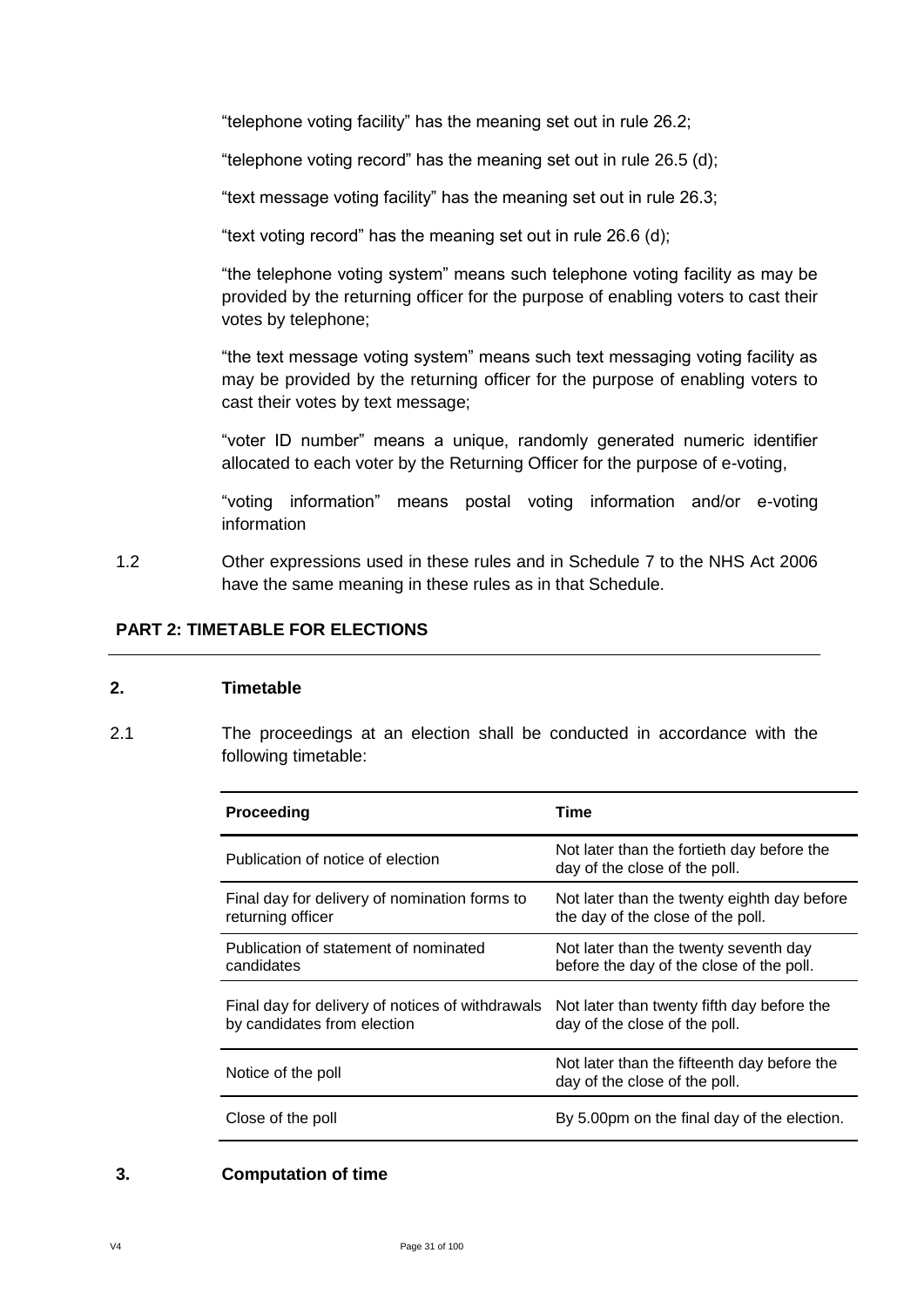"telephone voting facility" has the meaning set out in rule 26.2;

"telephone voting record" has the meaning set out in rule 26.5 (d);

"text message voting facility" has the meaning set out in rule 26.3;

"text voting record" has the meaning set out in rule 26.6 (d);

"the telephone voting system" means such telephone voting facility as may be provided by the returning officer for the purpose of enabling voters to cast their votes by telephone;

"the text message voting system" means such text messaging voting facility as may be provided by the returning officer for the purpose of enabling voters to cast their votes by text message;

"voter ID number" means a unique, randomly generated numeric identifier allocated to each voter by the Returning Officer for the purpose of e-voting,

"voting information" means postal voting information and/or e-voting information

1.2 Other expressions used in these rules and in Schedule 7 to the NHS Act 2006 have the same meaning in these rules as in that Schedule.

## PART 2: TIMETABLE FOR ELECTIONS

### 2. Timetable

2.1 The proceedings at an election shall be conducted in accordance with the following timetable:

| Proceeding | Time |
|---|---|
| Publication of notice of election | Not later than the fortieth day before the day of the close of the poll. |
| Final day for delivery of nomination forms to returning officer | Not later than the twenty eighth day before the day of the close of the poll. |
| Publication of statement of nominated candidates | Not later than the twenty seventh day before the day of the close of the poll. |
| Final day for delivery of notices of withdrawals by candidates from election | Not later than twenty fifth day before the day of the close of the poll. |
| Notice of the poll | Not later than the fifteenth day before the day of the close of the poll. |
| Close of the poll | By 5.00pm on the final day of the election. |

### 3. Computation of time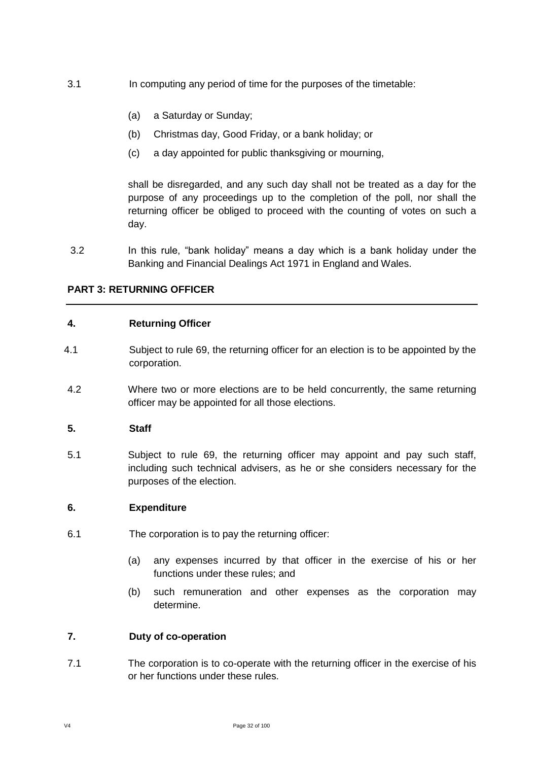3.1 In computing any period of time for the purposes of the timetable:

(a) a Saturday or Sunday;

(b) Christmas day, Good Friday, or a bank holiday; or

(c) a day appointed for public thanksgiving or mourning,

shall be disregarded, and any such day shall not be treated as a day for the purpose of any proceedings up to the completion of the poll, nor shall the returning officer be obliged to proceed with the counting of votes on such a day.

3.2 In this rule, "bank holiday" means a day which is a bank holiday under the Banking and Financial Dealings Act 1971 in England and Wales.

## PART 3: RETURNING OFFICER

### 4. Returning Officer

4.1 Subject to rule 69, the returning officer for an election is to be appointed by the corporation.

4.2 Where two or more elections are to be held concurrently, the same returning officer may be appointed for all those elections.

### 5. Staff

5.1 Subject to rule 69, the returning officer may appoint and pay such staff, including such technical advisers, as he or she considers necessary for the purposes of the election.

### 6. Expenditure

6.1 The corporation is to pay the returning officer:

(a) any expenses incurred by that officer in the exercise of his or her functions under these rules; and

(b) such remuneration and other expenses as the corporation may determine.

### 7. Duty of co-operation

7.1 The corporation is to co-operate with the returning officer in the exercise of his or her functions under these rules.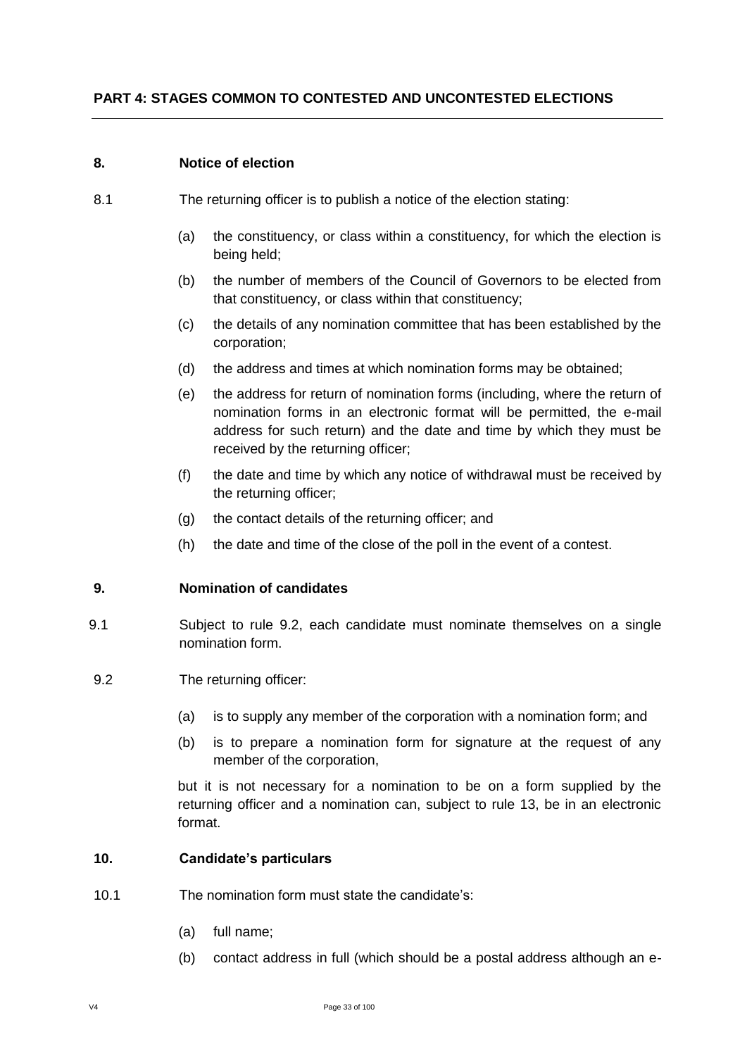## PART 4: STAGES COMMON TO CONTESTED AND UNCONTESTED ELECTIONS

### 8. Notice of election

8.1 The returning officer is to publish a notice of the election stating:

- (a) the constituency, or class within a constituency, for which the election is being held;
- (b) the number of members of the Council of Governors to be elected from that constituency, or class within that constituency;
- (c) the details of any nomination committee that has been established by the corporation;
- (d) the address and times at which nomination forms may be obtained;
- (e) the address for return of nomination forms (including, where the return of nomination forms in an electronic format will be permitted, the e-mail address for such return) and the date and time by which they must be received by the returning officer;
- (f) the date and time by which any notice of withdrawal must be received by the returning officer;
- (g) the contact details of the returning officer; and
- (h) the date and time of the close of the poll in the event of a contest.

### 9. Nomination of candidates

9.1 Subject to rule 9.2, each candidate must nominate themselves on a single nomination form.

9.2 The returning officer:

- (a) is to supply any member of the corporation with a nomination form; and
- (b) is to prepare a nomination form for signature at the request of any member of the corporation,

but it is not necessary for a nomination to be on a form supplied by the returning officer and a nomination can, subject to rule 13, be in an electronic format.

### 10. Candidate's particulars

10.1 The nomination form must state the candidate's:

- (a) full name;
- (b) contact address in full (which should be a postal address although an e-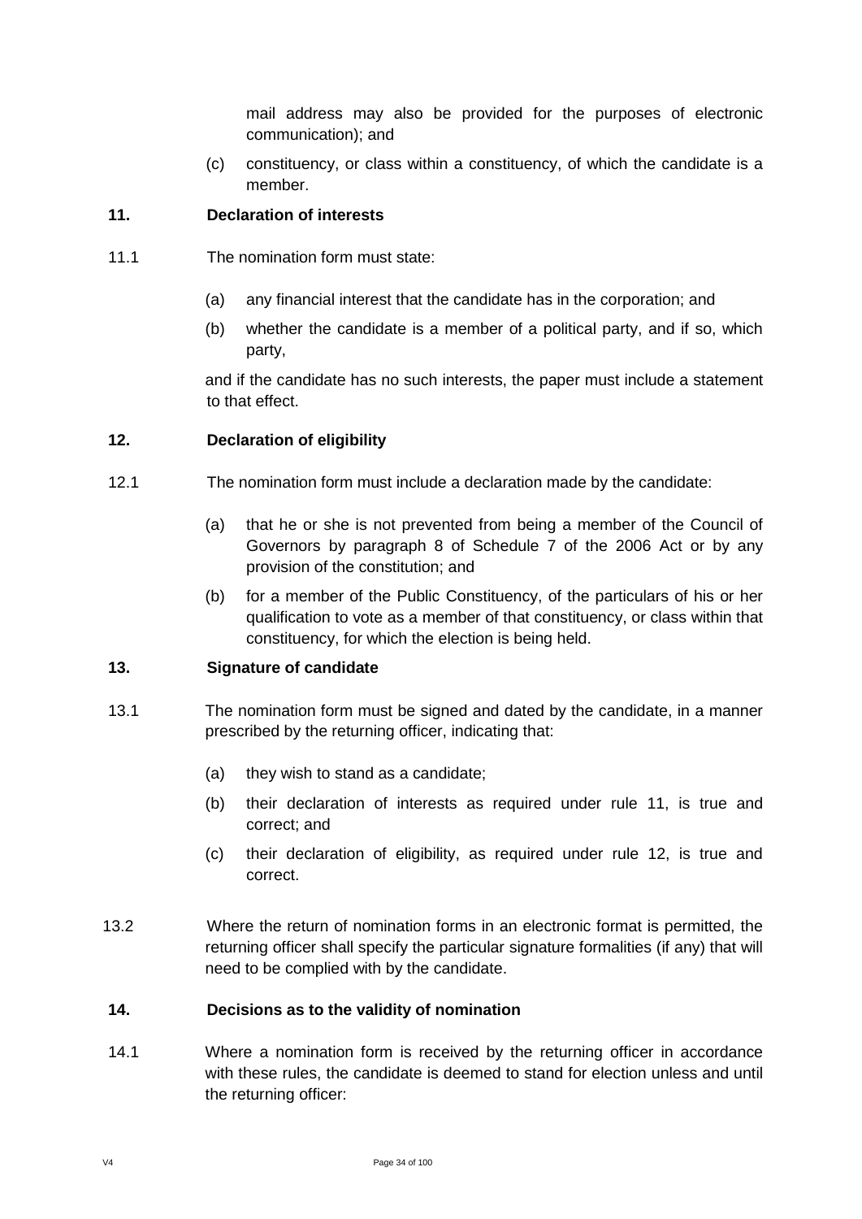mail address may also be provided for the purposes of electronic communication); and

(c) constituency, or class within a constituency, of which the candidate is a member.

**11. Declaration of interests**

11.1 The nomination form must state:

(a) any financial interest that the candidate has in the corporation; and

(b) whether the candidate is a member of a political party, and if so, which party,

and if the candidate has no such interests, the paper must include a statement to that effect.

**12. Declaration of eligibility**

12.1 The nomination form must include a declaration made by the candidate:

(a) that he or she is not prevented from being a member of the Council of Governors by paragraph 8 of Schedule 7 of the 2006 Act or by any provision of the constitution; and

(b) for a member of the Public Constituency, of the particulars of his or her qualification to vote as a member of that constituency, or class within that constituency, for which the election is being held.

**13. Signature of candidate**

13.1 The nomination form must be signed and dated by the candidate, in a manner prescribed by the returning officer, indicating that:

(a) they wish to stand as a candidate;

(b) their declaration of interests as required under rule 11, is true and correct; and

(c) their declaration of eligibility, as required under rule 12, is true and correct.

13.2 Where the return of nomination forms in an electronic format is permitted, the returning officer shall specify the particular signature formalities (if any) that will need to be complied with by the candidate.

**14. Decisions as to the validity of nomination**

14.1 Where a nomination form is received by the returning officer in accordance with these rules, the candidate is deemed to stand for election unless and until the returning officer: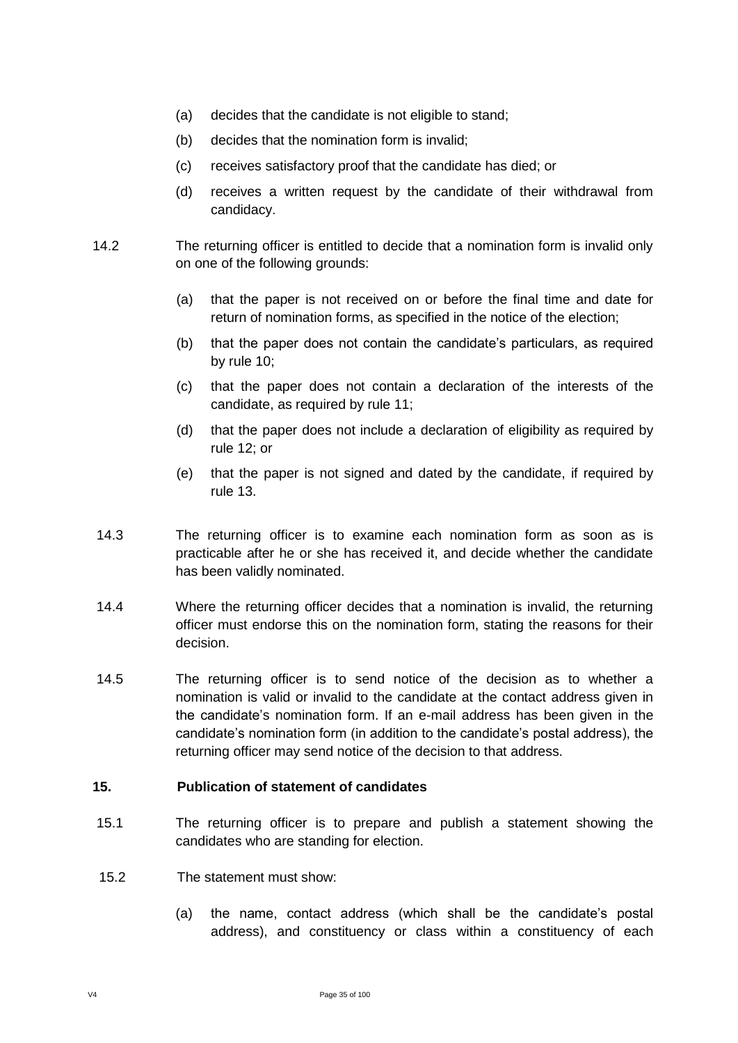(a) decides that the candidate is not eligible to stand;

(b) decides that the nomination form is invalid;

(c) receives satisfactory proof that the candidate has died; or

(d) receives a written request by the candidate of their withdrawal from candidacy.

14.2 The returning officer is entitled to decide that a nomination form is invalid only on one of the following grounds:

(a) that the paper is not received on or before the final time and date for return of nomination forms, as specified in the notice of the election;

(b) that the paper does not contain the candidate's particulars, as required by rule 10;

(c) that the paper does not contain a declaration of the interests of the candidate, as required by rule 11;

(d) that the paper does not include a declaration of eligibility as required by rule 12; or

(e) that the paper is not signed and dated by the candidate, if required by rule 13.

14.3 The returning officer is to examine each nomination form as soon as is practicable after he or she has received it, and decide whether the candidate has been validly nominated.

14.4 Where the returning officer decides that a nomination is invalid, the returning officer must endorse this on the nomination form, stating the reasons for their decision.

14.5 The returning officer is to send notice of the decision as to whether a nomination is valid or invalid to the candidate at the contact address given in the candidate's nomination form. If an e-mail address has been given in the candidate's nomination form (in addition to the candidate's postal address), the returning officer may send notice of the decision to that address.

**15. Publication of statement of candidates**

15.1 The returning officer is to prepare and publish a statement showing the candidates who are standing for election.

15.2 The statement must show:

(a) the name, contact address (which shall be the candidate's postal address), and constituency or class within a constituency of each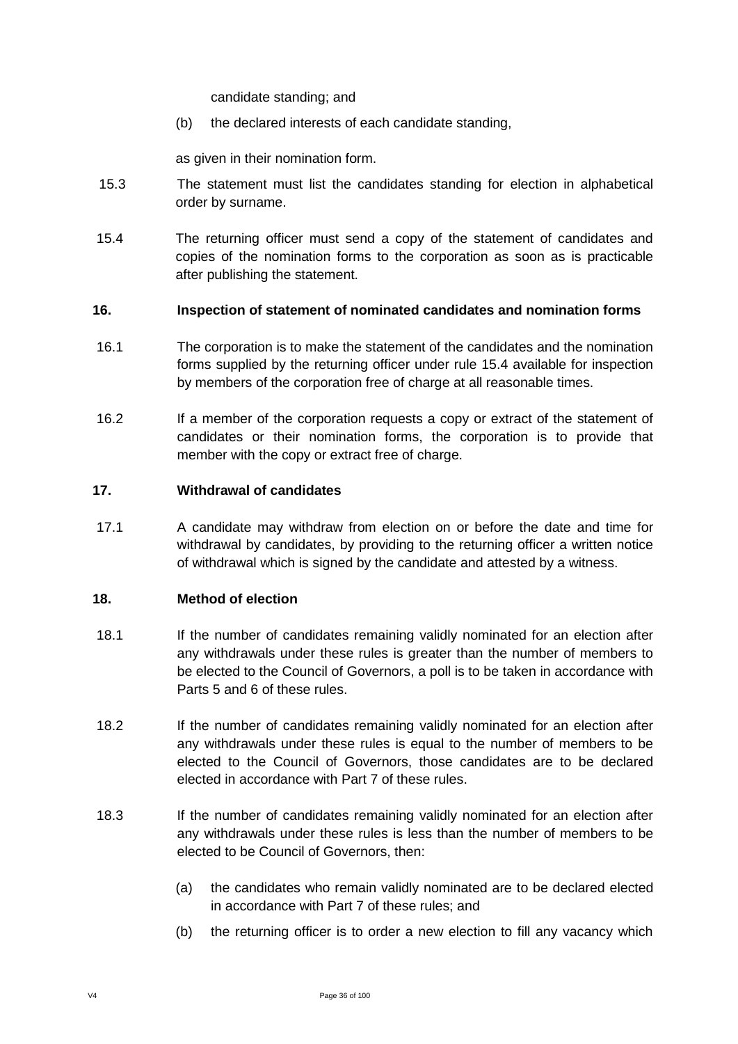candidate standing; and

(b) the declared interests of each candidate standing,

as given in their nomination form.

15.3 The statement must list the candidates standing for election in alphabetical order by surname.

15.4 The returning officer must send a copy of the statement of candidates and copies of the nomination forms to the corporation as soon as is practicable after publishing the statement.

**16. Inspection of statement of nominated candidates and nomination forms**

16.1 The corporation is to make the statement of the candidates and the nomination forms supplied by the returning officer under rule 15.4 available for inspection by members of the corporation free of charge at all reasonable times.

16.2 If a member of the corporation requests a copy or extract of the statement of candidates or their nomination forms, the corporation is to provide that member with the copy or extract free of charge.

**17. Withdrawal of candidates**

17.1 A candidate may withdraw from election on or before the date and time for withdrawal by candidates, by providing to the returning officer a written notice of withdrawal which is signed by the candidate and attested by a witness.

**18. Method of election**

18.1 If the number of candidates remaining validly nominated for an election after any withdrawals under these rules is greater than the number of members to be elected to the Council of Governors, a poll is to be taken in accordance with Parts 5 and 6 of these rules.

18.2 If the number of candidates remaining validly nominated for an election after any withdrawals under these rules is equal to the number of members to be elected to the Council of Governors, those candidates are to be declared elected in accordance with Part 7 of these rules.

18.3 If the number of candidates remaining validly nominated for an election after any withdrawals under these rules is less than the number of members to be elected to be Council of Governors, then:

(a) the candidates who remain validly nominated are to be declared elected in accordance with Part 7 of these rules; and

(b) the returning officer is to order a new election to fill any vacancy which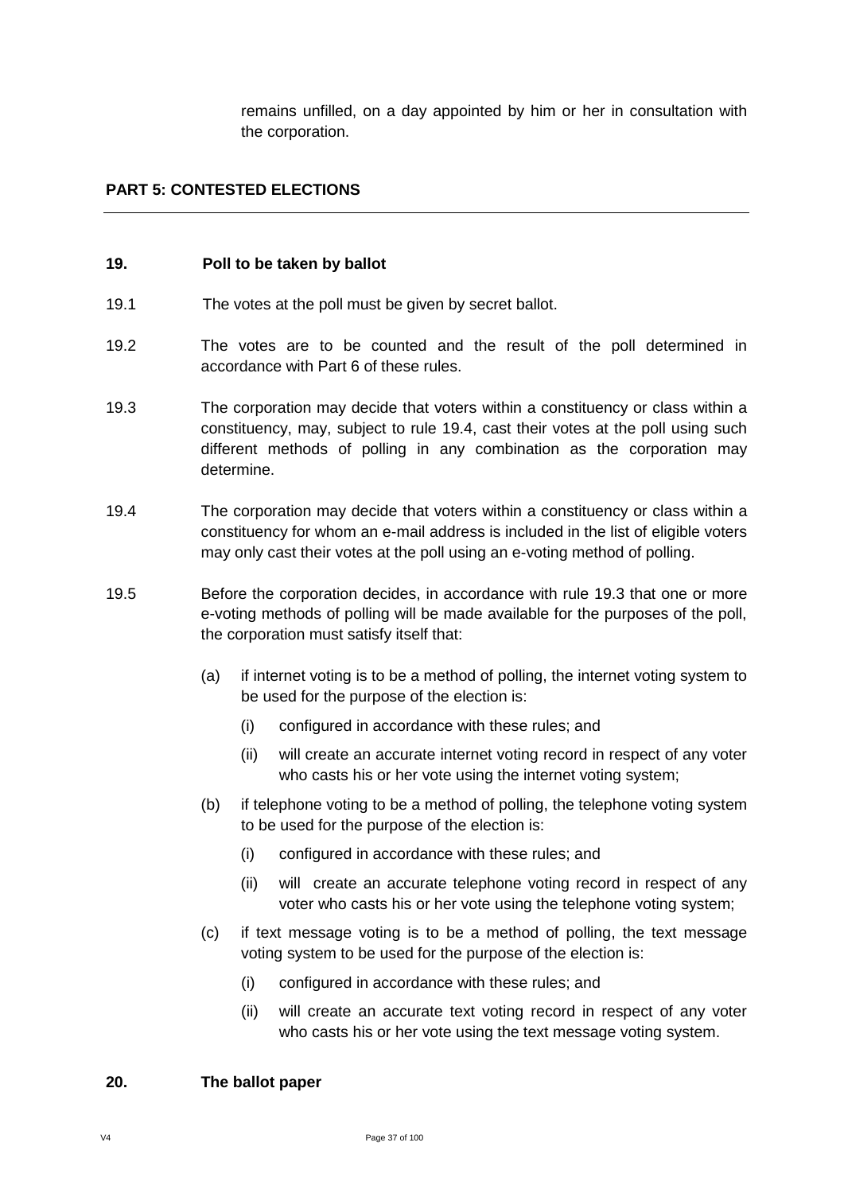remains unfilled, on a day appointed by him or her in consultation with the corporation.

## PART 5: CONTESTED ELECTIONS

### 19. Poll to be taken by ballot

19.1 The votes at the poll must be given by secret ballot.

19.2 The votes are to be counted and the result of the poll determined in accordance with Part 6 of these rules.

19.3 The corporation may decide that voters within a constituency or class within a constituency, may, subject to rule 19.4, cast their votes at the poll using such different methods of polling in any combination as the corporation may determine.

19.4 The corporation may decide that voters within a constituency or class within a constituency for whom an e-mail address is included in the list of eligible voters may only cast their votes at the poll using an e-voting method of polling.

19.5 Before the corporation decides, in accordance with rule 19.3 that one or more e-voting methods of polling will be made available for the purposes of the poll, the corporation must satisfy itself that:

- (a) if internet voting is to be a method of polling, the internet voting system to be used for the purpose of the election is:
  - (i) configured in accordance with these rules; and
  - (ii) will create an accurate internet voting record in respect of any voter who casts his or her vote using the internet voting system;
- (b) if telephone voting to be a method of polling, the telephone voting system to be used for the purpose of the election is:
  - (i) configured in accordance with these rules; and
  - (ii) will create an accurate telephone voting record in respect of any voter who casts his or her vote using the telephone voting system;
- (c) if text message voting is to be a method of polling, the text message voting system to be used for the purpose of the election is:
  - (i) configured in accordance with these rules; and
  - (ii) will create an accurate text voting record in respect of any voter who casts his or her vote using the text message voting system.

### 20. The ballot paper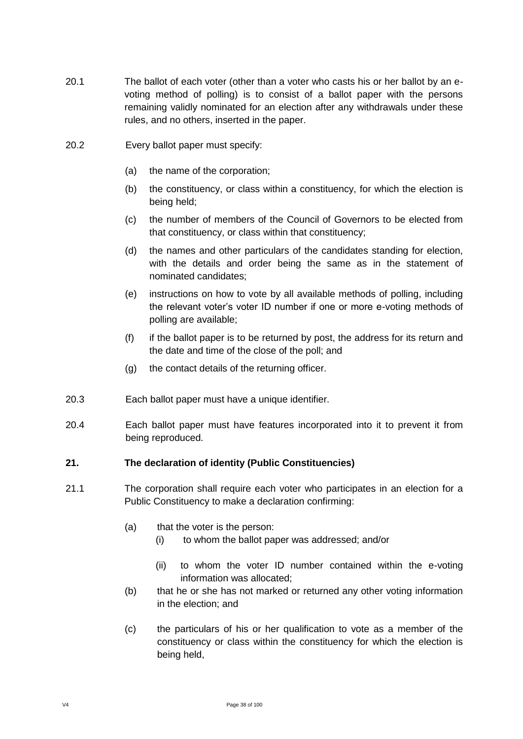20.1 The ballot of each voter (other than a voter who casts his or her ballot by an e-voting method of polling) is to consist of a ballot paper with the persons remaining validly nominated for an election after any withdrawals under these rules, and no others, inserted in the paper.

20.2 Every ballot paper must specify:

(a) the name of the corporation;

(b) the constituency, or class within a constituency, for which the election is being held;

(c) the number of members of the Council of Governors to be elected from that constituency, or class within that constituency;

(d) the names and other particulars of the candidates standing for election, with the details and order being the same as in the statement of nominated candidates;

(e) instructions on how to vote by all available methods of polling, including the relevant voter's voter ID number if one or more e-voting methods of polling are available;

(f) if the ballot paper is to be returned by post, the address for its return and the date and time of the close of the poll; and

(g) the contact details of the returning officer.

20.3 Each ballot paper must have a unique identifier.

20.4 Each ballot paper must have features incorporated into it to prevent it from being reproduced.

**21. The declaration of identity (Public Constituencies)**

21.1 The corporation shall require each voter who participates in an election for a Public Constituency to make a declaration confirming:

(a) that the voter is the person:

(i) to whom the ballot paper was addressed; and/or

(ii) to whom the voter ID number contained within the e-voting information was allocated;

(b) that he or she has not marked or returned any other voting information in the election; and

(c) the particulars of his or her qualification to vote as a member of the constituency or class within the constituency for which the election is being held,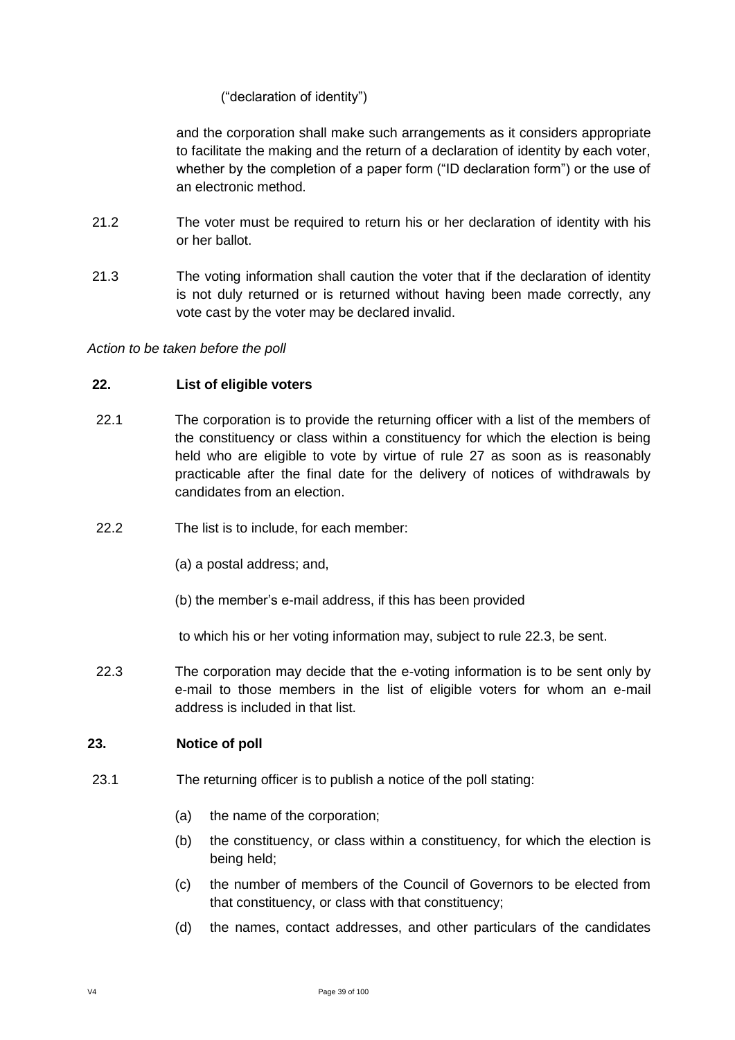("declaration of identity")

and the corporation shall make such arrangements as it considers appropriate to facilitate the making and the return of a declaration of identity by each voter, whether by the completion of a paper form ("ID declaration form") or the use of an electronic method.

21.2 The voter must be required to return his or her declaration of identity with his or her ballot.

21.3 The voting information shall caution the voter that if the declaration of identity is not duly returned or is returned without having been made correctly, any vote cast by the voter may be declared invalid.

*Action to be taken before the poll*

**22. List of eligible voters**

22.1 The corporation is to provide the returning officer with a list of the members of the constituency or class within a constituency for which the election is being held who are eligible to vote by virtue of rule 27 as soon as is reasonably practicable after the final date for the delivery of notices of withdrawals by candidates from an election.

22.2 The list is to include, for each member:

(a) a postal address; and,

(b) the member's e-mail address, if this has been provided

to which his or her voting information may, subject to rule 22.3, be sent.

22.3 The corporation may decide that the e-voting information is to be sent only by e-mail to those members in the list of eligible voters for whom an e-mail address is included in that list.

**23. Notice of poll**

23.1 The returning officer is to publish a notice of the poll stating:

(a) the name of the corporation;

(b) the constituency, or class within a constituency, for which the election is being held;

(c) the number of members of the Council of Governors to be elected from that constituency, or class with that constituency;

(d) the names, contact addresses, and other particulars of the candidates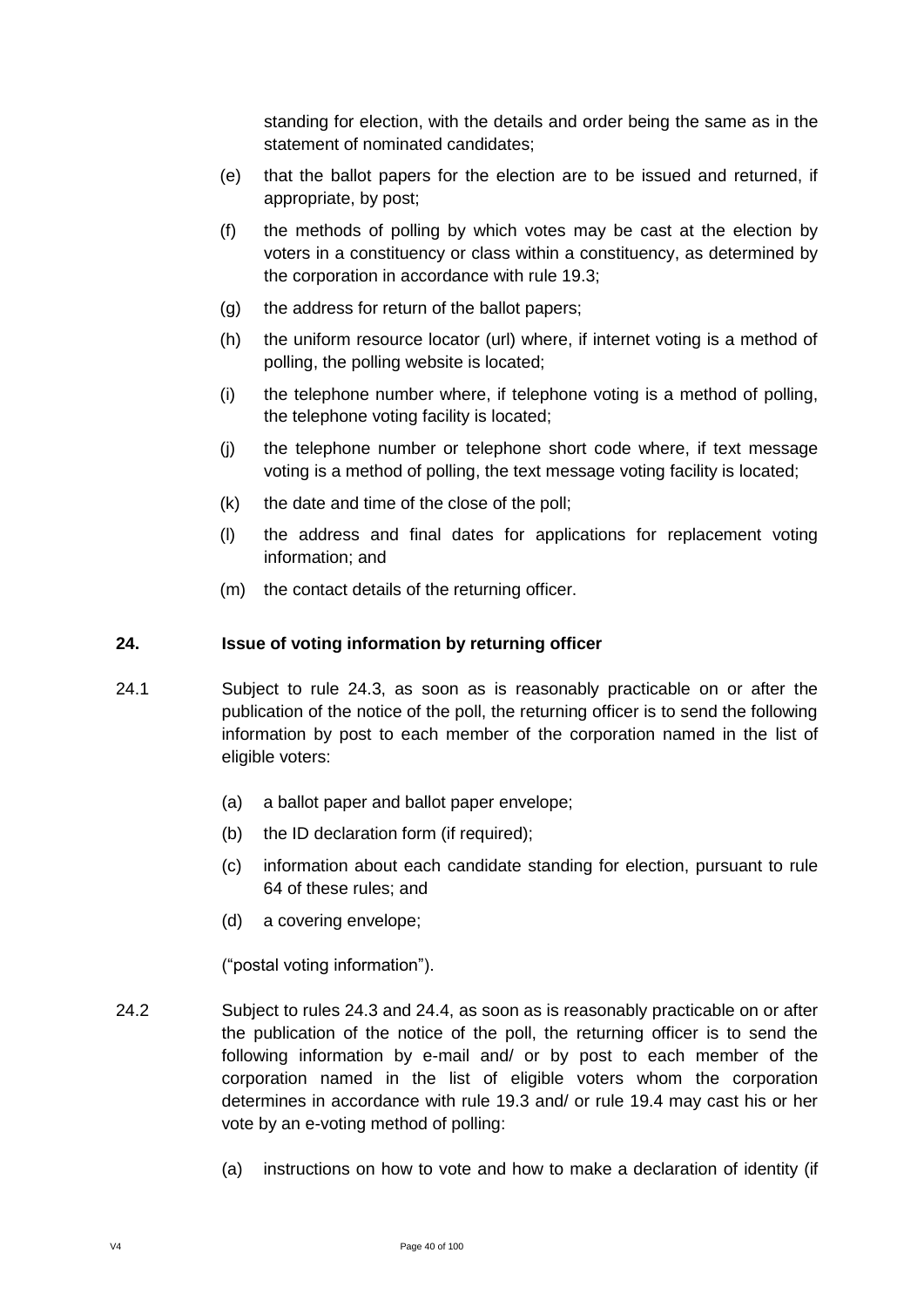standing for election, with the details and order being the same as in the statement of nominated candidates;

(e) that the ballot papers for the election are to be issued and returned, if appropriate, by post;

(f) the methods of polling by which votes may be cast at the election by voters in a constituency or class within a constituency, as determined by the corporation in accordance with rule 19.3;

(g) the address for return of the ballot papers;

(h) the uniform resource locator (url) where, if internet voting is a method of polling, the polling website is located;

(i) the telephone number where, if telephone voting is a method of polling, the telephone voting facility is located;

(j) the telephone number or telephone short code where, if text message voting is a method of polling, the text message voting facility is located;

(k) the date and time of the close of the poll;

(l) the address and final dates for applications for replacement voting information; and

(m) the contact details of the returning officer.

## 24. Issue of voting information by returning officer

24.1 Subject to rule 24.3, as soon as is reasonably practicable on or after the publication of the notice of the poll, the returning officer is to send the following information by post to each member of the corporation named in the list of eligible voters:

(a) a ballot paper and ballot paper envelope;

(b) the ID declaration form (if required);

(c) information about each candidate standing for election, pursuant to rule 64 of these rules; and

(d) a covering envelope;

("postal voting information").

24.2 Subject to rules 24.3 and 24.4, as soon as is reasonably practicable on or after the publication of the notice of the poll, the returning officer is to send the following information by e-mail and/ or by post to each member of the corporation named in the list of eligible voters whom the corporation determines in accordance with rule 19.3 and/ or rule 19.4 may cast his or her vote by an e-voting method of polling:

(a) instructions on how to vote and how to make a declaration of identity (if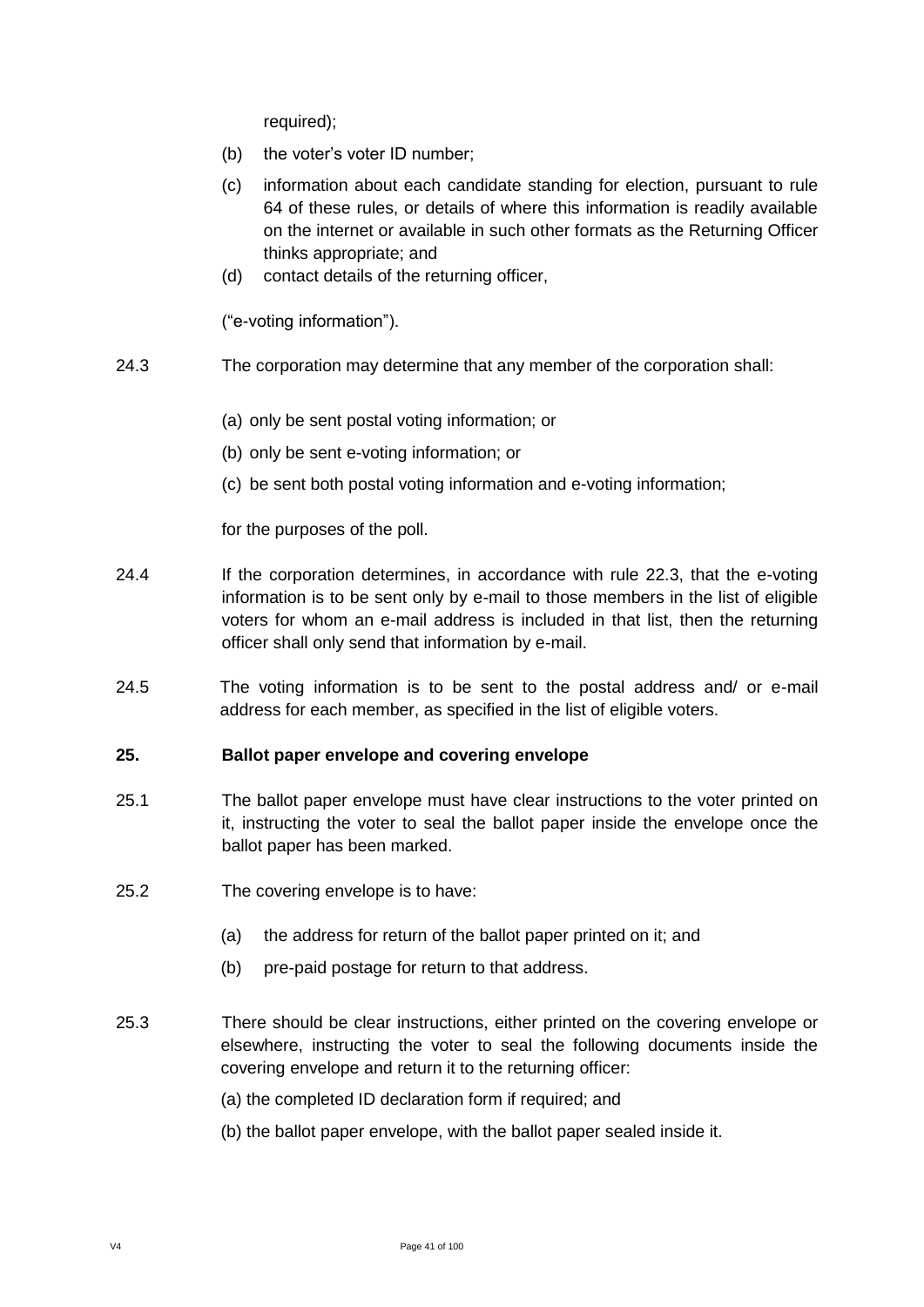required);

(b) the voter's voter ID number;

(c) information about each candidate standing for election, pursuant to rule 64 of these rules, or details of where this information is readily available on the internet or available in such other formats as the Returning Officer thinks appropriate; and

(d) contact details of the returning officer,

("e-voting information").

24.3 The corporation may determine that any member of the corporation shall:

(a) only be sent postal voting information; or

(b) only be sent e-voting information; or

(c) be sent both postal voting information and e-voting information;

for the purposes of the poll.

24.4 If the corporation determines, in accordance with rule 22.3, that the e-voting information is to be sent only by e-mail to those members in the list of eligible voters for whom an e-mail address is included in that list, then the returning officer shall only send that information by e-mail.

24.5 The voting information is to be sent to the postal address and/ or e-mail address for each member, as specified in the list of eligible voters.

## 25. Ballot paper envelope and covering envelope

25.1 The ballot paper envelope must have clear instructions to the voter printed on it, instructing the voter to seal the ballot paper inside the envelope once the ballot paper has been marked.

25.2 The covering envelope is to have:

(a) the address for return of the ballot paper printed on it; and

(b) pre-paid postage for return to that address.

25.3 There should be clear instructions, either printed on the covering envelope or elsewhere, instructing the voter to seal the following documents inside the covering envelope and return it to the returning officer:

(a) the completed ID declaration form if required; and

(b) the ballot paper envelope, with the ballot paper sealed inside it.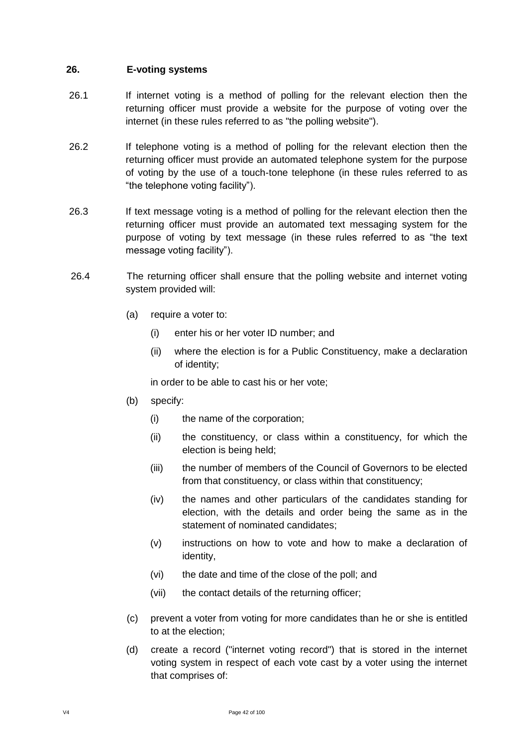## 26. E-voting systems

26.1 If internet voting is a method of polling for the relevant election then the returning officer must provide a website for the purpose of voting over the internet (in these rules referred to as "the polling website").

26.2 If telephone voting is a method of polling for the relevant election then the returning officer must provide an automated telephone system for the purpose of voting by the use of a touch-tone telephone (in these rules referred to as "the telephone voting facility").

26.3 If text message voting is a method of polling for the relevant election then the returning officer must provide an automated text messaging system for the purpose of voting by text message (in these rules referred to as "the text message voting facility").

26.4 The returning officer shall ensure that the polling website and internet voting system provided will:

(a) require a voter to:

  (i) enter his or her voter ID number; and

  (ii) where the election is for a Public Constituency, make a declaration of identity;

  in order to be able to cast his or her vote;

(b) specify:

  (i) the name of the corporation;

  (ii) the constituency, or class within a constituency, for which the election is being held;

  (iii) the number of members of the Council of Governors to be elected from that constituency, or class within that constituency;

  (iv) the names and other particulars of the candidates standing for election, with the details and order being the same as in the statement of nominated candidates;

  (v) instructions on how to vote and how to make a declaration of identity,

  (vi) the date and time of the close of the poll; and

  (vii) the contact details of the returning officer;

(c) prevent a voter from voting for more candidates than he or she is entitled to at the election;

(d) create a record ("internet voting record") that is stored in the internet voting system in respect of each vote cast by a voter using the internet that comprises of: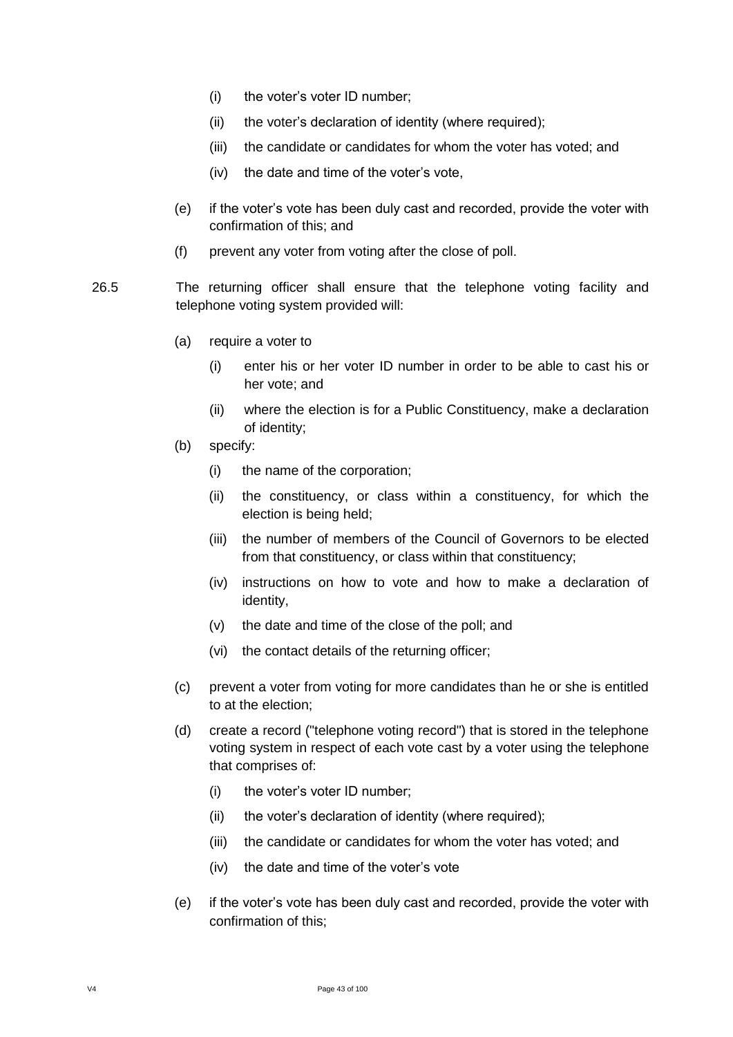(i) the voter's voter ID number;

(ii) the voter's declaration of identity (where required);

(iii) the candidate or candidates for whom the voter has voted; and

(iv) the date and time of the voter's vote,

(e) if the voter's vote has been duly cast and recorded, provide the voter with confirmation of this; and

(f) prevent any voter from voting after the close of poll.

26.5 The returning officer shall ensure that the telephone voting facility and telephone voting system provided will:

(a) require a voter to

(i) enter his or her voter ID number in order to be able to cast his or her vote; and

(ii) where the election is for a Public Constituency, make a declaration of identity;

(b) specify:

(i) the name of the corporation;

(ii) the constituency, or class within a constituency, for which the election is being held;

(iii) the number of members of the Council of Governors to be elected from that constituency, or class within that constituency;

(iv) instructions on how to vote and how to make a declaration of identity,

(v) the date and time of the close of the poll; and

(vi) the contact details of the returning officer;

(c) prevent a voter from voting for more candidates than he or she is entitled to at the election;

(d) create a record ("telephone voting record") that is stored in the telephone voting system in respect of each vote cast by a voter using the telephone that comprises of:

(i) the voter's voter ID number;

(ii) the voter's declaration of identity (where required);

(iii) the candidate or candidates for whom the voter has voted; and

(iv) the date and time of the voter's vote

(e) if the voter's vote has been duly cast and recorded, provide the voter with confirmation of this;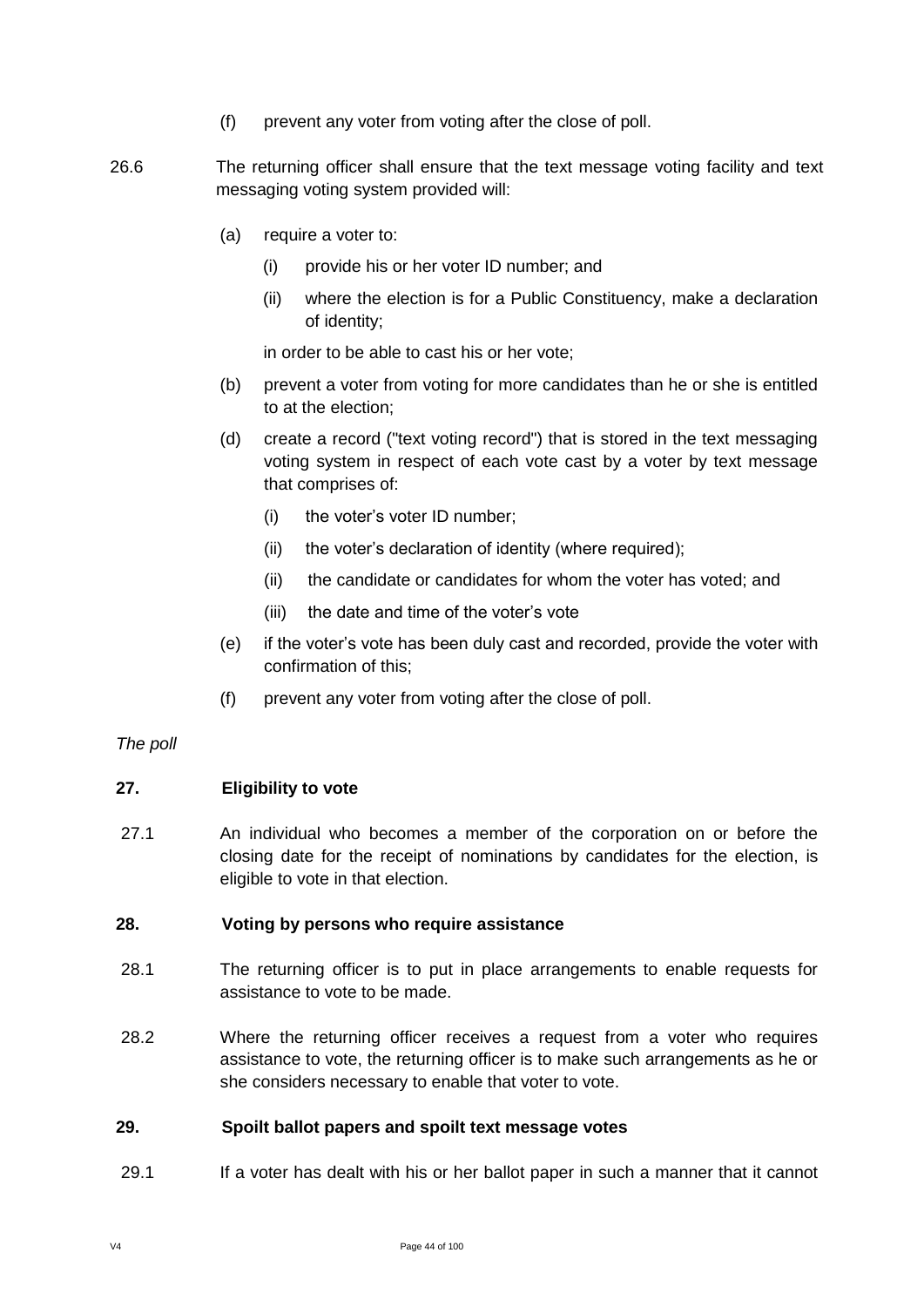(f) prevent any voter from voting after the close of poll.

26.6 The returning officer shall ensure that the text message voting facility and text messaging voting system provided will:

(a) require a voter to:

(i) provide his or her voter ID number; and

(ii) where the election is for a Public Constituency, make a declaration of identity;

in order to be able to cast his or her vote;

(b) prevent a voter from voting for more candidates than he or she is entitled to at the election;

(d) create a record ("text voting record") that is stored in the text messaging voting system in respect of each vote cast by a voter by text message that comprises of:

(i) the voter's voter ID number;

(ii) the voter's declaration of identity (where required);

(ii) the candidate or candidates for whom the voter has voted; and

(iii) the date and time of the voter's vote

(e) if the voter's vote has been duly cast and recorded, provide the voter with confirmation of this;

(f) prevent any voter from voting after the close of poll.

*The poll*

**27. Eligibility to vote**

27.1 An individual who becomes a member of the corporation on or before the closing date for the receipt of nominations by candidates for the election, is eligible to vote in that election.

**28. Voting by persons who require assistance**

28.1 The returning officer is to put in place arrangements to enable requests for assistance to vote to be made.

28.2 Where the returning officer receives a request from a voter who requires assistance to vote, the returning officer is to make such arrangements as he or she considers necessary to enable that voter to vote.

**29. Spoilt ballot papers and spoilt text message votes**

29.1 If a voter has dealt with his or her ballot paper in such a manner that it cannot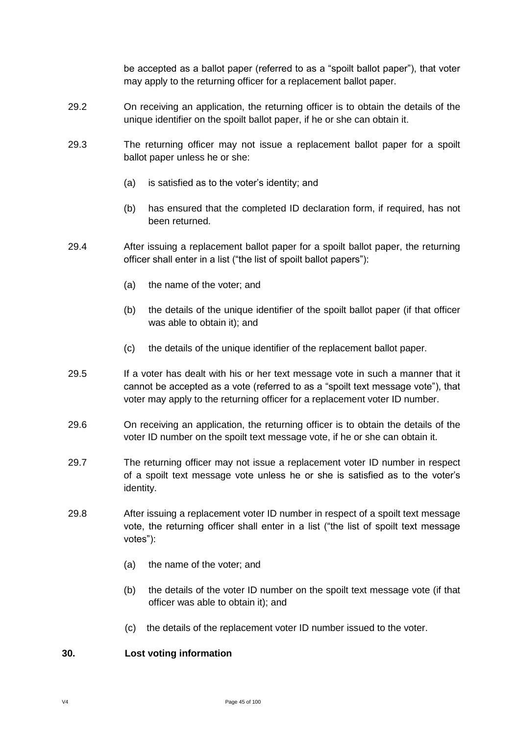be accepted as a ballot paper (referred to as a "spoilt ballot paper"), that voter may apply to the returning officer for a replacement ballot paper.

29.2 On receiving an application, the returning officer is to obtain the details of the unique identifier on the spoilt ballot paper, if he or she can obtain it.

29.3 The returning officer may not issue a replacement ballot paper for a spoilt ballot paper unless he or she:

(a) is satisfied as to the voter's identity; and

(b) has ensured that the completed ID declaration form, if required, has not been returned.

29.4 After issuing a replacement ballot paper for a spoilt ballot paper, the returning officer shall enter in a list ("the list of spoilt ballot papers"):

(a) the name of the voter; and

(b) the details of the unique identifier of the spoilt ballot paper (if that officer was able to obtain it); and

(c) the details of the unique identifier of the replacement ballot paper.

29.5 If a voter has dealt with his or her text message vote in such a manner that it cannot be accepted as a vote (referred to as a "spoilt text message vote"), that voter may apply to the returning officer for a replacement voter ID number.

29.6 On receiving an application, the returning officer is to obtain the details of the voter ID number on the spoilt text message vote, if he or she can obtain it.

29.7 The returning officer may not issue a replacement voter ID number in respect of a spoilt text message vote unless he or she is satisfied as to the voter's identity.

29.8 After issuing a replacement voter ID number in respect of a spoilt text message vote, the returning officer shall enter in a list ("the list of spoilt text message votes"):

(a) the name of the voter; and

(b) the details of the voter ID number on the spoilt text message vote (if that officer was able to obtain it); and

(c) the details of the replacement voter ID number issued to the voter.

## 30. Lost voting information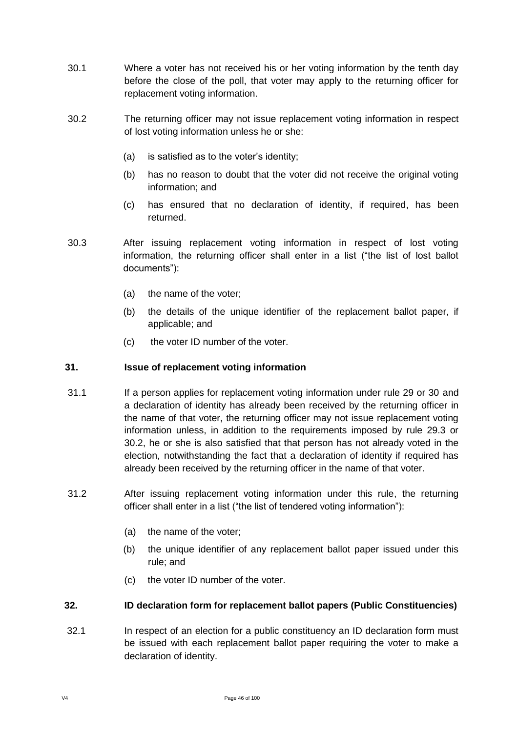30.1 Where a voter has not received his or her voting information by the tenth day before the close of the poll, that voter may apply to the returning officer for replacement voting information.

30.2 The returning officer may not issue replacement voting information in respect of lost voting information unless he or she:

(a) is satisfied as to the voter's identity;

(b) has no reason to doubt that the voter did not receive the original voting information; and

(c) has ensured that no declaration of identity, if required, has been returned.

30.3 After issuing replacement voting information in respect of lost voting information, the returning officer shall enter in a list ("the list of lost ballot documents"):

(a) the name of the voter;

(b) the details of the unique identifier of the replacement ballot paper, if applicable; and

(c) the voter ID number of the voter.

### 31. Issue of replacement voting information

31.1 If a person applies for replacement voting information under rule 29 or 30 and a declaration of identity has already been received by the returning officer in the name of that voter, the returning officer may not issue replacement voting information unless, in addition to the requirements imposed by rule 29.3 or 30.2, he or she is also satisfied that that person has not already voted in the election, notwithstanding the fact that a declaration of identity if required has already been received by the returning officer in the name of that voter.

31.2 After issuing replacement voting information under this rule, the returning officer shall enter in a list ("the list of tendered voting information"):

(a) the name of the voter;

(b) the unique identifier of any replacement ballot paper issued under this rule; and

(c) the voter ID number of the voter.

### 32. ID declaration form for replacement ballot papers (Public Constituencies)

32.1 In respect of an election for a public constituency an ID declaration form must be issued with each replacement ballot paper requiring the voter to make a declaration of identity.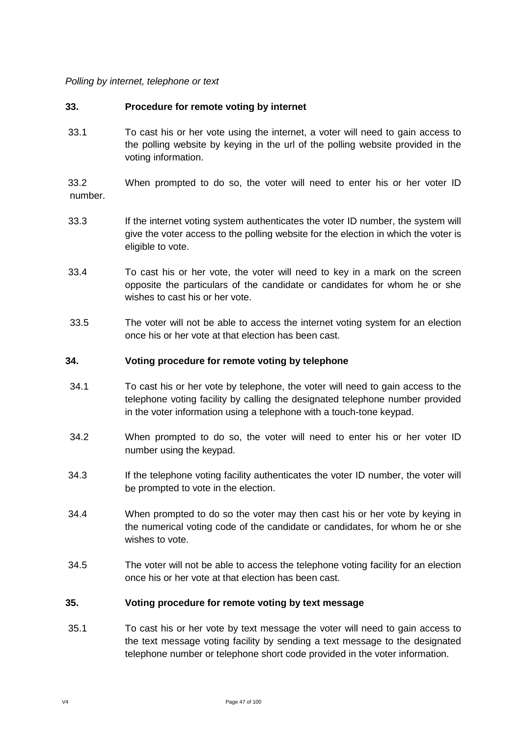*Polling by internet, telephone or text*

**33. Procedure for remote voting by internet**

33.1 To cast his or her vote using the internet, a voter will need to gain access to the polling website by keying in the url of the polling website provided in the voting information.

33.2 When prompted to do so, the voter will need to enter his or her voter ID number.

33.3 If the internet voting system authenticates the voter ID number, the system will give the voter access to the polling website for the election in which the voter is eligible to vote.

33.4 To cast his or her vote, the voter will need to key in a mark on the screen opposite the particulars of the candidate or candidates for whom he or she wishes to cast his or her vote.

33.5 The voter will not be able to access the internet voting system for an election once his or her vote at that election has been cast.

**34. Voting procedure for remote voting by telephone**

34.1 To cast his or her vote by telephone, the voter will need to gain access to the telephone voting facility by calling the designated telephone number provided in the voter information using a telephone with a touch-tone keypad.

34.2 When prompted to do so, the voter will need to enter his or her voter ID number using the keypad.

34.3 If the telephone voting facility authenticates the voter ID number, the voter will be prompted to vote in the election.

34.4 When prompted to do so the voter may then cast his or her vote by keying in the numerical voting code of the candidate or candidates, for whom he or she wishes to vote.

34.5 The voter will not be able to access the telephone voting facility for an election once his or her vote at that election has been cast.

**35. Voting procedure for remote voting by text message**

35.1 To cast his or her vote by text message the voter will need to gain access to the text message voting facility by sending a text message to the designated telephone number or telephone short code provided in the voter information.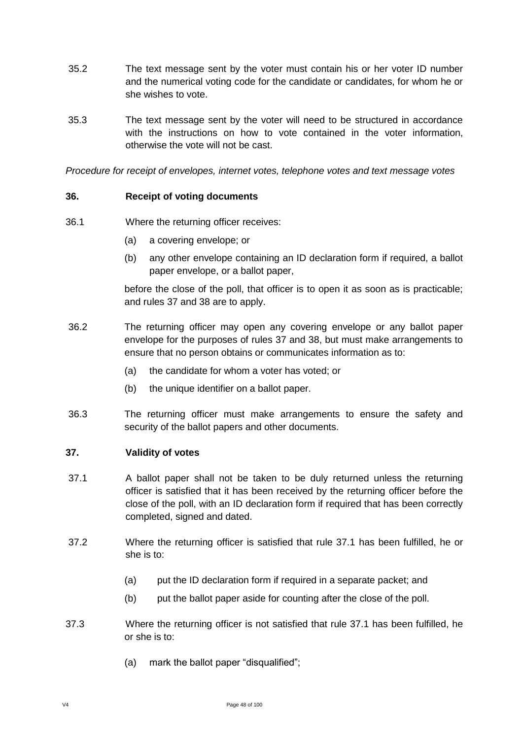35.2 The text message sent by the voter must contain his or her voter ID number and the numerical voting code for the candidate or candidates, for whom he or she wishes to vote.

35.3 The text message sent by the voter will need to be structured in accordance with the instructions on how to vote contained in the voter information, otherwise the vote will not be cast.

*Procedure for receipt of envelopes, internet votes, telephone votes and text message votes*

**36. Receipt of voting documents**

36.1 Where the returning officer receives:

(a) a covering envelope; or

(b) any other envelope containing an ID declaration form if required, a ballot paper envelope, or a ballot paper,

before the close of the poll, that officer is to open it as soon as is practicable; and rules 37 and 38 are to apply.

36.2 The returning officer may open any covering envelope or any ballot paper envelope for the purposes of rules 37 and 38, but must make arrangements to ensure that no person obtains or communicates information as to:

(a) the candidate for whom a voter has voted; or

(b) the unique identifier on a ballot paper.

36.3 The returning officer must make arrangements to ensure the safety and security of the ballot papers and other documents.

**37. Validity of votes**

37.1 A ballot paper shall not be taken to be duly returned unless the returning officer is satisfied that it has been received by the returning officer before the close of the poll, with an ID declaration form if required that has been correctly completed, signed and dated.

37.2 Where the returning officer is satisfied that rule 37.1 has been fulfilled, he or she is to:

(a) put the ID declaration form if required in a separate packet; and

(b) put the ballot paper aside for counting after the close of the poll.

37.3 Where the returning officer is not satisfied that rule 37.1 has been fulfilled, he or she is to:

(a) mark the ballot paper "disqualified";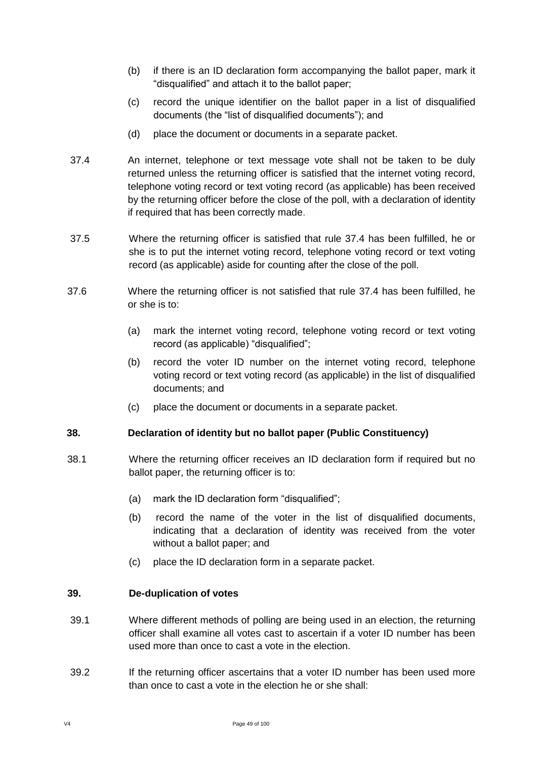(b) if there is an ID declaration form accompanying the ballot paper, mark it "disqualified" and attach it to the ballot paper;

(c) record the unique identifier on the ballot paper in a list of disqualified documents (the "list of disqualified documents"); and

(d) place the document or documents in a separate packet.

37.4 An internet, telephone or text message vote shall not be taken to be duly returned unless the returning officer is satisfied that the internet voting record, telephone voting record or text voting record (as applicable) has been received by the returning officer before the close of the poll, with a declaration of identity if required that has been correctly made.

37.5 Where the returning officer is satisfied that rule 37.4 has been fulfilled, he or she is to put the internet voting record, telephone voting record or text voting record (as applicable) aside for counting after the close of the poll.

37.6 Where the returning officer is not satisfied that rule 37.4 has been fulfilled, he or she is to:

(a) mark the internet voting record, telephone voting record or text voting record (as applicable) "disqualified";

(b) record the voter ID number on the internet voting record, telephone voting record or text voting record (as applicable) in the list of disqualified documents; and

(c) place the document or documents in a separate packet.

**38. Declaration of identity but no ballot paper (Public Constituency)**

38.1 Where the returning officer receives an ID declaration form if required but no ballot paper, the returning officer is to:

(a) mark the ID declaration form "disqualified";

(b) record the name of the voter in the list of disqualified documents, indicating that a declaration of identity was received from the voter without a ballot paper; and

(c) place the ID declaration form in a separate packet.

**39. De-duplication of votes**

39.1 Where different methods of polling are being used in an election, the returning officer shall examine all votes cast to ascertain if a voter ID number has been used more than once to cast a vote in the election.

39.2 If the returning officer ascertains that a voter ID number has been used more than once to cast a vote in the election he or she shall: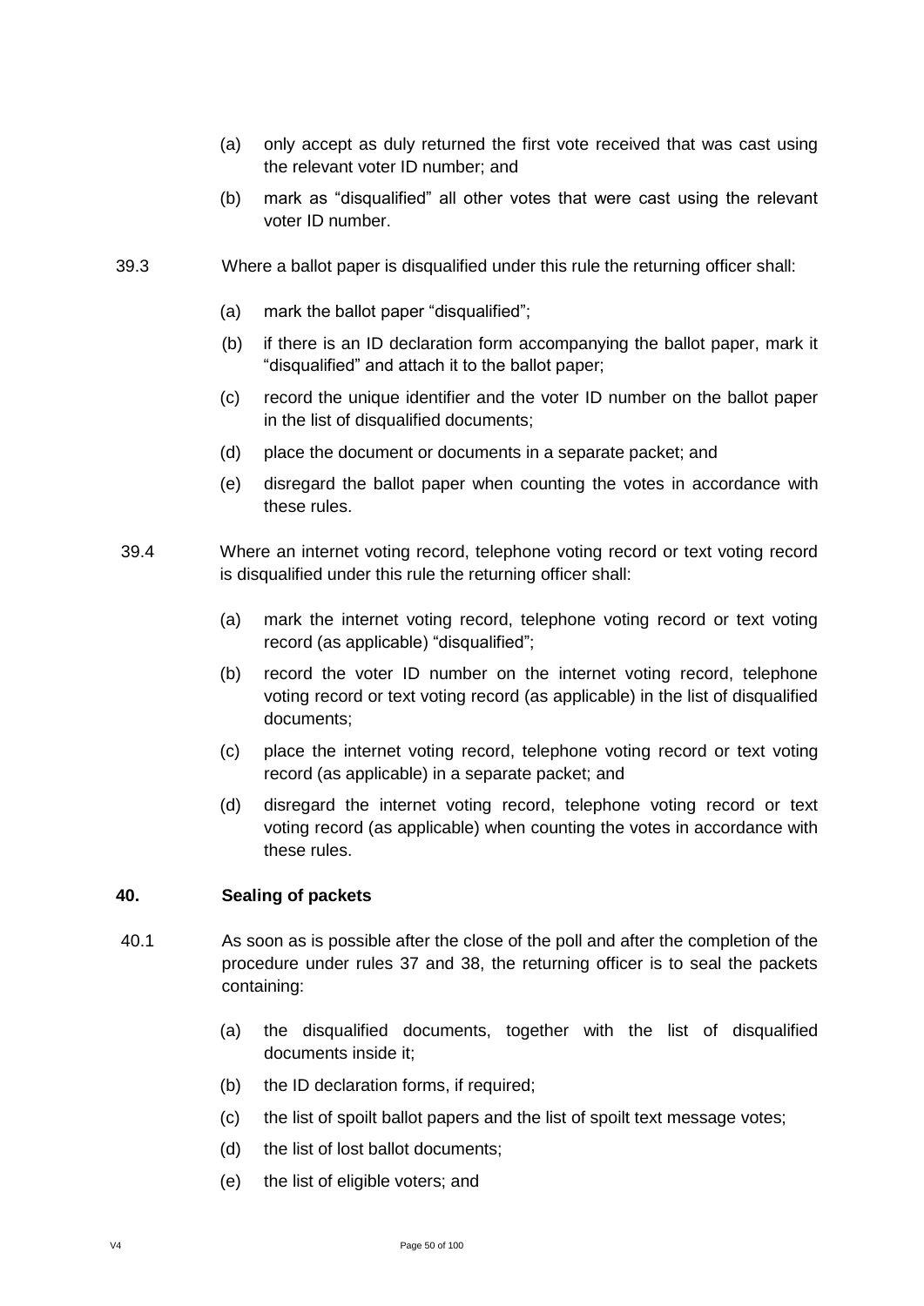(a) only accept as duly returned the first vote received that was cast using the relevant voter ID number; and

(b) mark as "disqualified" all other votes that were cast using the relevant voter ID number.

39.3 Where a ballot paper is disqualified under this rule the returning officer shall:

(a) mark the ballot paper "disqualified";

(b) if there is an ID declaration form accompanying the ballot paper, mark it "disqualified" and attach it to the ballot paper;

(c) record the unique identifier and the voter ID number on the ballot paper in the list of disqualified documents;

(d) place the document or documents in a separate packet; and

(e) disregard the ballot paper when counting the votes in accordance with these rules.

39.4 Where an internet voting record, telephone voting record or text voting record is disqualified under this rule the returning officer shall:

(a) mark the internet voting record, telephone voting record or text voting record (as applicable) "disqualified";

(b) record the voter ID number on the internet voting record, telephone voting record or text voting record (as applicable) in the list of disqualified documents;

(c) place the internet voting record, telephone voting record or text voting record (as applicable) in a separate packet; and

(d) disregard the internet voting record, telephone voting record or text voting record (as applicable) when counting the votes in accordance with these rules.

## 40. Sealing of packets

40.1 As soon as is possible after the close of the poll and after the completion of the procedure under rules 37 and 38, the returning officer is to seal the packets containing:

(a) the disqualified documents, together with the list of disqualified documents inside it;

(b) the ID declaration forms, if required;

(c) the list of spoilt ballot papers and the list of spoilt text message votes;

(d) the list of lost ballot documents;

(e) the list of eligible voters; and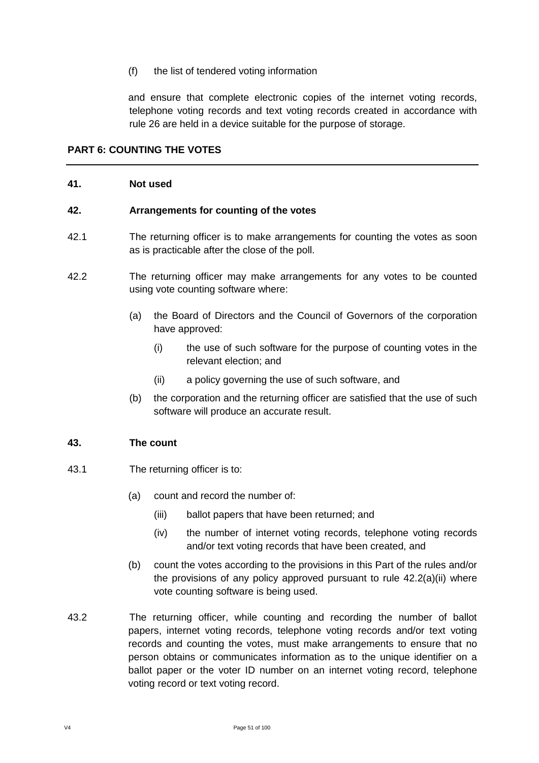(f) the list of tendered voting information

and ensure that complete electronic copies of the internet voting records, telephone voting records and text voting records created in accordance with rule 26 are held in a device suitable for the purpose of storage.

## PART 6: COUNTING THE VOTES

---

### 41. Not used

### 42. Arrangements for counting of the votes

42.1 The returning officer is to make arrangements for counting the votes as soon as is practicable after the close of the poll.

42.2 The returning officer may make arrangements for any votes to be counted using vote counting software where:

- (a) the Board of Directors and the Council of Governors of the corporation have approved:
  - (i) the use of such software for the purpose of counting votes in the relevant election; and
  - (ii) a policy governing the use of such software, and
- (b) the corporation and the returning officer are satisfied that the use of such software will produce an accurate result.

### 43. The count

43.1 The returning officer is to:

- (a) count and record the number of:
  - (iii) ballot papers that have been returned; and
  - (iv) the number of internet voting records, telephone voting records and/or text voting records that have been created, and
- (b) count the votes according to the provisions in this Part of the rules and/or the provisions of any policy approved pursuant to rule 42.2(a)(ii) where vote counting software is being used.

43.2 The returning officer, while counting and recording the number of ballot papers, internet voting records, telephone voting records and/or text voting records and counting the votes, must make arrangements to ensure that no person obtains or communicates information as to the unique identifier on a ballot paper or the voter ID number on an internet voting record, telephone voting record or text voting record.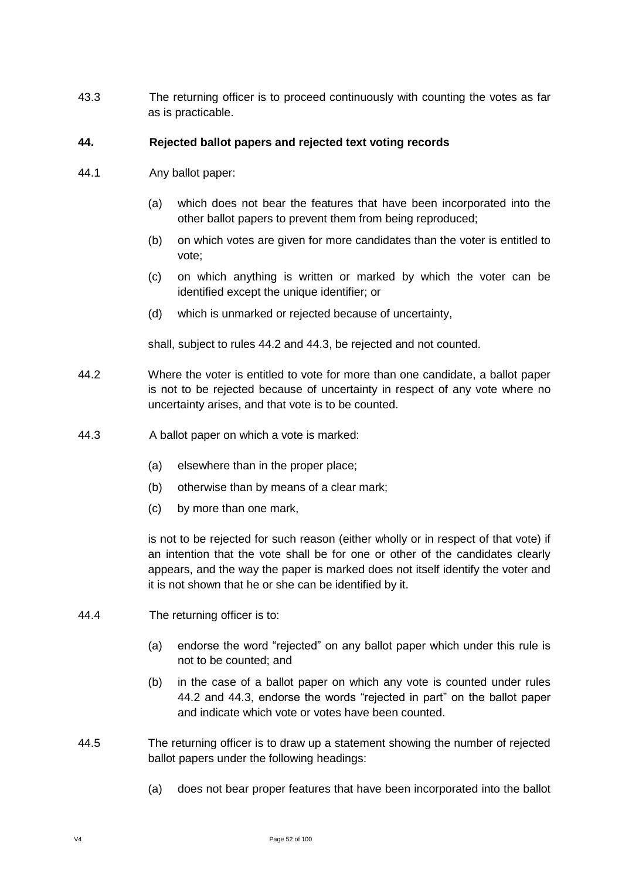43.3 The returning officer is to proceed continuously with counting the votes as far as is practicable.

**44. Rejected ballot papers and rejected text voting records**

44.1 Any ballot paper:

(a) which does not bear the features that have been incorporated into the other ballot papers to prevent them from being reproduced;

(b) on which votes are given for more candidates than the voter is entitled to vote;

(c) on which anything is written or marked by which the voter can be identified except the unique identifier; or

(d) which is unmarked or rejected because of uncertainty,

shall, subject to rules 44.2 and 44.3, be rejected and not counted.

44.2 Where the voter is entitled to vote for more than one candidate, a ballot paper is not to be rejected because of uncertainty in respect of any vote where no uncertainty arises, and that vote is to be counted.

44.3 A ballot paper on which a vote is marked:

(a) elsewhere than in the proper place;

(b) otherwise than by means of a clear mark;

(c) by more than one mark,

is not to be rejected for such reason (either wholly or in respect of that vote) if an intention that the vote shall be for one or other of the candidates clearly appears, and the way the paper is marked does not itself identify the voter and it is not shown that he or she can be identified by it.

44.4 The returning officer is to:

(a) endorse the word "rejected" on any ballot paper which under this rule is not to be counted; and

(b) in the case of a ballot paper on which any vote is counted under rules 44.2 and 44.3, endorse the words "rejected in part" on the ballot paper and indicate which vote or votes have been counted.

44.5 The returning officer is to draw up a statement showing the number of rejected ballot papers under the following headings:

(a) does not bear proper features that have been incorporated into the ballot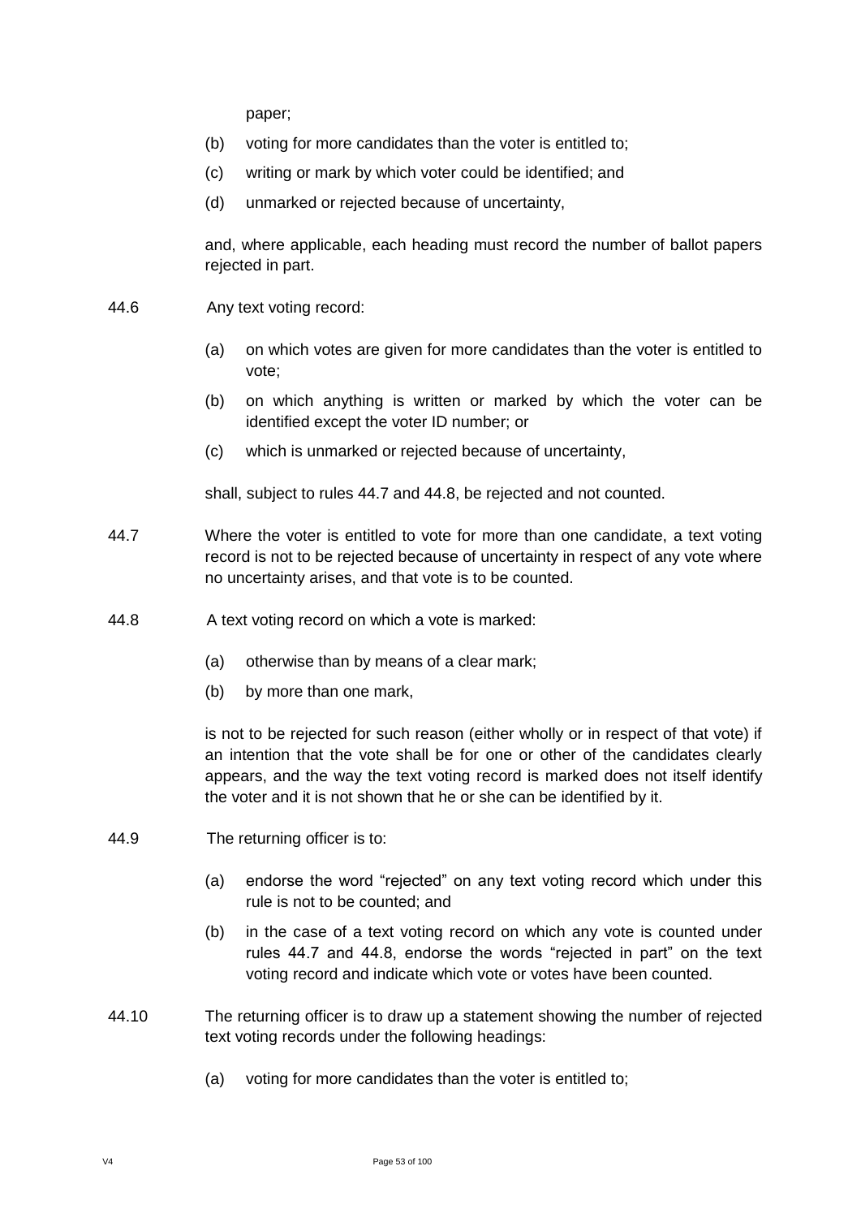paper;

(b) voting for more candidates than the voter is entitled to;

(c) writing or mark by which voter could be identified; and

(d) unmarked or rejected because of uncertainty,

and, where applicable, each heading must record the number of ballot papers rejected in part.

44.6 Any text voting record:

(a) on which votes are given for more candidates than the voter is entitled to vote;

(b) on which anything is written or marked by which the voter can be identified except the voter ID number; or

(c) which is unmarked or rejected because of uncertainty,

shall, subject to rules 44.7 and 44.8, be rejected and not counted.

44.7 Where the voter is entitled to vote for more than one candidate, a text voting record is not to be rejected because of uncertainty in respect of any vote where no uncertainty arises, and that vote is to be counted.

44.8 A text voting record on which a vote is marked:

(a) otherwise than by means of a clear mark;

(b) by more than one mark,

is not to be rejected for such reason (either wholly or in respect of that vote) if an intention that the vote shall be for one or other of the candidates clearly appears, and the way the text voting record is marked does not itself identify the voter and it is not shown that he or she can be identified by it.

44.9 The returning officer is to:

(a) endorse the word "rejected" on any text voting record which under this rule is not to be counted; and

(b) in the case of a text voting record on which any vote is counted under rules 44.7 and 44.8, endorse the words "rejected in part" on the text voting record and indicate which vote or votes have been counted.

44.10 The returning officer is to draw up a statement showing the number of rejected text voting records under the following headings:

(a) voting for more candidates than the voter is entitled to;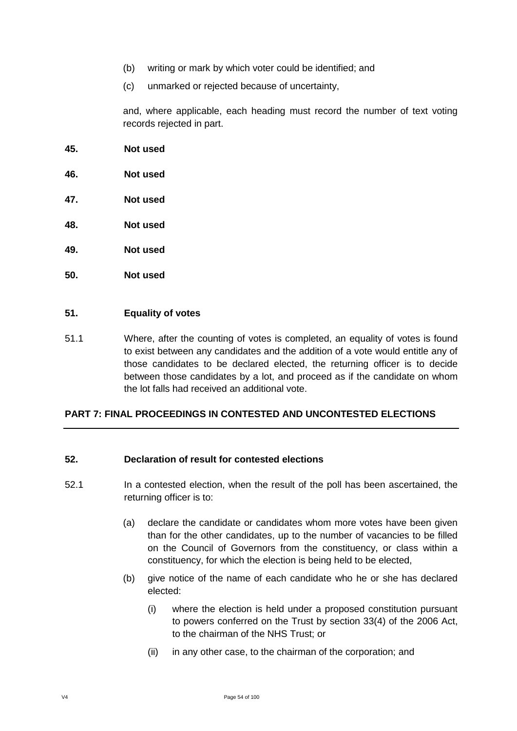(b) writing or mark by which voter could be identified; and

(c) unmarked or rejected because of uncertainty,

and, where applicable, each heading must record the number of text voting records rejected in part.

**45. Not used**

**46. Not used**

**47. Not used**

**48. Not used**

**49. Not used**

**50. Not used**

**51. Equality of votes**

51.1 Where, after the counting of votes is completed, an equality of votes is found to exist between any candidates and the addition of a vote would entitle any of those candidates to be declared elected, the returning officer is to decide between those candidates by a lot, and proceed as if the candidate on whom the lot falls had received an additional vote.

## PART 7: FINAL PROCEEDINGS IN CONTESTED AND UNCONTESTED ELECTIONS

**52. Declaration of result for contested elections**

52.1 In a contested election, when the result of the poll has been ascertained, the returning officer is to:

(a) declare the candidate or candidates whom more votes have been given than for the other candidates, up to the number of vacancies to be filled on the Council of Governors from the constituency, or class within a constituency, for which the election is being held to be elected,

(b) give notice of the name of each candidate who he or she has declared elected:

(i) where the election is held under a proposed constitution pursuant to powers conferred on the Trust by section 33(4) of the 2006 Act, to the chairman of the NHS Trust; or

(ii) in any other case, to the chairman of the corporation; and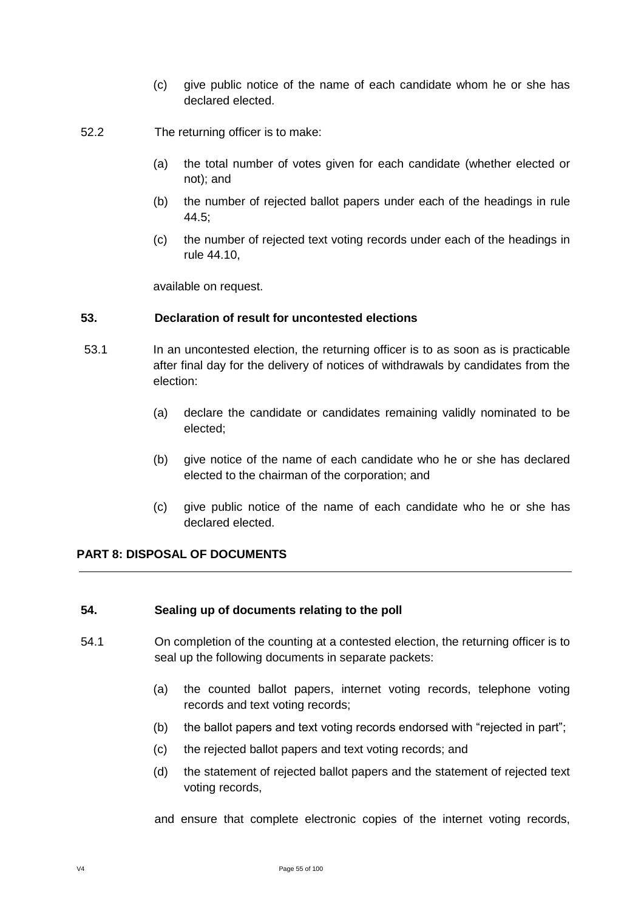(c) give public notice of the name of each candidate whom he or she has declared elected.

52.2 The returning officer is to make:

(a) the total number of votes given for each candidate (whether elected or not); and

(b) the number of rejected ballot papers under each of the headings in rule 44.5;

(c) the number of rejected text voting records under each of the headings in rule 44.10,

available on request.

### 53. Declaration of result for uncontested elections

53.1 In an uncontested election, the returning officer is to as soon as is practicable after final day for the delivery of notices of withdrawals by candidates from the election:

(a) declare the candidate or candidates remaining validly nominated to be elected;

(b) give notice of the name of each candidate who he or she has declared elected to the chairman of the corporation; and

(c) give public notice of the name of each candidate who he or she has declared elected.

## PART 8: DISPOSAL OF DOCUMENTS

---

### 54. Sealing up of documents relating to the poll

54.1 On completion of the counting at a contested election, the returning officer is to seal up the following documents in separate packets:

(a) the counted ballot papers, internet voting records, telephone voting records and text voting records;

(b) the ballot papers and text voting records endorsed with "rejected in part";

(c) the rejected ballot papers and text voting records; and

(d) the statement of rejected ballot papers and the statement of rejected text voting records,

and ensure that complete electronic copies of the internet voting records,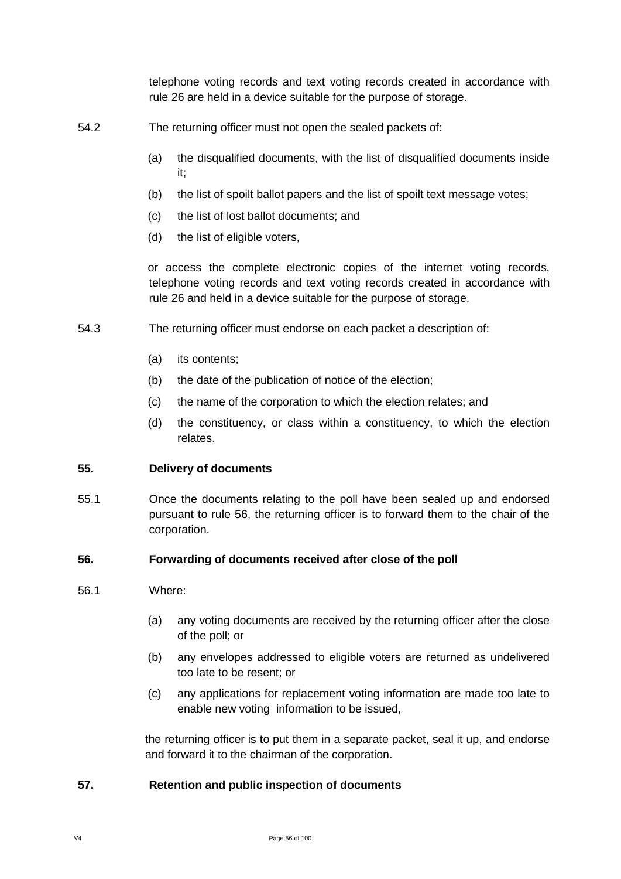telephone voting records and text voting records created in accordance with rule 26 are held in a device suitable for the purpose of storage.

54.2 The returning officer must not open the sealed packets of:

(a) the disqualified documents, with the list of disqualified documents inside it;

(b) the list of spoilt ballot papers and the list of spoilt text message votes;

(c) the list of lost ballot documents; and

(d) the list of eligible voters,

or access the complete electronic copies of the internet voting records, telephone voting records and text voting records created in accordance with rule 26 and held in a device suitable for the purpose of storage.

54.3 The returning officer must endorse on each packet a description of:

(a) its contents;

(b) the date of the publication of notice of the election;

(c) the name of the corporation to which the election relates; and

(d) the constituency, or class within a constituency, to which the election relates.

**55. Delivery of documents**

55.1 Once the documents relating to the poll have been sealed up and endorsed pursuant to rule 56, the returning officer is to forward them to the chair of the corporation.

**56. Forwarding of documents received after close of the poll**

56.1 Where:

(a) any voting documents are received by the returning officer after the close of the poll; or

(b) any envelopes addressed to eligible voters are returned as undelivered too late to be resent; or

(c) any applications for replacement voting information are made too late to enable new voting information to be issued,

the returning officer is to put them in a separate packet, seal it up, and endorse and forward it to the chairman of the corporation.

**57. Retention and public inspection of documents**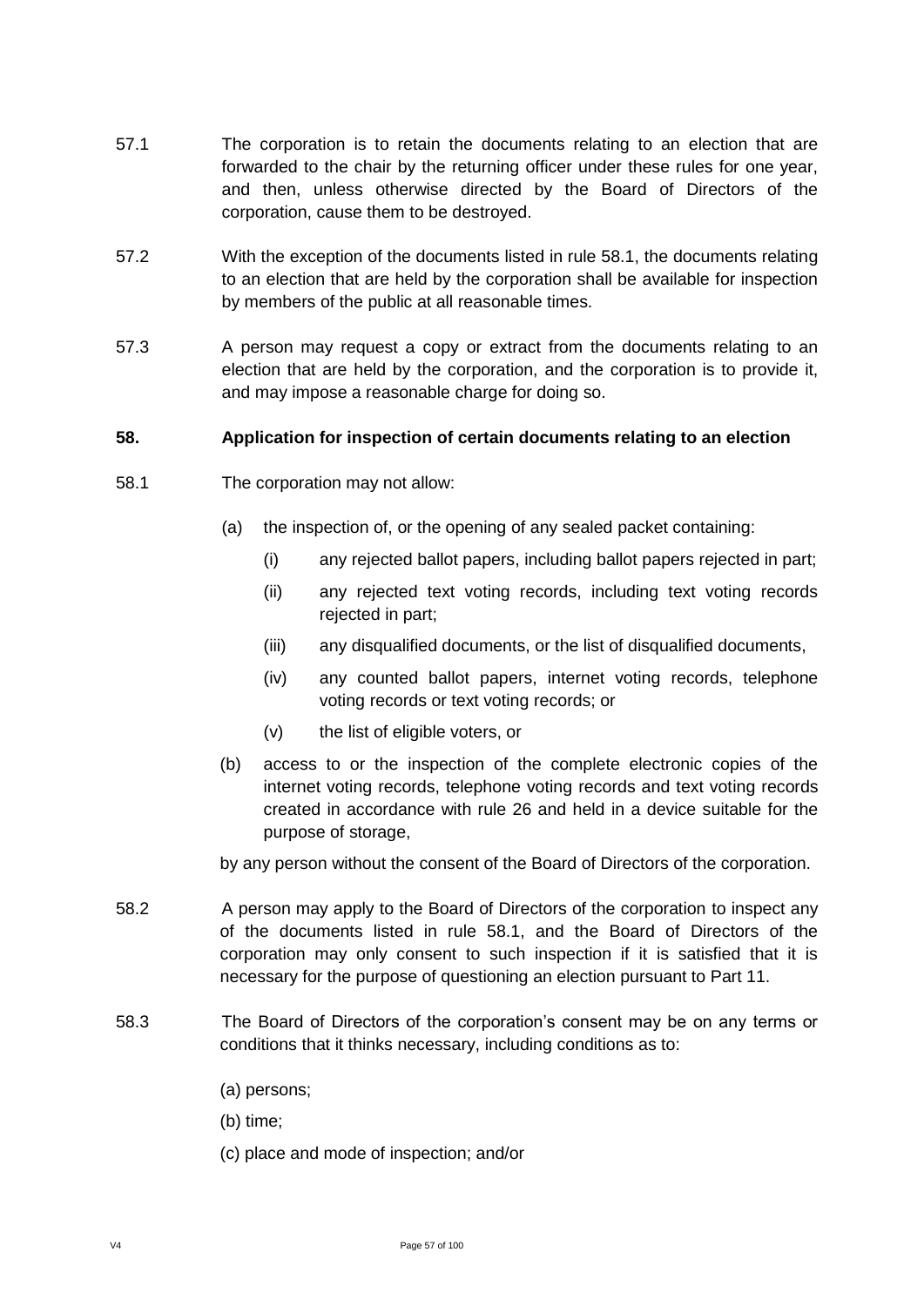57.1 The corporation is to retain the documents relating to an election that are forwarded to the chair by the returning officer under these rules for one year, and then, unless otherwise directed by the Board of Directors of the corporation, cause them to be destroyed.

57.2 With the exception of the documents listed in rule 58.1, the documents relating to an election that are held by the corporation shall be available for inspection by members of the public at all reasonable times.

57.3 A person may request a copy or extract from the documents relating to an election that are held by the corporation, and the corporation is to provide it, and may impose a reasonable charge for doing so.

**58. Application for inspection of certain documents relating to an election**

58.1 The corporation may not allow:

(a) the inspection of, or the opening of any sealed packet containing:

(i) any rejected ballot papers, including ballot papers rejected in part;

(ii) any rejected text voting records, including text voting records rejected in part;

(iii) any disqualified documents, or the list of disqualified documents,

(iv) any counted ballot papers, internet voting records, telephone voting records or text voting records; or

(v) the list of eligible voters, or

(b) access to or the inspection of the complete electronic copies of the internet voting records, telephone voting records and text voting records created in accordance with rule 26 and held in a device suitable for the purpose of storage,

by any person without the consent of the Board of Directors of the corporation.

58.2 A person may apply to the Board of Directors of the corporation to inspect any of the documents listed in rule 58.1, and the Board of Directors of the corporation may only consent to such inspection if it is satisfied that it is necessary for the purpose of questioning an election pursuant to Part 11.

58.3 The Board of Directors of the corporation's consent may be on any terms or conditions that it thinks necessary, including conditions as to:

(a) persons;

(b) time;

(c) place and mode of inspection; and/or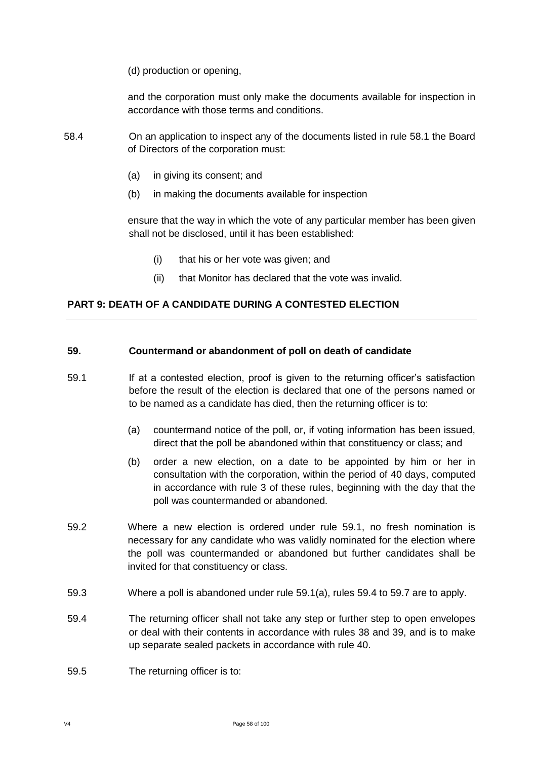(d) production or opening,

and the corporation must only make the documents available for inspection in accordance with those terms and conditions.

58.4 On an application to inspect any of the documents listed in rule 58.1 the Board of Directors of the corporation must:

- (a) in giving its consent; and
- (b) in making the documents available for inspection

ensure that the way in which the vote of any particular member has been given shall not be disclosed, until it has been established:

- (i) that his or her vote was given; and
- (ii) that Monitor has declared that the vote was invalid.

## PART 9: DEATH OF A CANDIDATE DURING A CONTESTED ELECTION

### 59. Countermand or abandonment of poll on death of candidate

59.1 If at a contested election, proof is given to the returning officer's satisfaction before the result of the election is declared that one of the persons named or to be named as a candidate has died, then the returning officer is to:

- (a) countermand notice of the poll, or, if voting information has been issued, direct that the poll be abandoned within that constituency or class; and
- (b) order a new election, on a date to be appointed by him or her in consultation with the corporation, within the period of 40 days, computed in accordance with rule 3 of these rules, beginning with the day that the poll was countermanded or abandoned.

59.2 Where a new election is ordered under rule 59.1, no fresh nomination is necessary for any candidate who was validly nominated for the election where the poll was countermanded or abandoned but further candidates shall be invited for that constituency or class.

59.3 Where a poll is abandoned under rule 59.1(a), rules 59.4 to 59.7 are to apply.

59.4 The returning officer shall not take any step or further step to open envelopes or deal with their contents in accordance with rules 38 and 39, and is to make up separate sealed packets in accordance with rule 40.

59.5 The returning officer is to: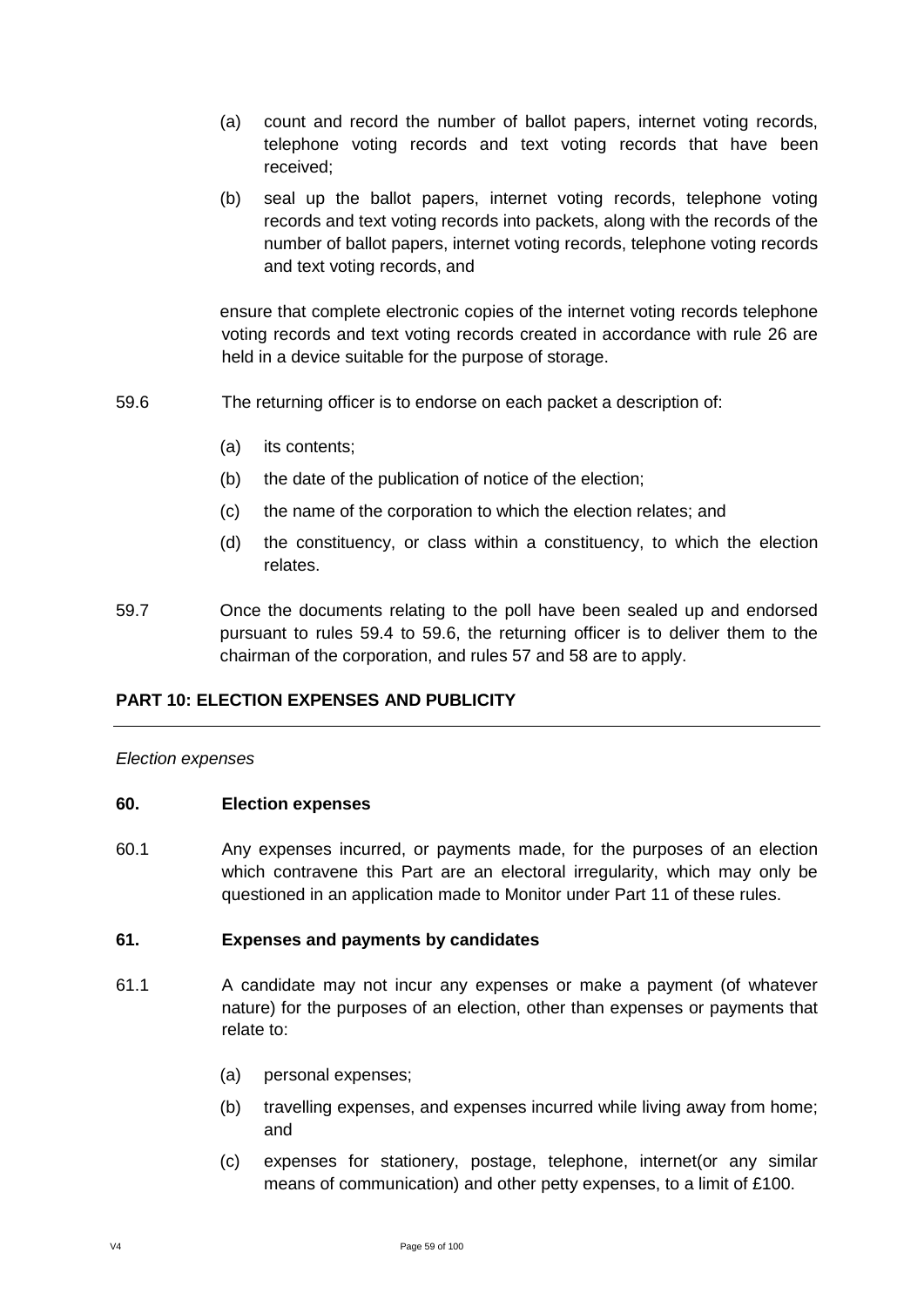(a) count and record the number of ballot papers, internet voting records, telephone voting records and text voting records that have been received;

(b) seal up the ballot papers, internet voting records, telephone voting records and text voting records into packets, along with the records of the number of ballot papers, internet voting records, telephone voting records and text voting records, and

ensure that complete electronic copies of the internet voting records telephone voting records and text voting records created in accordance with rule 26 are held in a device suitable for the purpose of storage.

59.6 The returning officer is to endorse on each packet a description of:

(a) its contents;

(b) the date of the publication of notice of the election;

(c) the name of the corporation to which the election relates; and

(d) the constituency, or class within a constituency, to which the election relates.

59.7 Once the documents relating to the poll have been sealed up and endorsed pursuant to rules 59.4 to 59.6, the returning officer is to deliver them to the chairman of the corporation, and rules 57 and 58 are to apply.

## PART 10: ELECTION EXPENSES AND PUBLICITY

*Election expenses*

### 60. Election expenses

60.1 Any expenses incurred, or payments made, for the purposes of an election which contravene this Part are an electoral irregularity, which may only be questioned in an application made to Monitor under Part 11 of these rules.

### 61. Expenses and payments by candidates

61.1 A candidate may not incur any expenses or make a payment (of whatever nature) for the purposes of an election, other than expenses or payments that relate to:

(a) personal expenses;

(b) travelling expenses, and expenses incurred while living away from home; and

(c) expenses for stationery, postage, telephone, internet(or any similar means of communication) and other petty expenses, to a limit of £100.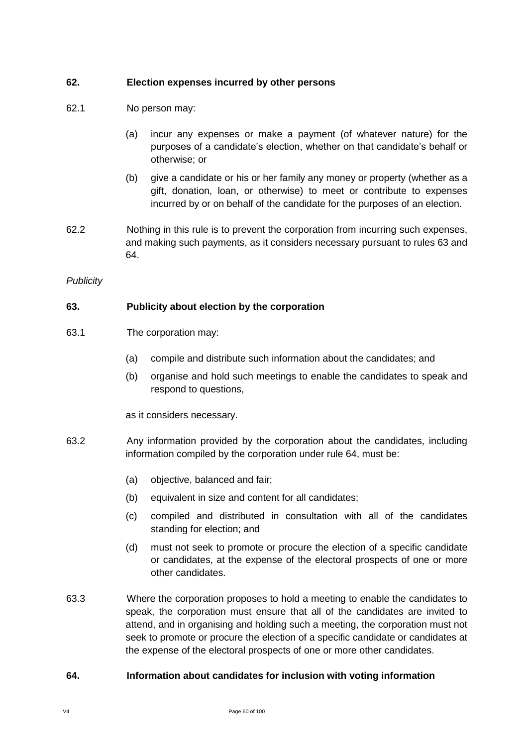**62. Election expenses incurred by other persons**

62.1 No person may:

(a) incur any expenses or make a payment (of whatever nature) for the purposes of a candidate's election, whether on that candidate's behalf or otherwise; or

(b) give a candidate or his or her family any money or property (whether as a gift, donation, loan, or otherwise) to meet or contribute to expenses incurred by or on behalf of the candidate for the purposes of an election.

62.2 Nothing in this rule is to prevent the corporation from incurring such expenses, and making such payments, as it considers necessary pursuant to rules 63 and 64.

*Publicity*

**63. Publicity about election by the corporation**

63.1 The corporation may:

(a) compile and distribute such information about the candidates; and

(b) organise and hold such meetings to enable the candidates to speak and respond to questions,

as it considers necessary.

63.2 Any information provided by the corporation about the candidates, including information compiled by the corporation under rule 64, must be:

(a) objective, balanced and fair;

(b) equivalent in size and content for all candidates;

(c) compiled and distributed in consultation with all of the candidates standing for election; and

(d) must not seek to promote or procure the election of a specific candidate or candidates, at the expense of the electoral prospects of one or more other candidates.

63.3 Where the corporation proposes to hold a meeting to enable the candidates to speak, the corporation must ensure that all of the candidates are invited to attend, and in organising and holding such a meeting, the corporation must not seek to promote or procure the election of a specific candidate or candidates at the expense of the electoral prospects of one or more other candidates.

**64. Information about candidates for inclusion with voting information**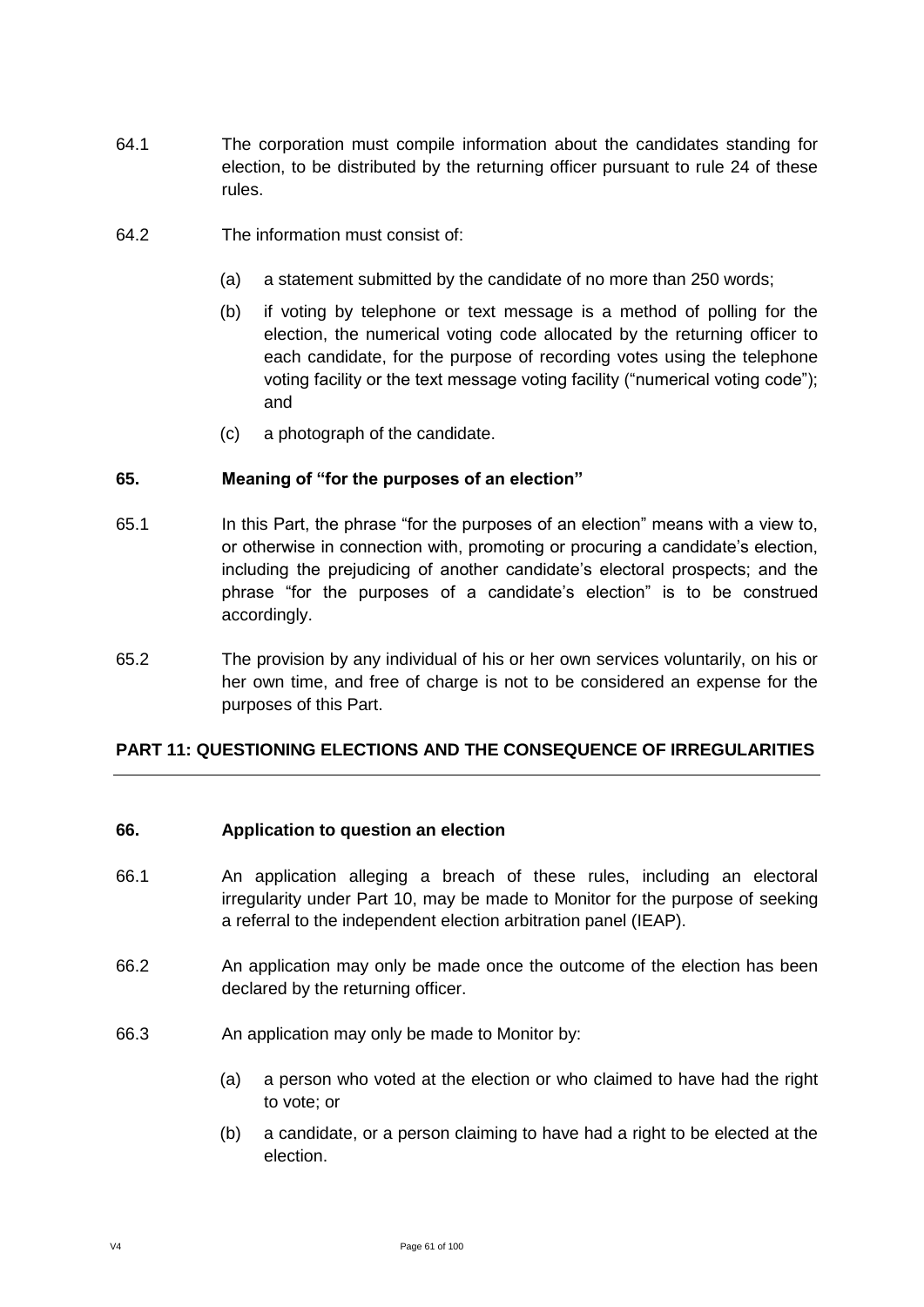64.1 The corporation must compile information about the candidates standing for election, to be distributed by the returning officer pursuant to rule 24 of these rules.

64.2 The information must consist of:

(a) a statement submitted by the candidate of no more than 250 words;

(b) if voting by telephone or text message is a method of polling for the election, the numerical voting code allocated by the returning officer to each candidate, for the purpose of recording votes using the telephone voting facility or the text message voting facility ("numerical voting code"); and

(c) a photograph of the candidate.

### 65. Meaning of "for the purposes of an election"

65.1 In this Part, the phrase "for the purposes of an election" means with a view to, or otherwise in connection with, promoting or procuring a candidate's election, including the prejudicing of another candidate's electoral prospects; and the phrase "for the purposes of a candidate's election" is to be construed accordingly.

65.2 The provision by any individual of his or her own services voluntarily, on his or her own time, and free of charge is not to be considered an expense for the purposes of this Part.

## PART 11: QUESTIONING ELECTIONS AND THE CONSEQUENCE OF IRREGULARITIES

### 66. Application to question an election

66.1 An application alleging a breach of these rules, including an electoral irregularity under Part 10, may be made to Monitor for the purpose of seeking a referral to the independent election arbitration panel (IEAP).

66.2 An application may only be made once the outcome of the election has been declared by the returning officer.

66.3 An application may only be made to Monitor by:

(a) a person who voted at the election or who claimed to have had the right to vote; or

(b) a candidate, or a person claiming to have had a right to be elected at the election.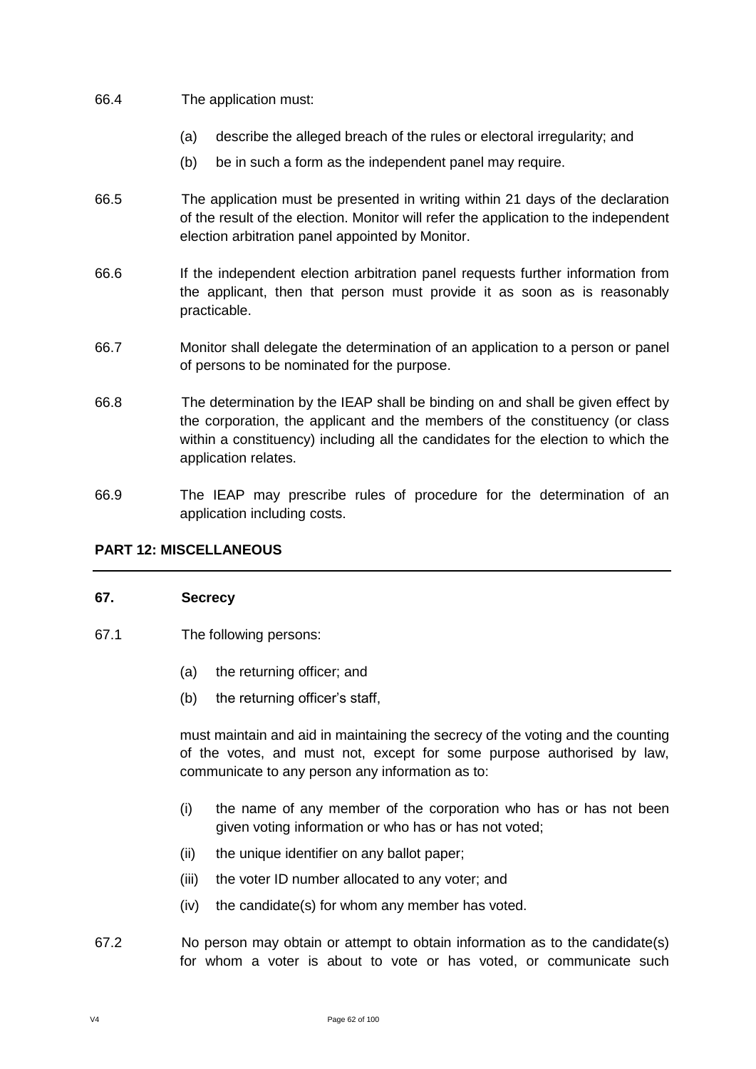66.4 The application must:

- (a) describe the alleged breach of the rules or electoral irregularity; and
- (b) be in such a form as the independent panel may require.

66.5 The application must be presented in writing within 21 days of the declaration of the result of the election. Monitor will refer the application to the independent election arbitration panel appointed by Monitor.

66.6 If the independent election arbitration panel requests further information from the applicant, then that person must provide it as soon as is reasonably practicable.

66.7 Monitor shall delegate the determination of an application to a person or panel of persons to be nominated for the purpose.

66.8 The determination by the IEAP shall be binding on and shall be given effect by the corporation, the applicant and the members of the constituency (or class within a constituency) including all the candidates for the election to which the application relates.

66.9 The IEAP may prescribe rules of procedure for the determination of an application including costs.

## PART 12: MISCELLANEOUS

### 67. Secrecy

67.1 The following persons:

- (a) the returning officer; and
- (b) the returning officer's staff,

must maintain and aid in maintaining the secrecy of the voting and the counting of the votes, and must not, except for some purpose authorised by law, communicate to any person any information as to:

- (i) the name of any member of the corporation who has or has not been given voting information or who has or has not voted;
- (ii) the unique identifier on any ballot paper;
- (iii) the voter ID number allocated to any voter; and
- (iv) the candidate(s) for whom any member has voted.

67.2 No person may obtain or attempt to obtain information as to the candidate(s) for whom a voter is about to vote or has voted, or communicate such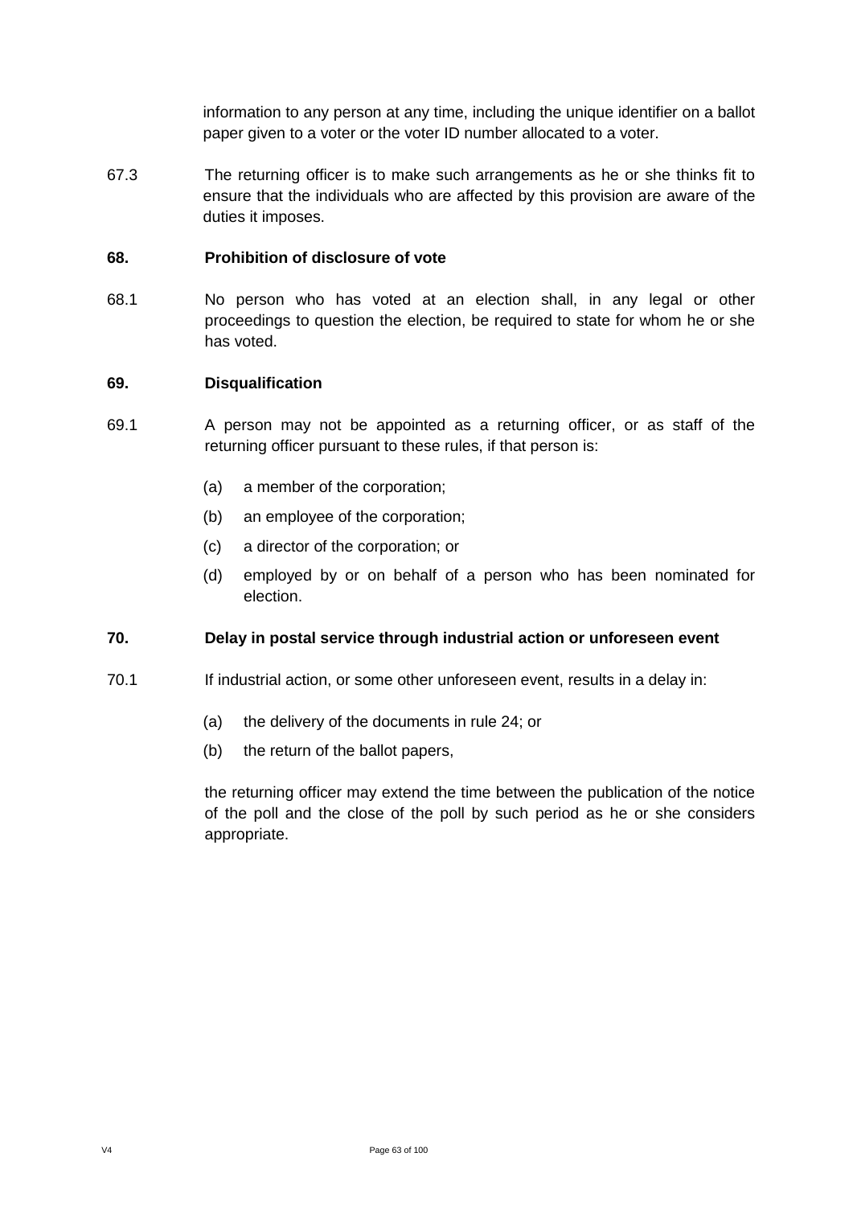information to any person at any time, including the unique identifier on a ballot paper given to a voter or the voter ID number allocated to a voter.

67.3 The returning officer is to make such arrangements as he or she thinks fit to ensure that the individuals who are affected by this provision are aware of the duties it imposes.

**68. Prohibition of disclosure of vote**

68.1 No person who has voted at an election shall, in any legal or other proceedings to question the election, be required to state for whom he or she has voted.

**69. Disqualification**

69.1 A person may not be appointed as a returning officer, or as staff of the returning officer pursuant to these rules, if that person is:

(a) a member of the corporation;

(b) an employee of the corporation;

(c) a director of the corporation; or

(d) employed by or on behalf of a person who has been nominated for election.

**70. Delay in postal service through industrial action or unforeseen event**

70.1 If industrial action, or some other unforeseen event, results in a delay in:

(a) the delivery of the documents in rule 24; or

(b) the return of the ballot papers,

the returning officer may extend the time between the publication of the notice of the poll and the close of the poll by such period as he or she considers appropriate.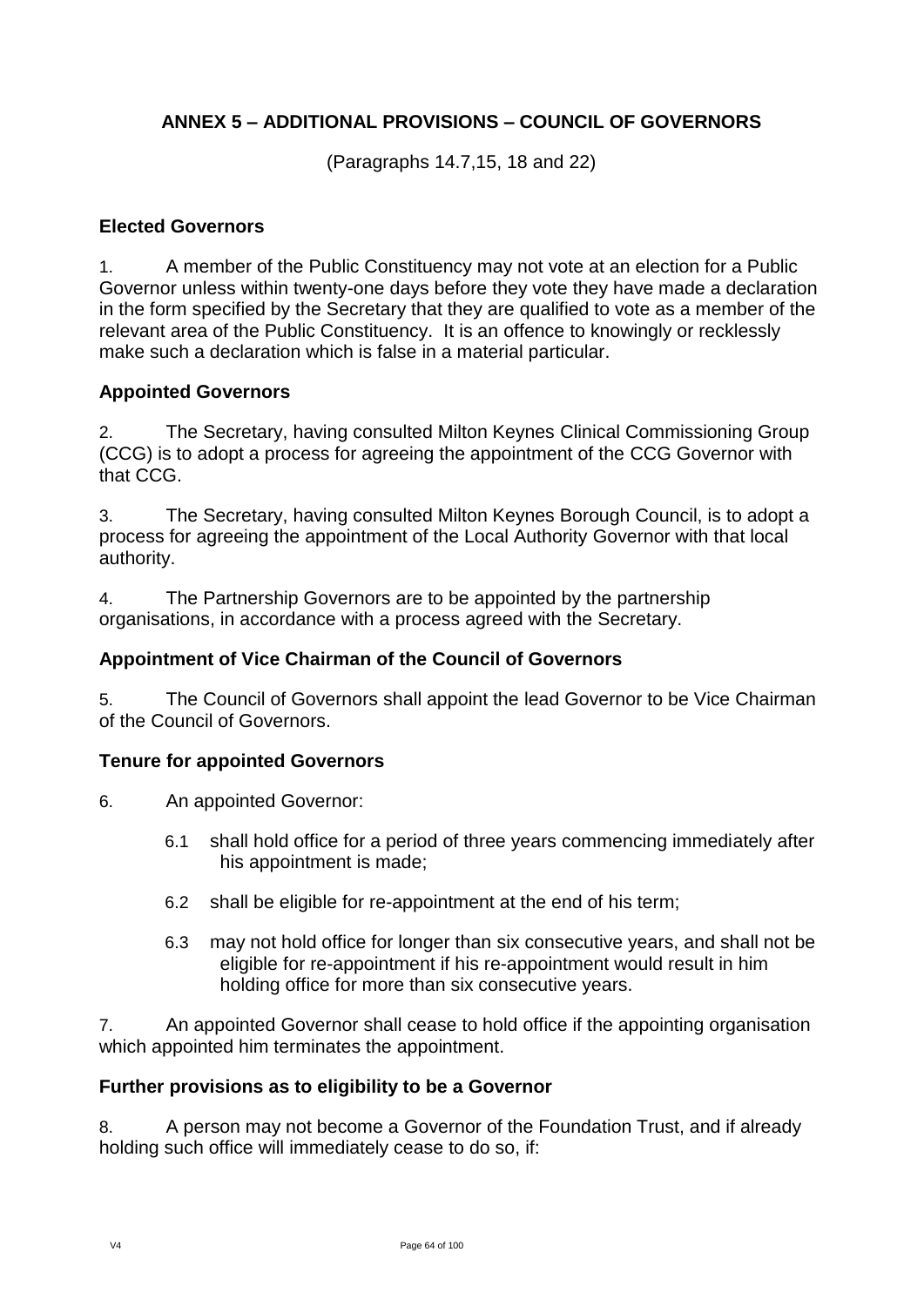## ANNEX 5 – ADDITIONAL PROVISIONS – COUNCIL OF GOVERNORS

(Paragraphs 14.7,15, 18 and 22)

### Elected Governors

1. A member of the Public Constituency may not vote at an election for a Public Governor unless within twenty-one days before they vote they have made a declaration in the form specified by the Secretary that they are qualified to vote as a member of the relevant area of the Public Constituency. It is an offence to knowingly or recklessly make such a declaration which is false in a material particular.

### Appointed Governors

2. The Secretary, having consulted Milton Keynes Clinical Commissioning Group (CCG) is to adopt a process for agreeing the appointment of the CCG Governor with that CCG.

3. The Secretary, having consulted Milton Keynes Borough Council, is to adopt a process for agreeing the appointment of the Local Authority Governor with that local authority.

4. The Partnership Governors are to be appointed by the partnership organisations, in accordance with a process agreed with the Secretary.

### Appointment of Vice Chairman of the Council of Governors

5. The Council of Governors shall appoint the lead Governor to be Vice Chairman of the Council of Governors.

### Tenure for appointed Governors

6. An appointed Governor:

   6.1 shall hold office for a period of three years commencing immediately after his appointment is made;

   6.2 shall be eligible for re-appointment at the end of his term;

   6.3 may not hold office for longer than six consecutive years, and shall not be eligible for re-appointment if his re-appointment would result in him holding office for more than six consecutive years.

7. An appointed Governor shall cease to hold office if the appointing organisation which appointed him terminates the appointment.

### Further provisions as to eligibility to be a Governor

8. A person may not become a Governor of the Foundation Trust, and if already holding such office will immediately cease to do so, if: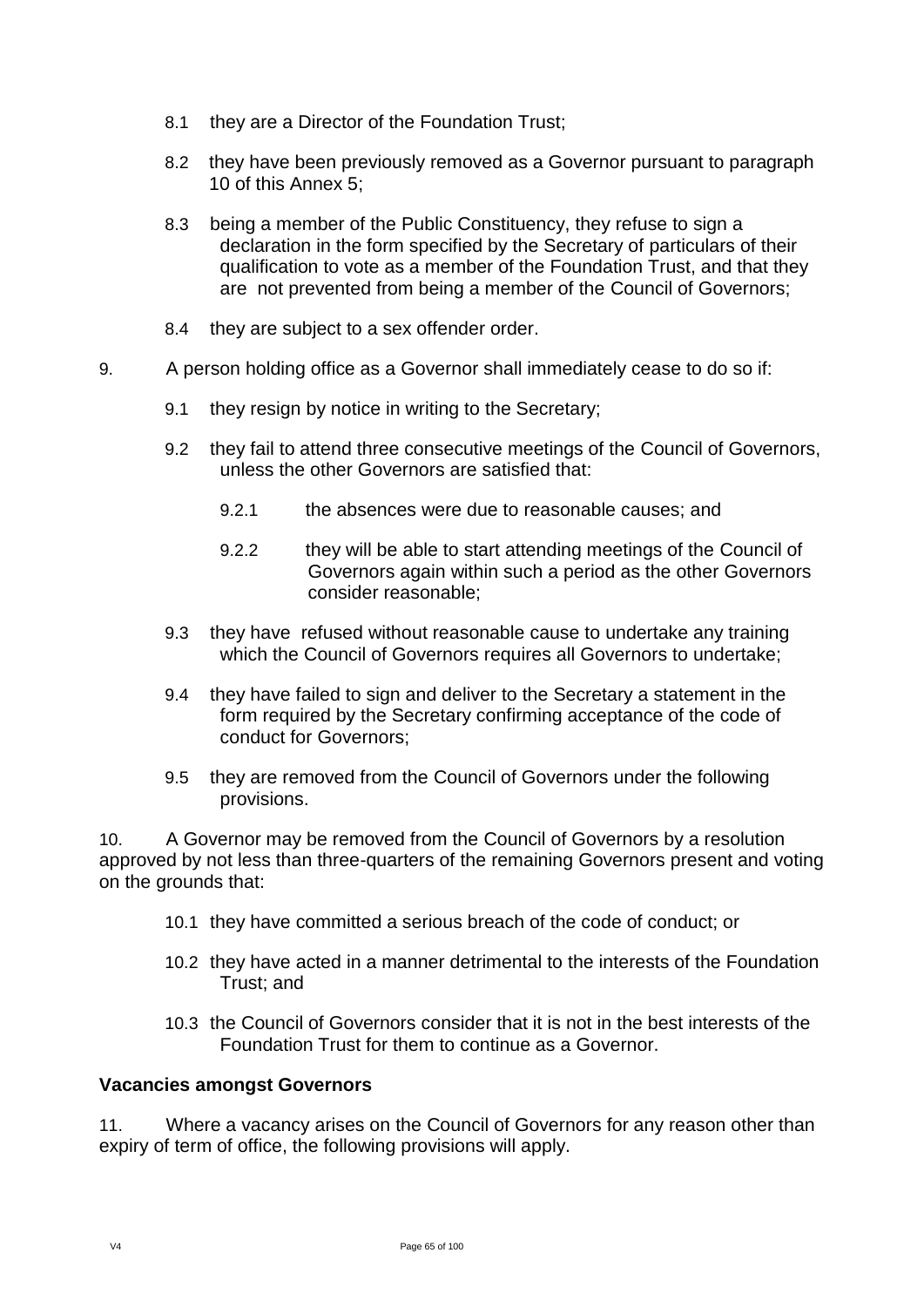8.1 they are a Director of the Foundation Trust;

8.2 they have been previously removed as a Governor pursuant to paragraph 10 of this Annex 5;

8.3 being a member of the Public Constituency, they refuse to sign a declaration in the form specified by the Secretary of particulars of their qualification to vote as a member of the Foundation Trust, and that they are not prevented from being a member of the Council of Governors;

8.4 they are subject to a sex offender order.

9. A person holding office as a Governor shall immediately cease to do so if:

9.1 they resign by notice in writing to the Secretary;

9.2 they fail to attend three consecutive meetings of the Council of Governors, unless the other Governors are satisfied that:

9.2.1 the absences were due to reasonable causes; and

9.2.2 they will be able to start attending meetings of the Council of Governors again within such a period as the other Governors consider reasonable;

9.3 they have refused without reasonable cause to undertake any training which the Council of Governors requires all Governors to undertake;

9.4 they have failed to sign and deliver to the Secretary a statement in the form required by the Secretary confirming acceptance of the code of conduct for Governors;

9.5 they are removed from the Council of Governors under the following provisions.

10. A Governor may be removed from the Council of Governors by a resolution approved by not less than three-quarters of the remaining Governors present and voting on the grounds that:

10.1 they have committed a serious breach of the code of conduct; or

10.2 they have acted in a manner detrimental to the interests of the Foundation Trust; and

10.3 the Council of Governors consider that it is not in the best interests of the Foundation Trust for them to continue as a Governor.

**Vacancies amongst Governors**

11. Where a vacancy arises on the Council of Governors for any reason other than expiry of term of office, the following provisions will apply.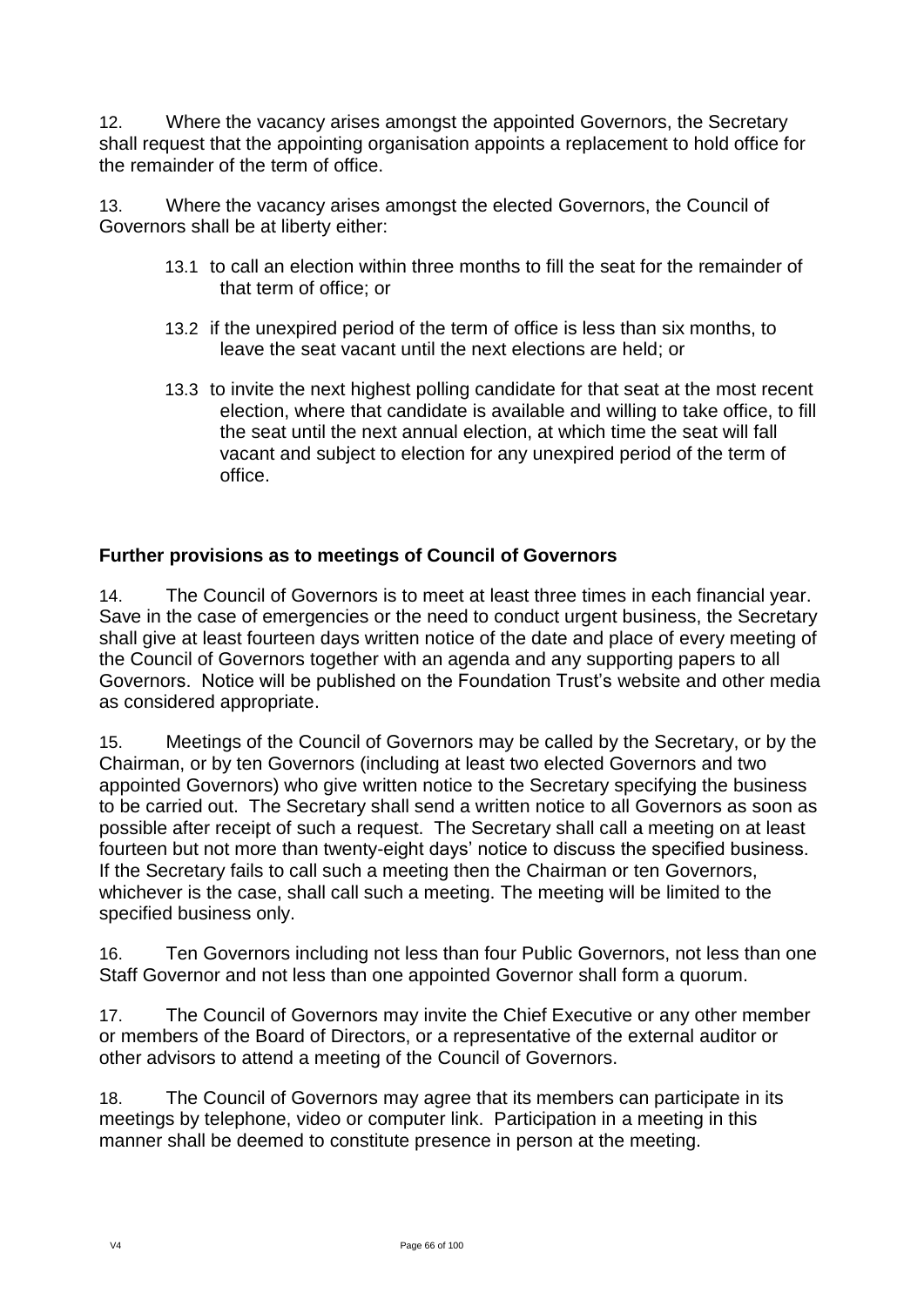12. Where the vacancy arises amongst the appointed Governors, the Secretary shall request that the appointing organisation appoints a replacement to hold office for the remainder of the term of office.

13. Where the vacancy arises amongst the elected Governors, the Council of Governors shall be at liberty either:

   13.1 to call an election within three months to fill the seat for the remainder of that term of office; or

   13.2 if the unexpired period of the term of office is less than six months, to leave the seat vacant until the next elections are held; or

   13.3 to invite the next highest polling candidate for that seat at the most recent election, where that candidate is available and willing to take office, to fill the seat until the next annual election, at which time the seat will fall vacant and subject to election for any unexpired period of the term of office.

## Further provisions as to meetings of Council of Governors

14. The Council of Governors is to meet at least three times in each financial year. Save in the case of emergencies or the need to conduct urgent business, the Secretary shall give at least fourteen days written notice of the date and place of every meeting of the Council of Governors together with an agenda and any supporting papers to all Governors. Notice will be published on the Foundation Trust's website and other media as considered appropriate.

15. Meetings of the Council of Governors may be called by the Secretary, or by the Chairman, or by ten Governors (including at least two elected Governors and two appointed Governors) who give written notice to the Secretary specifying the business to be carried out. The Secretary shall send a written notice to all Governors as soon as possible after receipt of such a request. The Secretary shall call a meeting on at least fourteen but not more than twenty-eight days' notice to discuss the specified business. If the Secretary fails to call such a meeting then the Chairman or ten Governors, whichever is the case, shall call such a meeting. The meeting will be limited to the specified business only.

16. Ten Governors including not less than four Public Governors, not less than one Staff Governor and not less than one appointed Governor shall form a quorum.

17. The Council of Governors may invite the Chief Executive or any other member or members of the Board of Directors, or a representative of the external auditor or other advisors to attend a meeting of the Council of Governors.

18. The Council of Governors may agree that its members can participate in its meetings by telephone, video or computer link. Participation in a meeting in this manner shall be deemed to constitute presence in person at the meeting.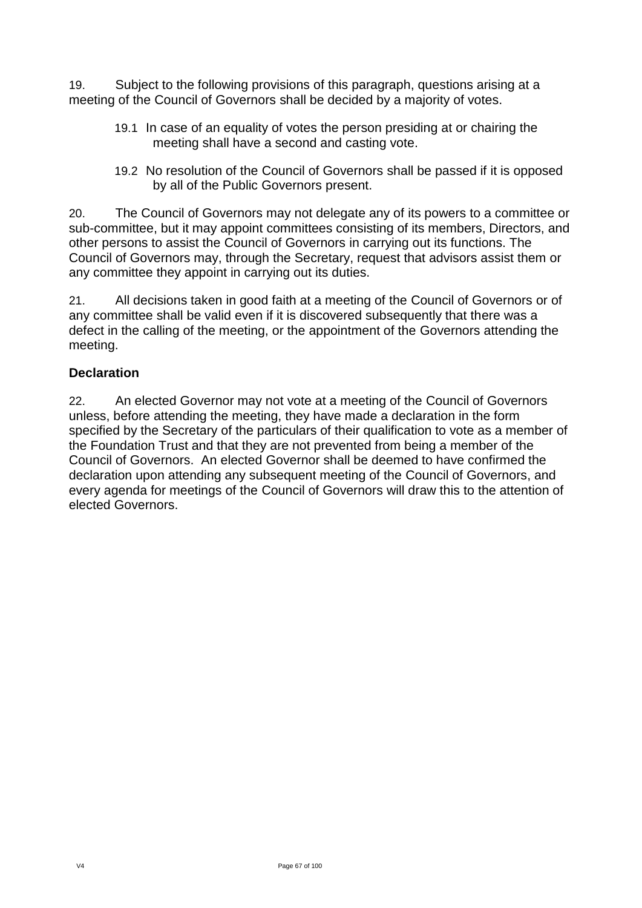19. Subject to the following provisions of this paragraph, questions arising at a meeting of the Council of Governors shall be decided by a majority of votes.

19.1 In case of an equality of votes the person presiding at or chairing the meeting shall have a second and casting vote.

19.2 No resolution of the Council of Governors shall be passed if it is opposed by all of the Public Governors present.

20. The Council of Governors may not delegate any of its powers to a committee or sub-committee, but it may appoint committees consisting of its members, Directors, and other persons to assist the Council of Governors in carrying out its functions. The Council of Governors may, through the Secretary, request that advisors assist them or any committee they appoint in carrying out its duties.

21. All decisions taken in good faith at a meeting of the Council of Governors or of any committee shall be valid even if it is discovered subsequently that there was a defect in the calling of the meeting, or the appointment of the Governors attending the meeting.

**Declaration**

22. An elected Governor may not vote at a meeting of the Council of Governors unless, before attending the meeting, they have made a declaration in the form specified by the Secretary of the particulars of their qualification to vote as a member of the Foundation Trust and that they are not prevented from being a member of the Council of Governors. An elected Governor shall be deemed to have confirmed the declaration upon attending any subsequent meeting of the Council of Governors, and every agenda for meetings of the Council of Governors will draw this to the attention of elected Governors.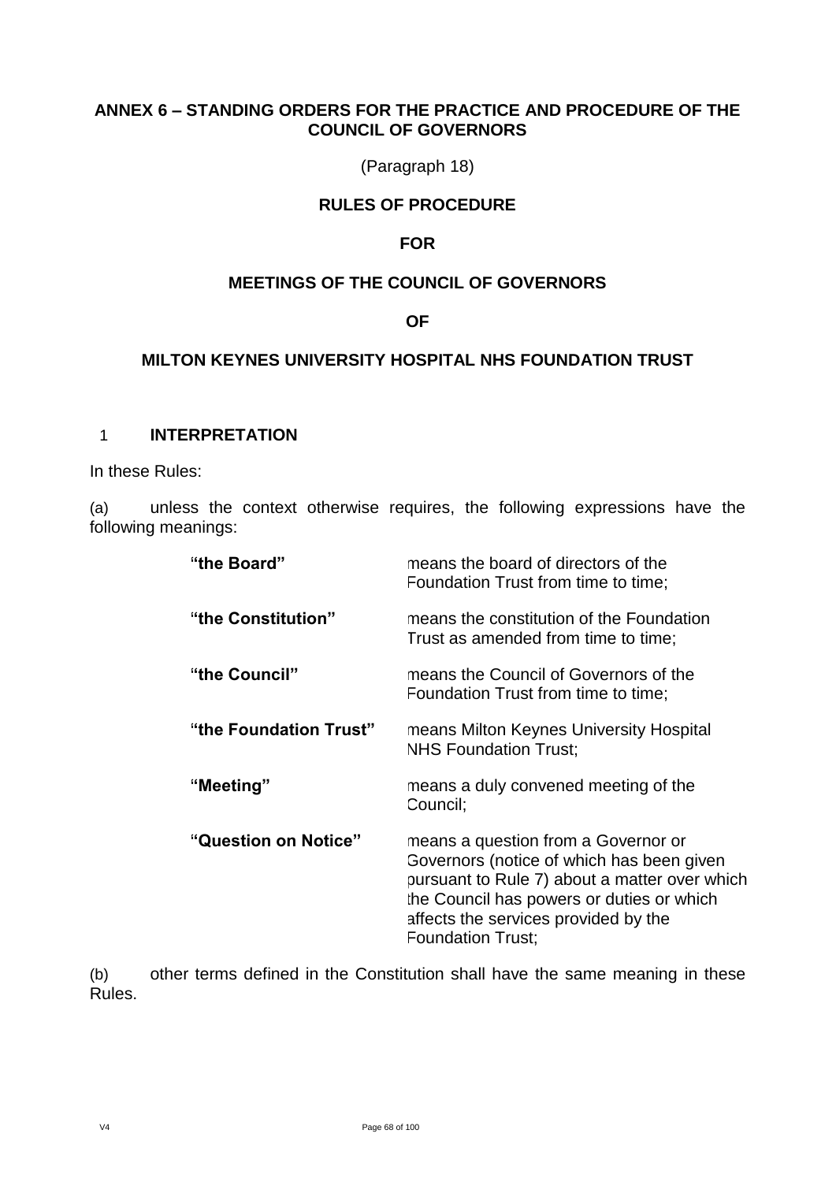# ANNEX 6 – STANDING ORDERS FOR THE PRACTICE AND PROCEDURE OF THE COUNCIL OF GOVERNORS

(Paragraph 18)

## RULES OF PROCEDURE

## FOR

## MEETINGS OF THE COUNCIL OF GOVERNORS

## OF

## MILTON KEYNES UNIVERSITY HOSPITAL NHS FOUNDATION TRUST

### 1 INTERPRETATION

In these Rules:

(a) unless the context otherwise requires, the following expressions have the following meanings:

| | |
|---|---|
| **"the Board"** | means the board of directors of the Foundation Trust from time to time; |
| **"the Constitution"** | means the constitution of the Foundation Trust as amended from time to time; |
| **"the Council"** | means the Council of Governors of the Foundation Trust from time to time; |
| **"the Foundation Trust"** | means Milton Keynes University Hospital NHS Foundation Trust; |
| **"Meeting"** | means a duly convened meeting of the Council; |
| **"Question on Notice"** | means a question from a Governor or Governors (notice of which has been given pursuant to Rule 7) about a matter over which the Council has powers or duties or which affects the services provided by the Foundation Trust; |

(b) other terms defined in the Constitution shall have the same meaning in these Rules.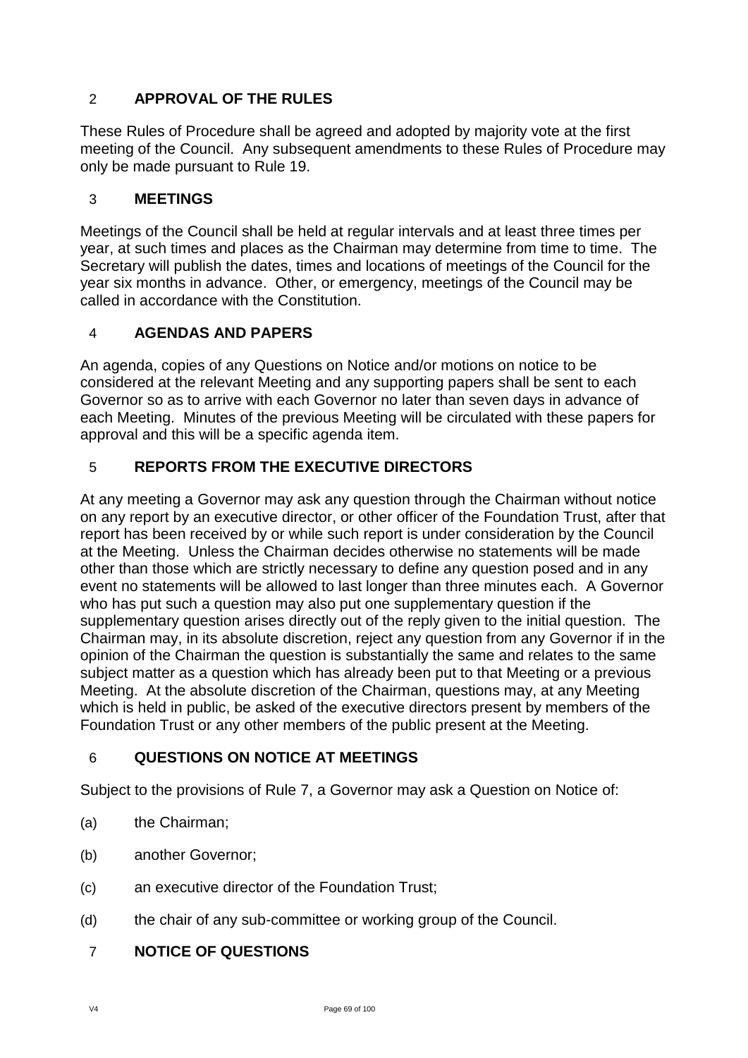## 2 APPROVAL OF THE RULES

These Rules of Procedure shall be agreed and adopted by majority vote at the first meeting of the Council. Any subsequent amendments to these Rules of Procedure may only be made pursuant to Rule 19.

## 3 MEETINGS

Meetings of the Council shall be held at regular intervals and at least three times per year, at such times and places as the Chairman may determine from time to time. The Secretary will publish the dates, times and locations of meetings of the Council for the year six months in advance. Other, or emergency, meetings of the Council may be called in accordance with the Constitution.

## 4 AGENDAS AND PAPERS

An agenda, copies of any Questions on Notice and/or motions on notice to be considered at the relevant Meeting and any supporting papers shall be sent to each Governor so as to arrive with each Governor no later than seven days in advance of each Meeting. Minutes of the previous Meeting will be circulated with these papers for approval and this will be a specific agenda item.

## 5 REPORTS FROM THE EXECUTIVE DIRECTORS

At any meeting a Governor may ask any question through the Chairman without notice on any report by an executive director, or other officer of the Foundation Trust, after that report has been received by or while such report is under consideration by the Council at the Meeting. Unless the Chairman decides otherwise no statements will be made other than those which are strictly necessary to define any question posed and in any event no statements will be allowed to last longer than three minutes each. A Governor who has put such a question may also put one supplementary question if the supplementary question arises directly out of the reply given to the initial question. The Chairman may, in its absolute discretion, reject any question from any Governor if in the opinion of the Chairman the question is substantially the same and relates to the same subject matter as a question which has already been put to that Meeting or a previous Meeting. At the absolute discretion of the Chairman, questions may, at any Meeting which is held in public, be asked of the executive directors present by members of the Foundation Trust or any other members of the public present at the Meeting.

## 6 QUESTIONS ON NOTICE AT MEETINGS

Subject to the provisions of Rule 7, a Governor may ask a Question on Notice of:

(a) the Chairman;

(b) another Governor;

(c) an executive director of the Foundation Trust;

(d) the chair of any sub-committee or working group of the Council.

## 7 NOTICE OF QUESTIONS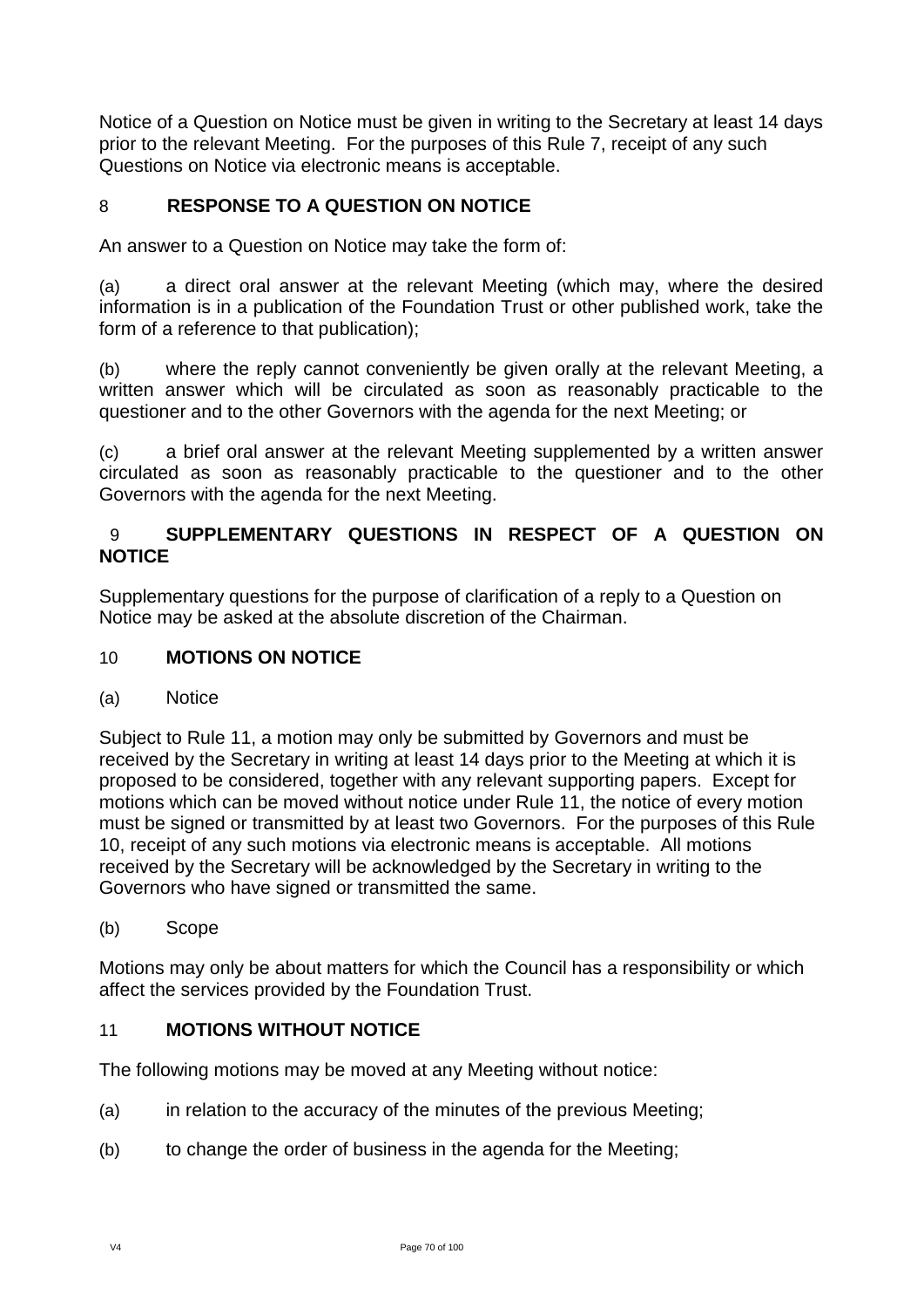Notice of a Question on Notice must be given in writing to the Secretary at least 14 days prior to the relevant Meeting. For the purposes of this Rule 7, receipt of any such Questions on Notice via electronic means is acceptable.

## 8 RESPONSE TO A QUESTION ON NOTICE

An answer to a Question on Notice may take the form of:

(a) a direct oral answer at the relevant Meeting (which may, where the desired information is in a publication of the Foundation Trust or other published work, take the form of a reference to that publication);

(b) where the reply cannot conveniently be given orally at the relevant Meeting, a written answer which will be circulated as soon as reasonably practicable to the questioner and to the other Governors with the agenda for the next Meeting; or

(c) a brief oral answer at the relevant Meeting supplemented by a written answer circulated as soon as reasonably practicable to the questioner and to the other Governors with the agenda for the next Meeting.

## 9 SUPPLEMENTARY QUESTIONS IN RESPECT OF A QUESTION ON NOTICE

Supplementary questions for the purpose of clarification of a reply to a Question on Notice may be asked at the absolute discretion of the Chairman.

## 10 MOTIONS ON NOTICE

(a) Notice

Subject to Rule 11, a motion may only be submitted by Governors and must be received by the Secretary in writing at least 14 days prior to the Meeting at which it is proposed to be considered, together with any relevant supporting papers. Except for motions which can be moved without notice under Rule 11, the notice of every motion must be signed or transmitted by at least two Governors. For the purposes of this Rule 10, receipt of any such motions via electronic means is acceptable. All motions received by the Secretary will be acknowledged by the Secretary in writing to the Governors who have signed or transmitted the same.

(b) Scope

Motions may only be about matters for which the Council has a responsibility or which affect the services provided by the Foundation Trust.

## 11 MOTIONS WITHOUT NOTICE

The following motions may be moved at any Meeting without notice:

(a) in relation to the accuracy of the minutes of the previous Meeting;

(b) to change the order of business in the agenda for the Meeting;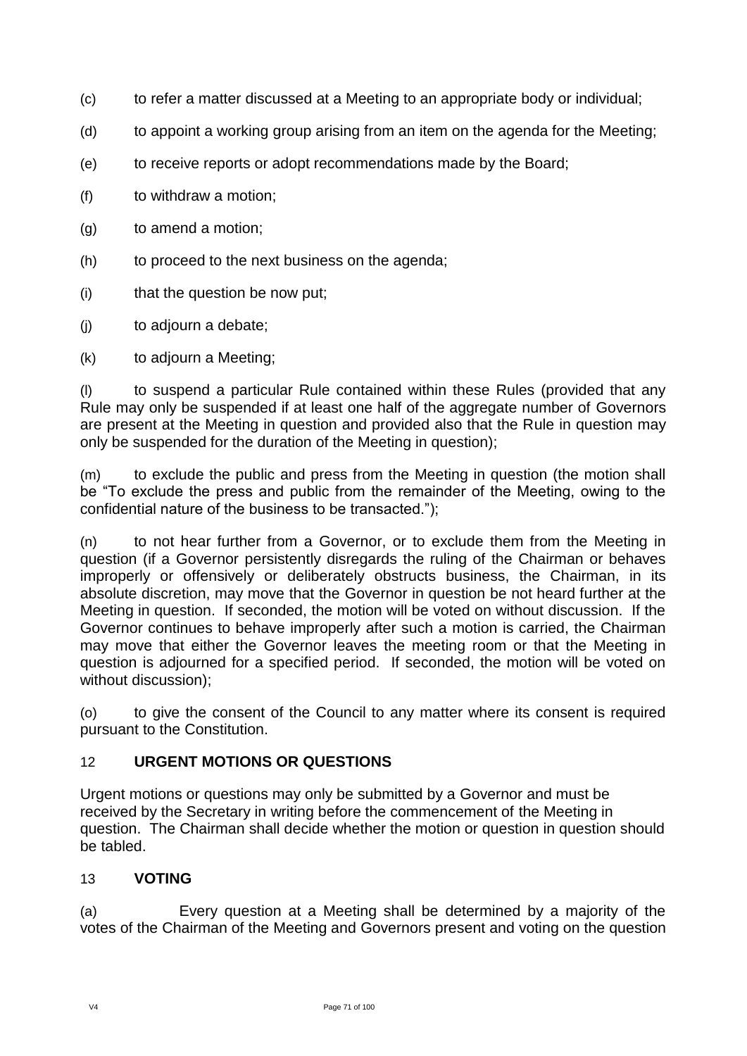(c) to refer a matter discussed at a Meeting to an appropriate body or individual;

(d) to appoint a working group arising from an item on the agenda for the Meeting;

(e) to receive reports or adopt recommendations made by the Board;

(f) to withdraw a motion;

(g) to amend a motion;

(h) to proceed to the next business on the agenda;

(i) that the question be now put;

(j) to adjourn a debate;

(k) to adjourn a Meeting;

(l) to suspend a particular Rule contained within these Rules (provided that any Rule may only be suspended if at least one half of the aggregate number of Governors are present at the Meeting in question and provided also that the Rule in question may only be suspended for the duration of the Meeting in question);

(m) to exclude the public and press from the Meeting in question (the motion shall be "To exclude the press and public from the remainder of the Meeting, owing to the confidential nature of the business to be transacted.");

(n) to not hear further from a Governor, or to exclude them from the Meeting in question (if a Governor persistently disregards the ruling of the Chairman or behaves improperly or offensively or deliberately obstructs business, the Chairman, in its absolute discretion, may move that the Governor in question be not heard further at the Meeting in question. If seconded, the motion will be voted on without discussion. If the Governor continues to behave improperly after such a motion is carried, the Chairman may move that either the Governor leaves the meeting room or that the Meeting in question is adjourned for a specified period. If seconded, the motion will be voted on without discussion);

(o) to give the consent of the Council to any matter where its consent is required pursuant to the Constitution.

## 12 URGENT MOTIONS OR QUESTIONS

Urgent motions or questions may only be submitted by a Governor and must be received by the Secretary in writing before the commencement of the Meeting in question. The Chairman shall decide whether the motion or question in question should be tabled.

## 13 VOTING

(a) Every question at a Meeting shall be determined by a majority of the votes of the Chairman of the Meeting and Governors present and voting on the question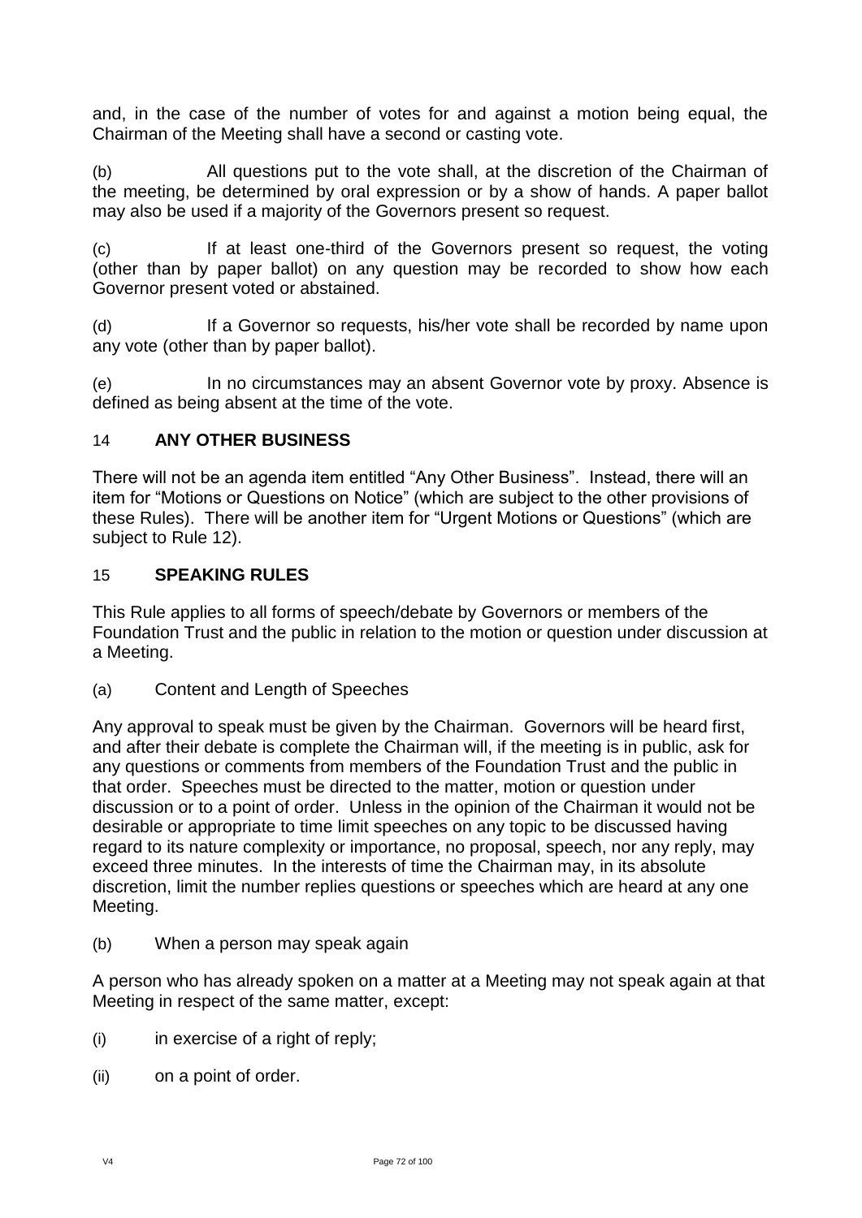and, in the case of the number of votes for and against a motion being equal, the Chairman of the Meeting shall have a second or casting vote.

(b) All questions put to the vote shall, at the discretion of the Chairman of the meeting, be determined by oral expression or by a show of hands. A paper ballot may also be used if a majority of the Governors present so request.

(c) If at least one-third of the Governors present so request, the voting (other than by paper ballot) on any question may be recorded to show how each Governor present voted or abstained.

(d) If a Governor so requests, his/her vote shall be recorded by name upon any vote (other than by paper ballot).

(e) In no circumstances may an absent Governor vote by proxy. Absence is defined as being absent at the time of the vote.

## 14 ANY OTHER BUSINESS

There will not be an agenda item entitled "Any Other Business". Instead, there will an item for "Motions or Questions on Notice" (which are subject to the other provisions of these Rules). There will be another item for "Urgent Motions or Questions" (which are subject to Rule 12).

## 15 SPEAKING RULES

This Rule applies to all forms of speech/debate by Governors or members of the Foundation Trust and the public in relation to the motion or question under discussion at a Meeting.

(a) Content and Length of Speeches

Any approval to speak must be given by the Chairman. Governors will be heard first, and after their debate is complete the Chairman will, if the meeting is in public, ask for any questions or comments from members of the Foundation Trust and the public in that order. Speeches must be directed to the matter, motion or question under discussion or to a point of order. Unless in the opinion of the Chairman it would not be desirable or appropriate to time limit speeches on any topic to be discussed having regard to its nature complexity or importance, no proposal, speech, nor any reply, may exceed three minutes. In the interests of time the Chairman may, in its absolute discretion, limit the number replies questions or speeches which are heard at any one Meeting.

(b) When a person may speak again

A person who has already spoken on a matter at a Meeting may not speak again at that Meeting in respect of the same matter, except:

(i) in exercise of a right of reply;

(ii) on a point of order.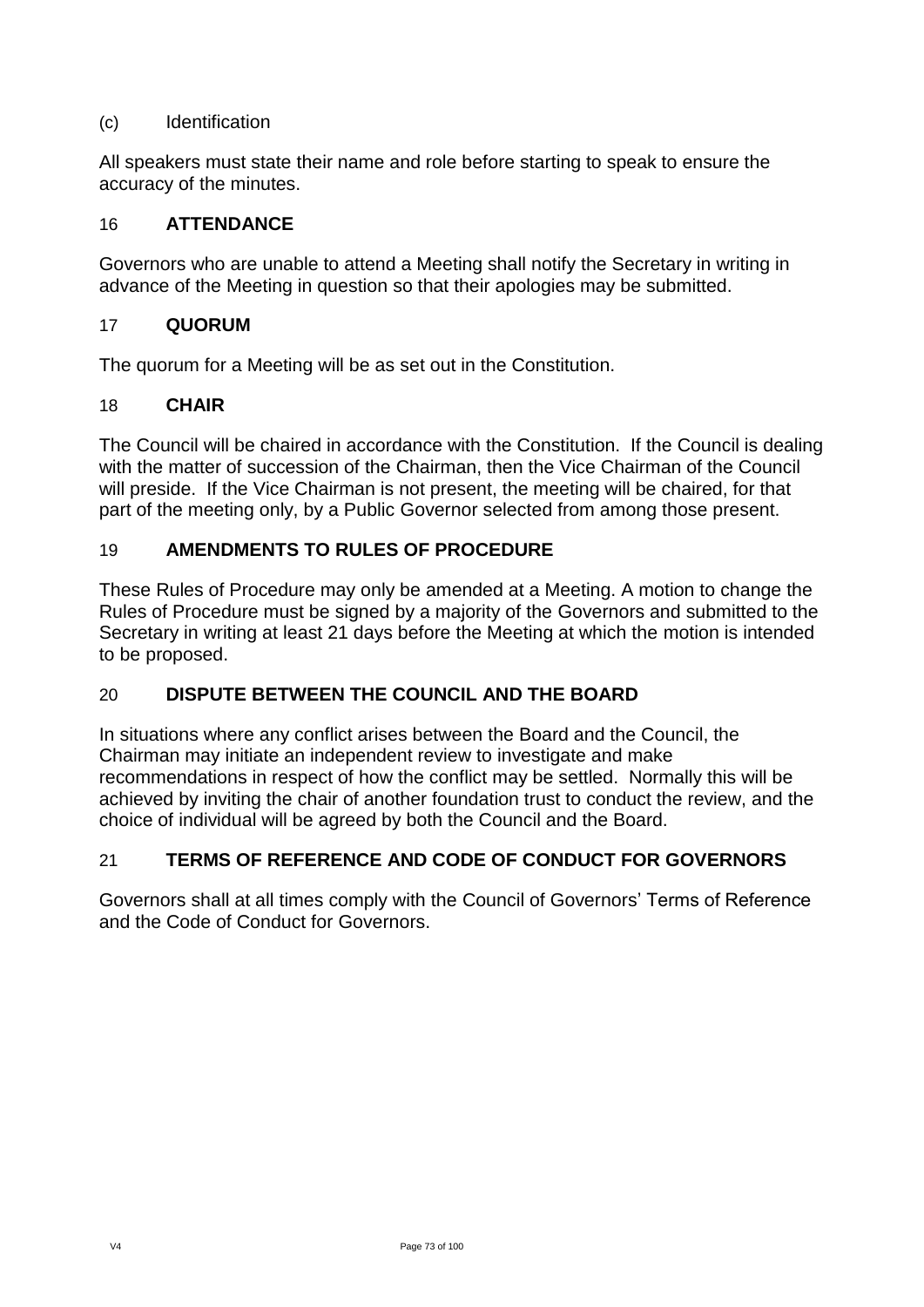(c) Identification

All speakers must state their name and role before starting to speak to ensure the accuracy of the minutes.

## 16 ATTENDANCE

Governors who are unable to attend a Meeting shall notify the Secretary in writing in advance of the Meeting in question so that their apologies may be submitted.

## 17 QUORUM

The quorum for a Meeting will be as set out in the Constitution.

## 18 CHAIR

The Council will be chaired in accordance with the Constitution. If the Council is dealing with the matter of succession of the Chairman, then the Vice Chairman of the Council will preside. If the Vice Chairman is not present, the meeting will be chaired, for that part of the meeting only, by a Public Governor selected from among those present.

## 19 AMENDMENTS TO RULES OF PROCEDURE

These Rules of Procedure may only be amended at a Meeting. A motion to change the Rules of Procedure must be signed by a majority of the Governors and submitted to the Secretary in writing at least 21 days before the Meeting at which the motion is intended to be proposed.

## 20 DISPUTE BETWEEN THE COUNCIL AND THE BOARD

In situations where any conflict arises between the Board and the Council, the Chairman may initiate an independent review to investigate and make recommendations in respect of how the conflict may be settled. Normally this will be achieved by inviting the chair of another foundation trust to conduct the review, and the choice of individual will be agreed by both the Council and the Board.

## 21 TERMS OF REFERENCE AND CODE OF CONDUCT FOR GOVERNORS

Governors shall at all times comply with the Council of Governors' Terms of Reference and the Code of Conduct for Governors.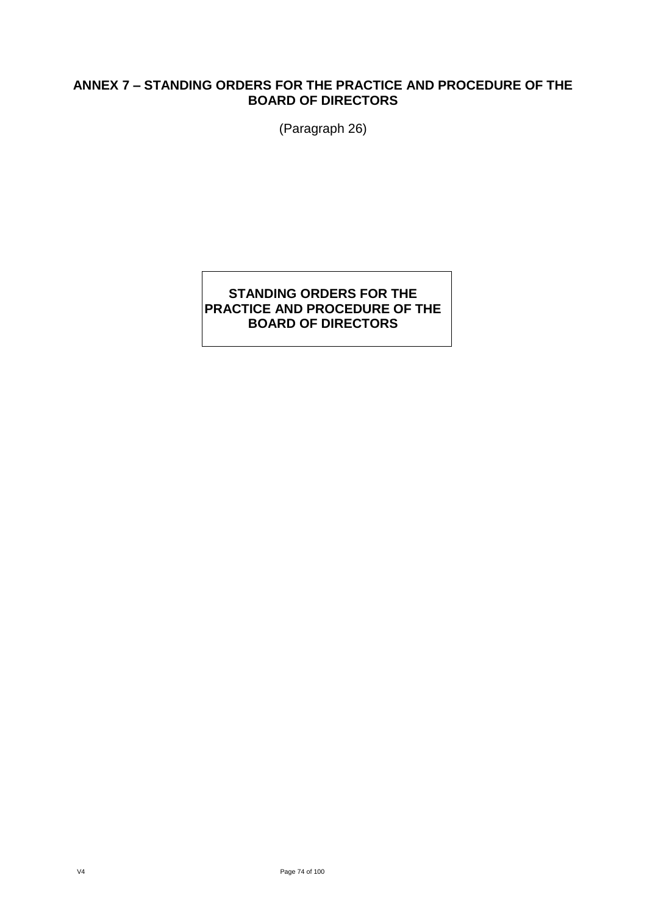## ANNEX 7 – STANDING ORDERS FOR THE PRACTICE AND PROCEDURE OF THE BOARD OF DIRECTORS

(Paragraph 26)

**STANDING ORDERS FOR THE PRACTICE AND PROCEDURE OF THE BOARD OF DIRECTORS**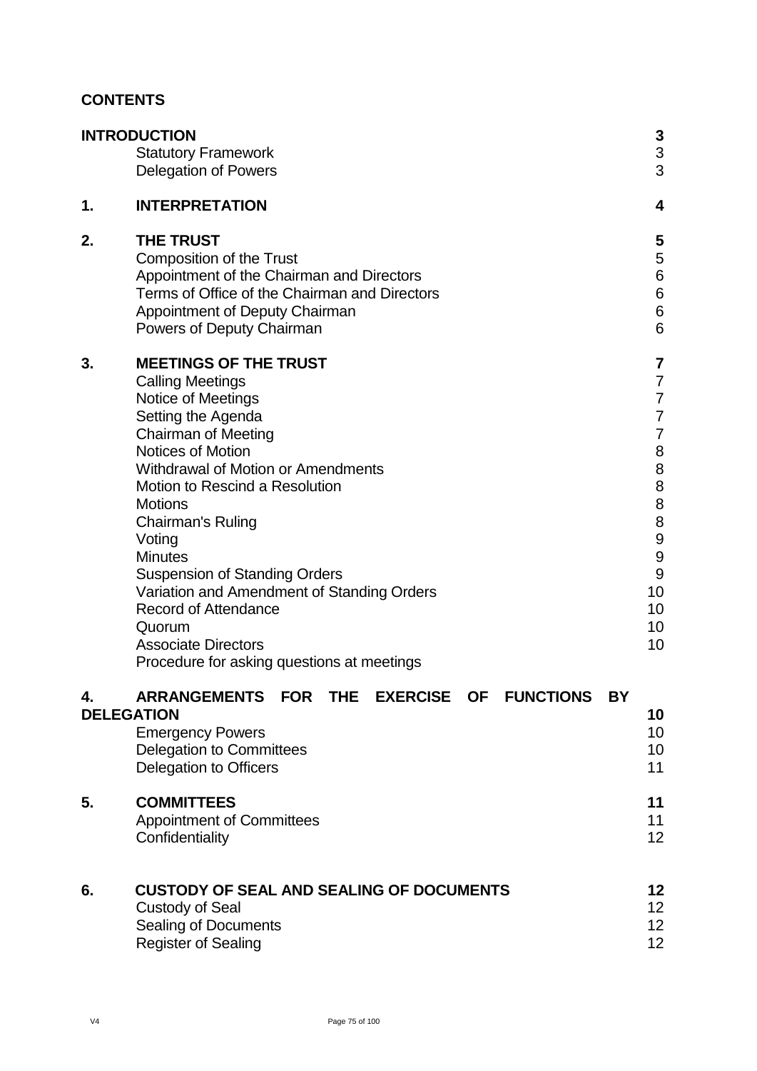## CONTENTS

| | | |
|---|---|---|
| **INTRODUCTION** | | **3** |
| | Statutory Framework | 3 |
| | Delegation of Powers | 3 |
| **1.** | **INTERPRETATION** | **4** |
| **2.** | **THE TRUST** | **5** |
| | Composition of the Trust | 5 |
| | Appointment of the Chairman and Directors | 6 |
| | Terms of Office of the Chairman and Directors | 6 |
| | Appointment of Deputy Chairman | 6 |
| | Powers of Deputy Chairman | 6 |
| **3.** | **MEETINGS OF THE TRUST** | **7** |
| | Calling Meetings | 7 |
| | Notice of Meetings | 7 |
| | Setting the Agenda | 7 |
| | Chairman of Meeting | 7 |
| | Notices of Motion | 8 |
| | Withdrawal of Motion or Amendments | 8 |
| | Motion to Rescind a Resolution | 8 |
| | Motions | 8 |
| | Chairman's Ruling | 8 |
| | Voting | 9 |
| | Minutes | 9 |
| | Suspension of Standing Orders | 9 |
| | Variation and Amendment of Standing Orders | 10 |
| | Record of Attendance | 10 |
| | Quorum | 10 |
| | Associate Directors | 10 |
| | Procedure for asking questions at meetings | |
| **4.** | **ARRANGEMENTS FOR THE EXERCISE OF FUNCTIONS BY DELEGATION** | **10** |
| | Emergency Powers | 10 |
| | Delegation to Committees | 10 |
| | Delegation to Officers | 11 |
| **5.** | **COMMITTEES** | **11** |
| | Appointment of Committees | 11 |
| | Confidentiality | 12 |
| **6.** | **CUSTODY OF SEAL AND SEALING OF DOCUMENTS** | **12** |
| | Custody of Seal | 12 |
| | Sealing of Documents | 12 |
| | Register of Sealing | 12 |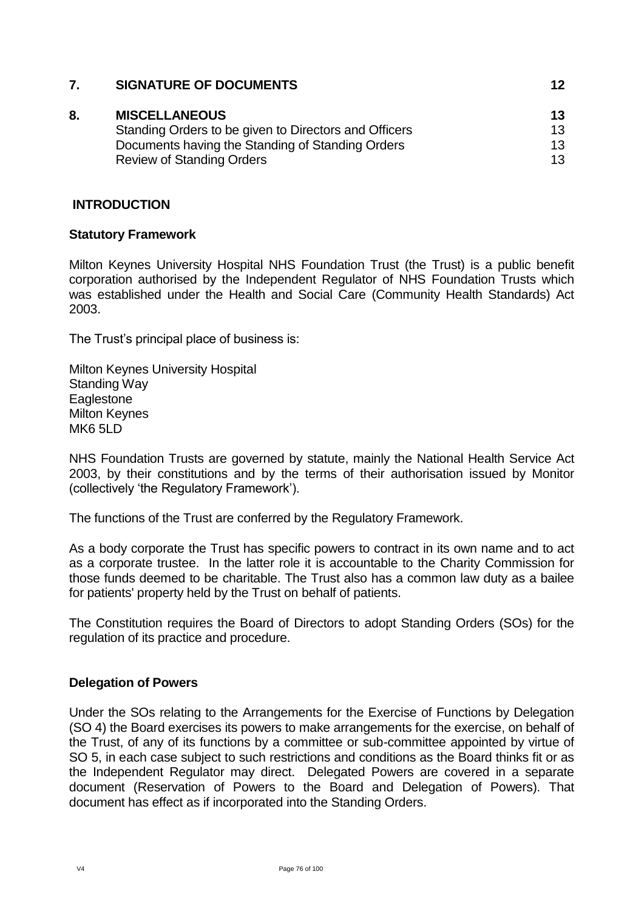| | | |
|---|---|---|
| **7.** | **SIGNATURE OF DOCUMENTS** | **12** |
| **8.** | **MISCELLANEOUS** | **13** |
| | Standing Orders to be given to Directors and Officers | 13 |
| | Documents having the Standing of Standing Orders | 13 |
| | Review of Standing Orders | 13 |

## INTRODUCTION

### Statutory Framework

Milton Keynes University Hospital NHS Foundation Trust (the Trust) is a public benefit corporation authorised by the Independent Regulator of NHS Foundation Trusts which was established under the Health and Social Care (Community Health Standards) Act 2003.

The Trust's principal place of business is:

Milton Keynes University Hospital
Standing Way
Eaglestone
Milton Keynes
MK6 5LD

NHS Foundation Trusts are governed by statute, mainly the National Health Service Act 2003, by their constitutions and by the terms of their authorisation issued by Monitor (collectively 'the Regulatory Framework').

The functions of the Trust are conferred by the Regulatory Framework.

As a body corporate the Trust has specific powers to contract in its own name and to act as a corporate trustee. In the latter role it is accountable to the Charity Commission for those funds deemed to be charitable. The Trust also has a common law duty as a bailee for patients' property held by the Trust on behalf of patients.

The Constitution requires the Board of Directors to adopt Standing Orders (SOs) for the regulation of its practice and procedure.

### Delegation of Powers

Under the SOs relating to the Arrangements for the Exercise of Functions by Delegation (SO 4) the Board exercises its powers to make arrangements for the exercise, on behalf of the Trust, of any of its functions by a committee or sub-committee appointed by virtue of SO 5, in each case subject to such restrictions and conditions as the Board thinks fit or as the Independent Regulator may direct. Delegated Powers are covered in a separate document (Reservation of Powers to the Board and Delegation of Powers). That document has effect as if incorporated into the Standing Orders.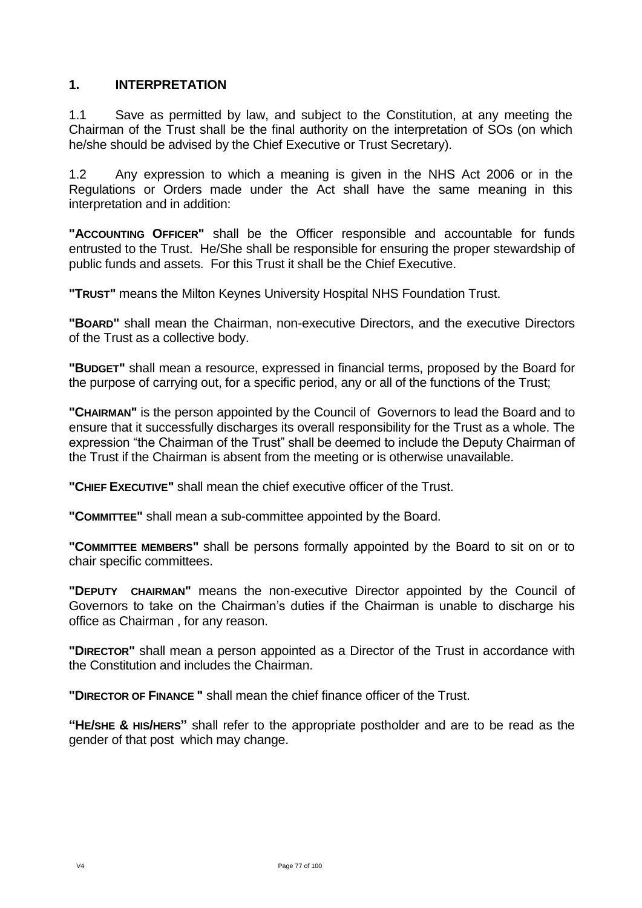## 1. INTERPRETATION

1.1 Save as permitted by law, and subject to the Constitution, at any meeting the Chairman of the Trust shall be the final authority on the interpretation of SOs (on which he/she should be advised by the Chief Executive or Trust Secretary).

1.2 Any expression to which a meaning is given in the NHS Act 2006 or in the Regulations or Orders made under the Act shall have the same meaning in this interpretation and in addition:

**"ACCOUNTING OFFICER"** shall be the Officer responsible and accountable for funds entrusted to the Trust. He/She shall be responsible for ensuring the proper stewardship of public funds and assets. For this Trust it shall be the Chief Executive.

**"TRUST"** means the Milton Keynes University Hospital NHS Foundation Trust.

**"BOARD"** shall mean the Chairman, non-executive Directors, and the executive Directors of the Trust as a collective body.

**"BUDGET"** shall mean a resource, expressed in financial terms, proposed by the Board for the purpose of carrying out, for a specific period, any or all of the functions of the Trust;

**"CHAIRMAN"** is the person appointed by the Council of Governors to lead the Board and to ensure that it successfully discharges its overall responsibility for the Trust as a whole. The expression "the Chairman of the Trust" shall be deemed to include the Deputy Chairman of the Trust if the Chairman is absent from the meeting or is otherwise unavailable.

**"CHIEF EXECUTIVE"** shall mean the chief executive officer of the Trust.

**"COMMITTEE"** shall mean a sub-committee appointed by the Board.

**"COMMITTEE MEMBERS"** shall be persons formally appointed by the Board to sit on or to chair specific committees.

**"DEPUTY CHAIRMAN"** means the non-executive Director appointed by the Council of Governors to take on the Chairman's duties if the Chairman is unable to discharge his office as Chairman , for any reason.

**"DIRECTOR"** shall mean a person appointed as a Director of the Trust in accordance with the Constitution and includes the Chairman.

**"DIRECTOR OF FINANCE "** shall mean the chief finance officer of the Trust.

**"HE/SHE & HIS/HERS"** shall refer to the appropriate postholder and are to be read as the gender of that post which may change.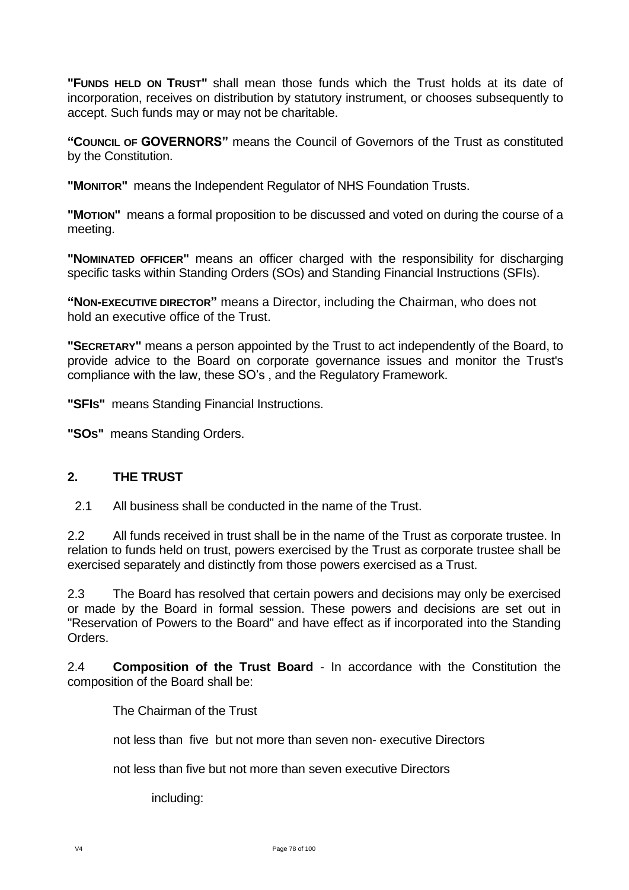**"FUNDS HELD ON TRUST"** shall mean those funds which the Trust holds at its date of incorporation, receives on distribution by statutory instrument, or chooses subsequently to accept. Such funds may or may not be charitable.

**"COUNCIL OF GOVERNORS"** means the Council of Governors of the Trust as constituted by the Constitution.

**"MONITOR"** means the Independent Regulator of NHS Foundation Trusts.

**"MOTION"** means a formal proposition to be discussed and voted on during the course of a meeting.

**"NOMINATED OFFICER"** means an officer charged with the responsibility for discharging specific tasks within Standing Orders (SOs) and Standing Financial Instructions (SFIs).

**"NON-EXECUTIVE DIRECTOR"** means a Director, including the Chairman, who does not hold an executive office of the Trust.

**"SECRETARY"** means a person appointed by the Trust to act independently of the Board, to provide advice to the Board on corporate governance issues and monitor the Trust's compliance with the law, these SO's , and the Regulatory Framework.

**"SFIS"** means Standing Financial Instructions.

**"SOS"** means Standing Orders.

## 2. THE TRUST

2.1 All business shall be conducted in the name of the Trust.

2.2 All funds received in trust shall be in the name of the Trust as corporate trustee. In relation to funds held on trust, powers exercised by the Trust as corporate trustee shall be exercised separately and distinctly from those powers exercised as a Trust.

2.3 The Board has resolved that certain powers and decisions may only be exercised or made by the Board in formal session. These powers and decisions are set out in "Reservation of Powers to the Board" and have effect as if incorporated into the Standing Orders.

2.4 **Composition of the Trust Board** - In accordance with the Constitution the composition of the Board shall be:

The Chairman of the Trust

not less than five but not more than seven non- executive Directors

not less than five but not more than seven executive Directors

including: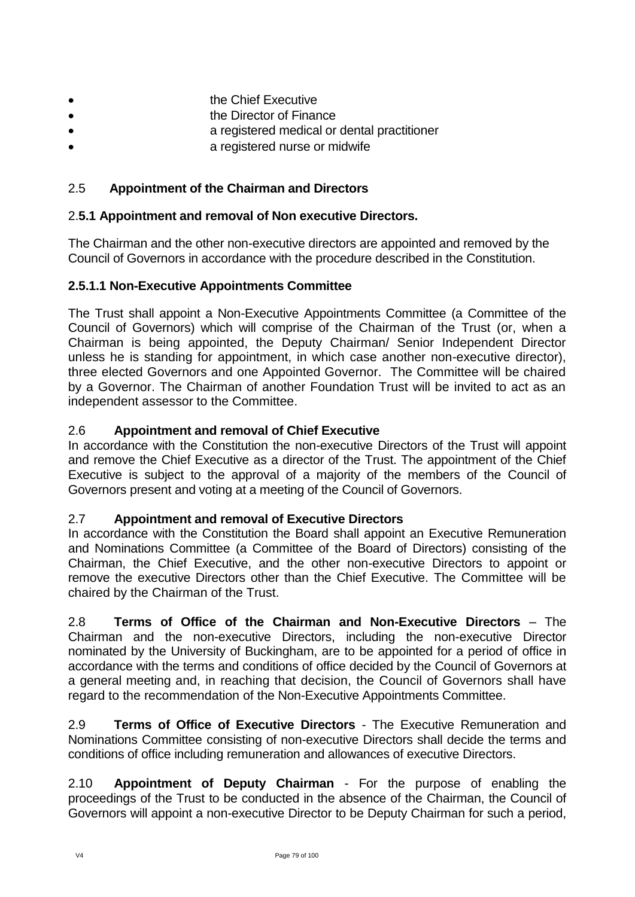- the Chief Executive
- the Director of Finance
- a registered medical or dental practitioner
- a registered nurse or midwife

## 2.5 Appointment of the Chairman and Directors

### 2.5.1 Appointment and removal of Non executive Directors.

The Chairman and the other non-executive directors are appointed and removed by the Council of Governors in accordance with the procedure described in the Constitution.

#### 2.5.1.1 Non-Executive Appointments Committee

The Trust shall appoint a Non-Executive Appointments Committee (a Committee of the Council of Governors) which will comprise of the Chairman of the Trust (or, when a Chairman is being appointed, the Deputy Chairman/ Senior Independent Director unless he is standing for appointment, in which case another non-executive director), three elected Governors and one Appointed Governor. The Committee will be chaired by a Governor. The Chairman of another Foundation Trust will be invited to act as an independent assessor to the Committee.

## 2.6 Appointment and removal of Chief Executive

In accordance with the Constitution the non-executive Directors of the Trust will appoint and remove the Chief Executive as a director of the Trust. The appointment of the Chief Executive is subject to the approval of a majority of the members of the Council of Governors present and voting at a meeting of the Council of Governors.

## 2.7 Appointment and removal of Executive Directors

In accordance with the Constitution the Board shall appoint an Executive Remuneration and Nominations Committee (a Committee of the Board of Directors) consisting of the Chairman, the Chief Executive, and the other non-executive Directors to appoint or remove the executive Directors other than the Chief Executive. The Committee will be chaired by the Chairman of the Trust.

2.8 **Terms of Office of the Chairman and Non-Executive Directors** – The Chairman and the non-executive Directors, including the non-executive Director nominated by the University of Buckingham, are to be appointed for a period of office in accordance with the terms and conditions of office decided by the Council of Governors at a general meeting and, in reaching that decision, the Council of Governors shall have regard to the recommendation of the Non-Executive Appointments Committee.

2.9 **Terms of Office of Executive Directors** - The Executive Remuneration and Nominations Committee consisting of non-executive Directors shall decide the terms and conditions of office including remuneration and allowances of executive Directors.

2.10 **Appointment of Deputy Chairman** - For the purpose of enabling the proceedings of the Trust to be conducted in the absence of the Chairman, the Council of Governors will appoint a non-executive Director to be Deputy Chairman for such a period,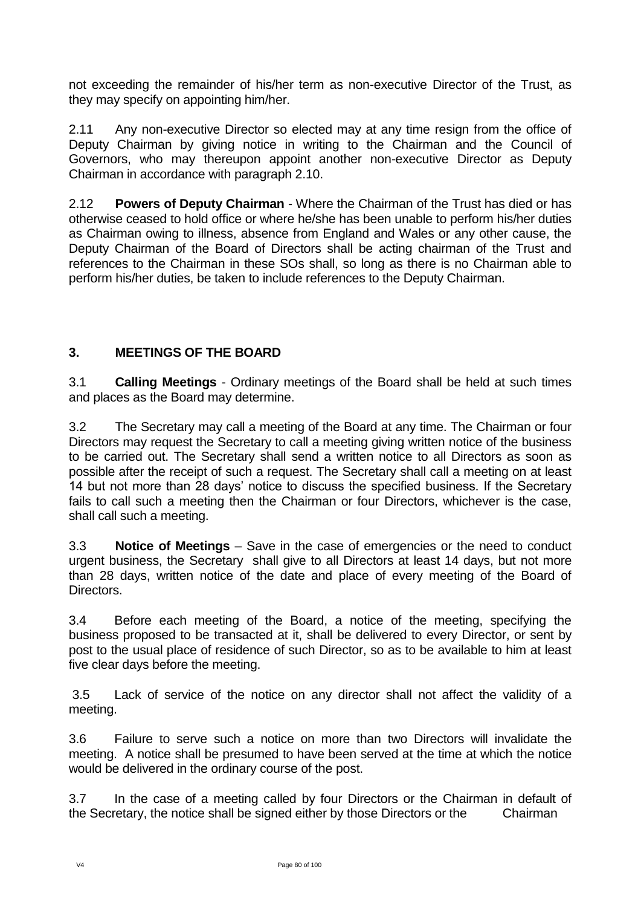not exceeding the remainder of his/her term as non-executive Director of the Trust, as they may specify on appointing him/her.

2.11 Any non-executive Director so elected may at any time resign from the office of Deputy Chairman by giving notice in writing to the Chairman and the Council of Governors, who may thereupon appoint another non-executive Director as Deputy Chairman in accordance with paragraph 2.10.

2.12 **Powers of Deputy Chairman** - Where the Chairman of the Trust has died or has otherwise ceased to hold office or where he/she has been unable to perform his/her duties as Chairman owing to illness, absence from England and Wales or any other cause, the Deputy Chairman of the Board of Directors shall be acting chairman of the Trust and references to the Chairman in these SOs shall, so long as there is no Chairman able to perform his/her duties, be taken to include references to the Deputy Chairman.

## 3. MEETINGS OF THE BOARD

3.1 **Calling Meetings** - Ordinary meetings of the Board shall be held at such times and places as the Board may determine.

3.2 The Secretary may call a meeting of the Board at any time. The Chairman or four Directors may request the Secretary to call a meeting giving written notice of the business to be carried out. The Secretary shall send a written notice to all Directors as soon as possible after the receipt of such a request. The Secretary shall call a meeting on at least 14 but not more than 28 days' notice to discuss the specified business. If the Secretary fails to call such a meeting then the Chairman or four Directors, whichever is the case, shall call such a meeting.

3.3 **Notice of Meetings** – Save in the case of emergencies or the need to conduct urgent business, the Secretary shall give to all Directors at least 14 days, but not more than 28 days, written notice of the date and place of every meeting of the Board of Directors.

3.4 Before each meeting of the Board, a notice of the meeting, specifying the business proposed to be transacted at it, shall be delivered to every Director, or sent by post to the usual place of residence of such Director, so as to be available to him at least five clear days before the meeting.

3.5 Lack of service of the notice on any director shall not affect the validity of a meeting.

3.6 Failure to serve such a notice on more than two Directors will invalidate the meeting. A notice shall be presumed to have been served at the time at which the notice would be delivered in the ordinary course of the post.

3.7 In the case of a meeting called by four Directors or the Chairman in default of the Secretary, the notice shall be signed either by those Directors or the Chairman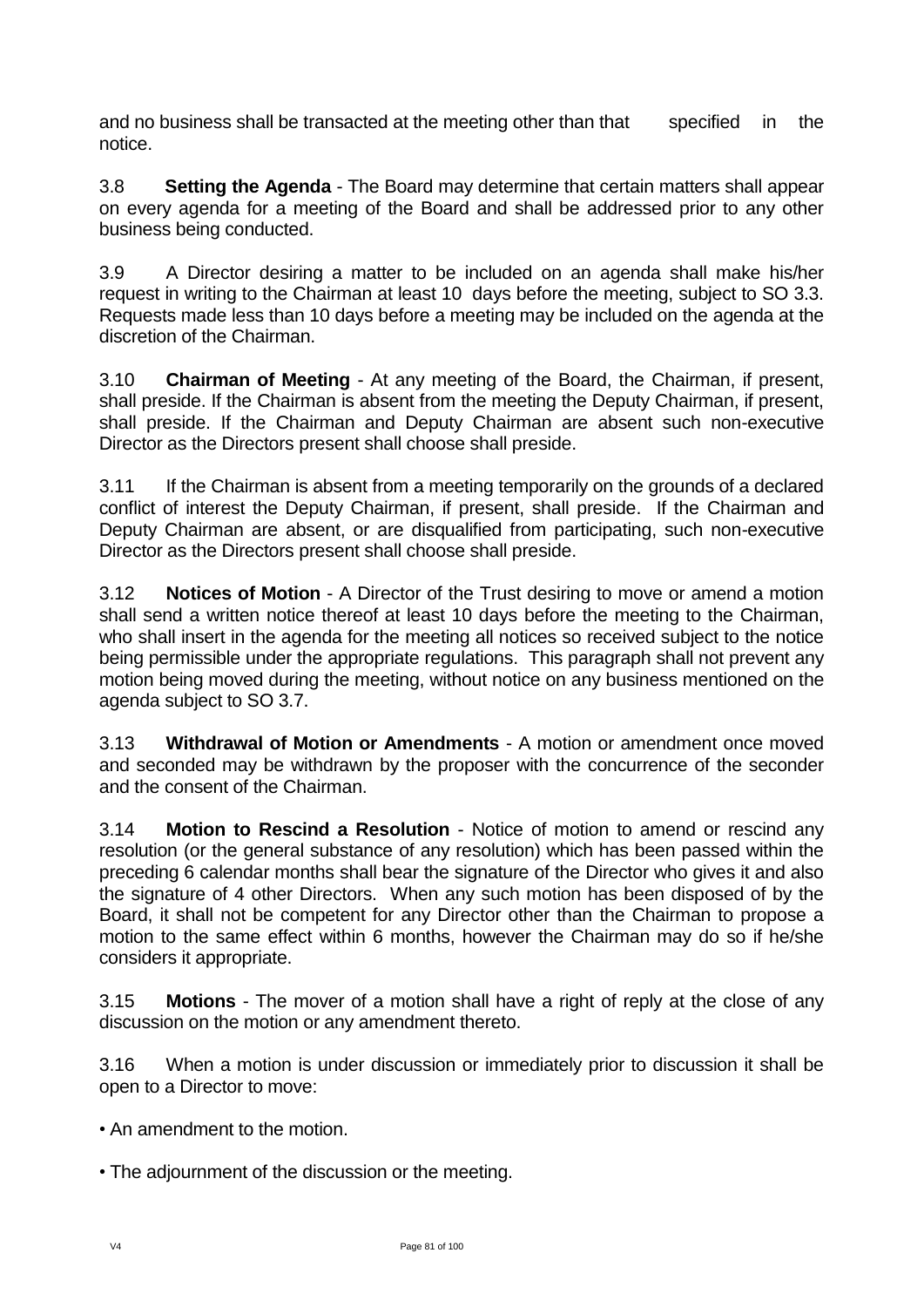and no business shall be transacted at the meeting other than that specified in the notice.

3.8 **Setting the Agenda** - The Board may determine that certain matters shall appear on every agenda for a meeting of the Board and shall be addressed prior to any other business being conducted.

3.9 A Director desiring a matter to be included on an agenda shall make his/her request in writing to the Chairman at least 10 days before the meeting, subject to SO 3.3. Requests made less than 10 days before a meeting may be included on the agenda at the discretion of the Chairman.

3.10 **Chairman of Meeting** - At any meeting of the Board, the Chairman, if present, shall preside. If the Chairman is absent from the meeting the Deputy Chairman, if present, shall preside. If the Chairman and Deputy Chairman are absent such non-executive Director as the Directors present shall choose shall preside.

3.11 If the Chairman is absent from a meeting temporarily on the grounds of a declared conflict of interest the Deputy Chairman, if present, shall preside. If the Chairman and Deputy Chairman are absent, or are disqualified from participating, such non-executive Director as the Directors present shall choose shall preside.

3.12 **Notices of Motion** - A Director of the Trust desiring to move or amend a motion shall send a written notice thereof at least 10 days before the meeting to the Chairman, who shall insert in the agenda for the meeting all notices so received subject to the notice being permissible under the appropriate regulations. This paragraph shall not prevent any motion being moved during the meeting, without notice on any business mentioned on the agenda subject to SO 3.7.

3.13 **Withdrawal of Motion or Amendments** - A motion or amendment once moved and seconded may be withdrawn by the proposer with the concurrence of the seconder and the consent of the Chairman.

3.14 **Motion to Rescind a Resolution** - Notice of motion to amend or rescind any resolution (or the general substance of any resolution) which has been passed within the preceding 6 calendar months shall bear the signature of the Director who gives it and also the signature of 4 other Directors. When any such motion has been disposed of by the Board, it shall not be competent for any Director other than the Chairman to propose a motion to the same effect within 6 months, however the Chairman may do so if he/she considers it appropriate.

3.15 **Motions** - The mover of a motion shall have a right of reply at the close of any discussion on the motion or any amendment thereto.

3.16 When a motion is under discussion or immediately prior to discussion it shall be open to a Director to move:

- An amendment to the motion.
- The adjournment of the discussion or the meeting.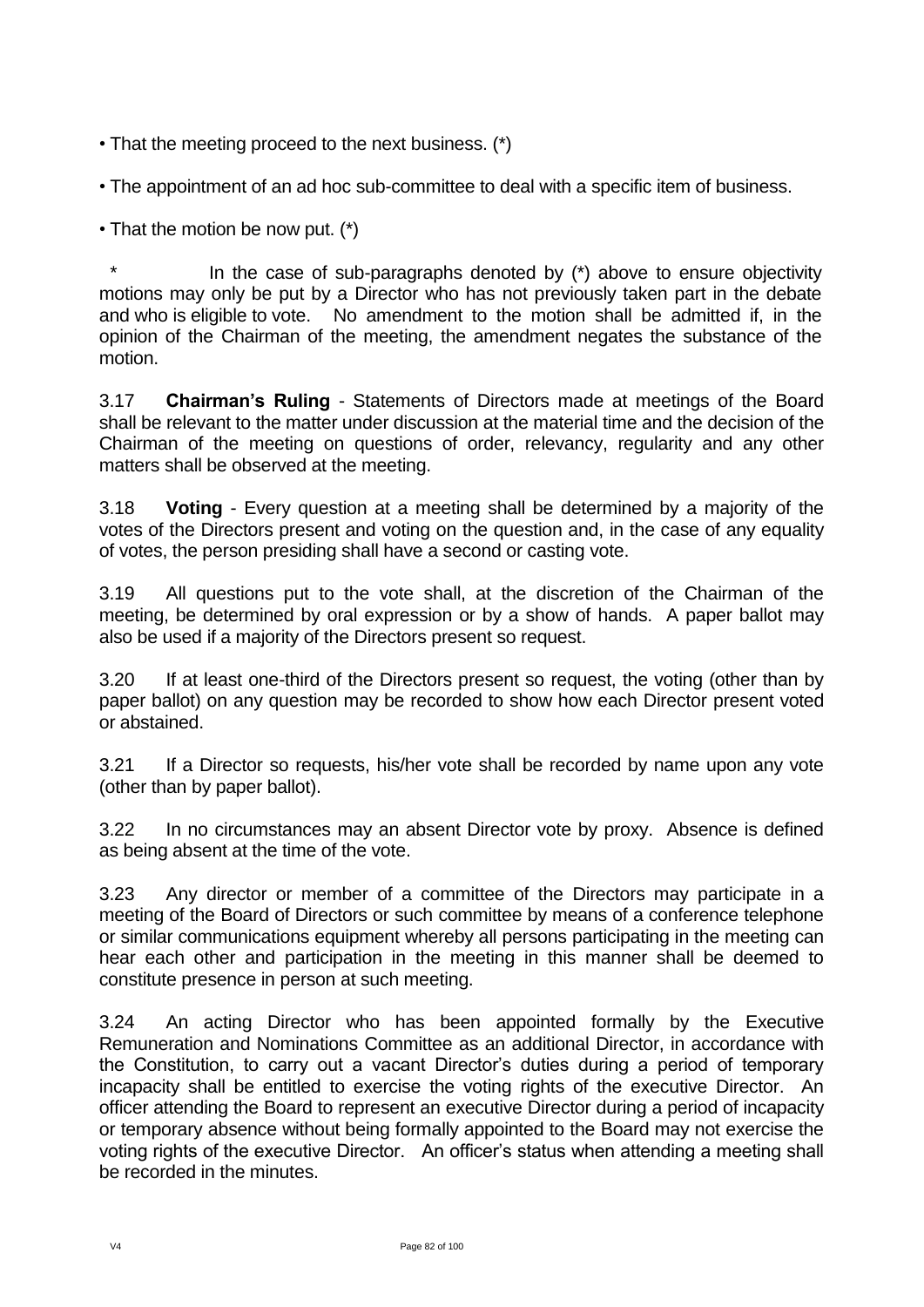- That the meeting proceed to the next business. (*)
- The appointment of an ad hoc sub-committee to deal with a specific item of business.
- That the motion be now put. (*)

\* In the case of sub-paragraphs denoted by (*) above to ensure objectivity motions may only be put by a Director who has not previously taken part in the debate and who is eligible to vote. No amendment to the motion shall be admitted if, in the opinion of the Chairman of the meeting, the amendment negates the substance of the motion.

3.17 **Chairman's Ruling** - Statements of Directors made at meetings of the Board shall be relevant to the matter under discussion at the material time and the decision of the Chairman of the meeting on questions of order, relevancy, regularity and any other matters shall be observed at the meeting.

3.18 **Voting** - Every question at a meeting shall be determined by a majority of the votes of the Directors present and voting on the question and, in the case of any equality of votes, the person presiding shall have a second or casting vote.

3.19 All questions put to the vote shall, at the discretion of the Chairman of the meeting, be determined by oral expression or by a show of hands. A paper ballot may also be used if a majority of the Directors present so request.

3.20 If at least one-third of the Directors present so request, the voting (other than by paper ballot) on any question may be recorded to show how each Director present voted or abstained.

3.21 If a Director so requests, his/her vote shall be recorded by name upon any vote (other than by paper ballot).

3.22 In no circumstances may an absent Director vote by proxy. Absence is defined as being absent at the time of the vote.

3.23 Any director or member of a committee of the Directors may participate in a meeting of the Board of Directors or such committee by means of a conference telephone or similar communications equipment whereby all persons participating in the meeting can hear each other and participation in the meeting in this manner shall be deemed to constitute presence in person at such meeting.

3.24 An acting Director who has been appointed formally by the Executive Remuneration and Nominations Committee as an additional Director, in accordance with the Constitution, to carry out a vacant Director's duties during a period of temporary incapacity shall be entitled to exercise the voting rights of the executive Director. An officer attending the Board to represent an executive Director during a period of incapacity or temporary absence without being formally appointed to the Board may not exercise the voting rights of the executive Director. An officer's status when attending a meeting shall be recorded in the minutes.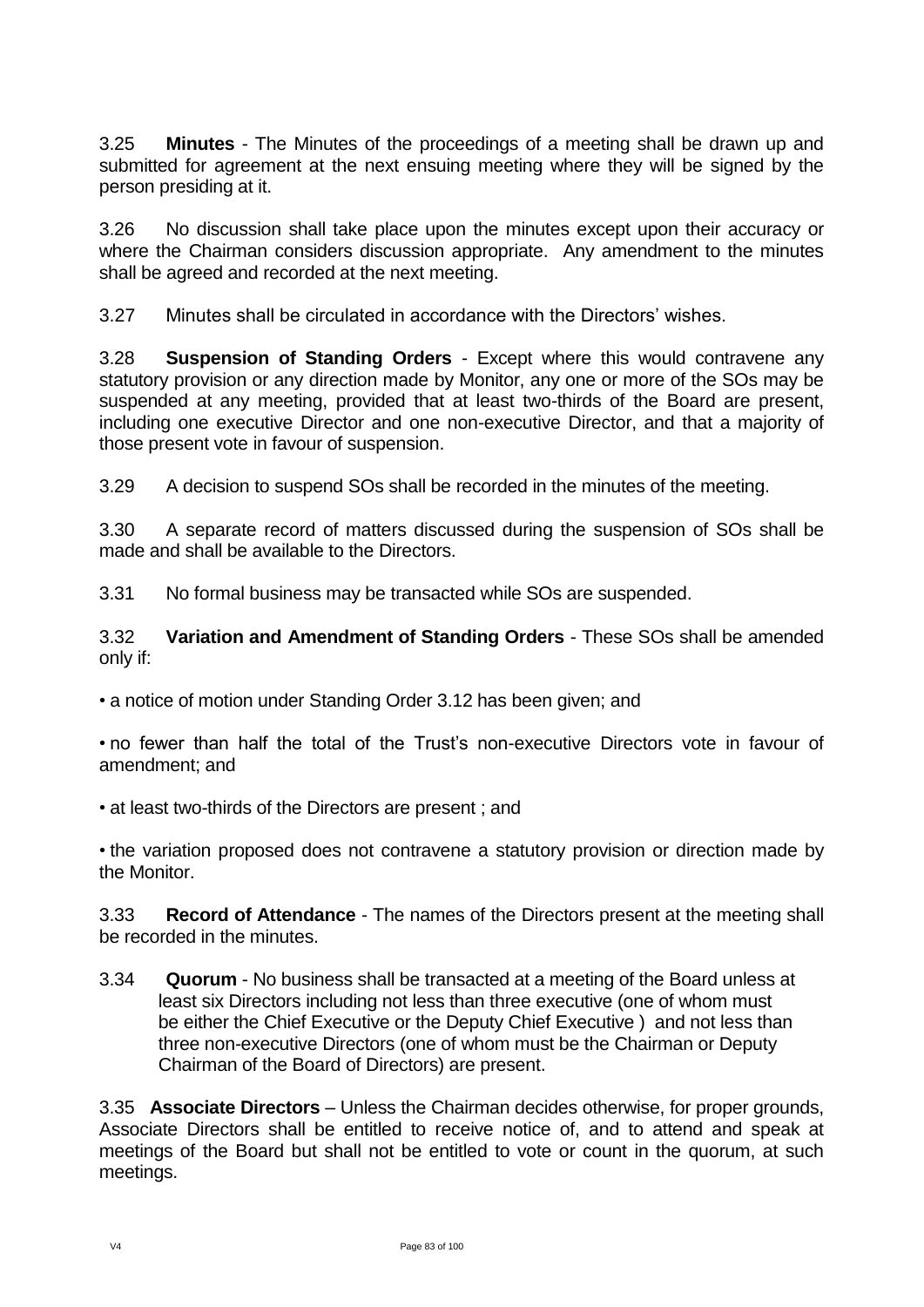3.25 **Minutes** - The Minutes of the proceedings of a meeting shall be drawn up and submitted for agreement at the next ensuing meeting where they will be signed by the person presiding at it.

3.26 No discussion shall take place upon the minutes except upon their accuracy or where the Chairman considers discussion appropriate. Any amendment to the minutes shall be agreed and recorded at the next meeting.

3.27 Minutes shall be circulated in accordance with the Directors' wishes.

3.28 **Suspension of Standing Orders** - Except where this would contravene any statutory provision or any direction made by Monitor, any one or more of the SOs may be suspended at any meeting, provided that at least two-thirds of the Board are present, including one executive Director and one non-executive Director, and that a majority of those present vote in favour of suspension.

3.29 A decision to suspend SOs shall be recorded in the minutes of the meeting.

3.30 A separate record of matters discussed during the suspension of SOs shall be made and shall be available to the Directors.

3.31 No formal business may be transacted while SOs are suspended.

3.32 **Variation and Amendment of Standing Orders** - These SOs shall be amended only if:

- a notice of motion under Standing Order 3.12 has been given; and
- no fewer than half the total of the Trust's non-executive Directors vote in favour of amendment; and
- at least two-thirds of the Directors are present ; and
- the variation proposed does not contravene a statutory provision or direction made by the Monitor.

3.33 **Record of Attendance** - The names of the Directors present at the meeting shall be recorded in the minutes.

3.34 **Quorum** - No business shall be transacted at a meeting of the Board unless at least six Directors including not less than three executive (one of whom must be either the Chief Executive or the Deputy Chief Executive ) and not less than three non-executive Directors (one of whom must be the Chairman or Deputy Chairman of the Board of Directors) are present.

3.35 **Associate Directors** – Unless the Chairman decides otherwise, for proper grounds, Associate Directors shall be entitled to receive notice of, and to attend and speak at meetings of the Board but shall not be entitled to vote or count in the quorum, at such meetings.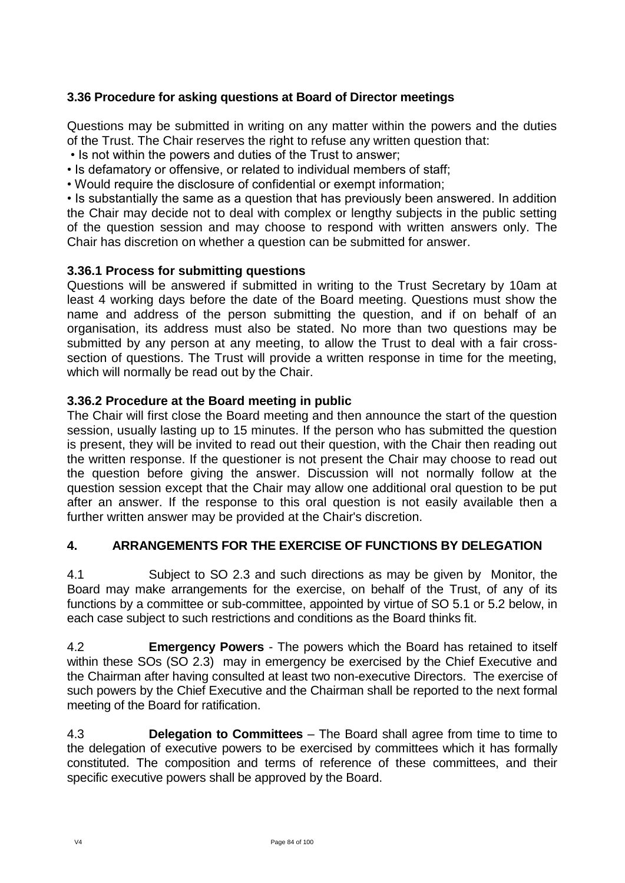### 3.36 Procedure for asking questions at Board of Director meetings

Questions may be submitted in writing on any matter within the powers and the duties of the Trust. The Chair reserves the right to refuse any written question that:

- Is not within the powers and duties of the Trust to answer;
- Is defamatory or offensive, or related to individual members of staff;
- Would require the disclosure of confidential or exempt information;
- Is substantially the same as a question that has previously been answered. In addition the Chair may decide not to deal with complex or lengthy subjects in the public setting of the question session and may choose to respond with written answers only. The Chair has discretion on whether a question can be submitted for answer.

### 3.36.1 Process for submitting questions

Questions will be answered if submitted in writing to the Trust Secretary by 10am at least 4 working days before the date of the Board meeting. Questions must show the name and address of the person submitting the question, and if on behalf of an organisation, its address must also be stated. No more than two questions may be submitted by any person at any meeting, to allow the Trust to deal with a fair cross-section of questions. The Trust will provide a written response in time for the meeting, which will normally be read out by the Chair.

### 3.36.2 Procedure at the Board meeting in public

The Chair will first close the Board meeting and then announce the start of the question session, usually lasting up to 15 minutes. If the person who has submitted the question is present, they will be invited to read out their question, with the Chair then reading out the written response. If the questioner is not present the Chair may choose to read out the question before giving the answer. Discussion will not normally follow at the question session except that the Chair may allow one additional oral question to be put after an answer. If the response to this oral question is not easily available then a further written answer may be provided at the Chair's discretion.

## 4. ARRANGEMENTS FOR THE EXERCISE OF FUNCTIONS BY DELEGATION

4.1 Subject to SO 2.3 and such directions as may be given by Monitor, the Board may make arrangements for the exercise, on behalf of the Trust, of any of its functions by a committee or sub-committee, appointed by virtue of SO 5.1 or 5.2 below, in each case subject to such restrictions and conditions as the Board thinks fit.

4.2 **Emergency Powers** - The powers which the Board has retained to itself within these SOs (SO 2.3) may in emergency be exercised by the Chief Executive and the Chairman after having consulted at least two non-executive Directors. The exercise of such powers by the Chief Executive and the Chairman shall be reported to the next formal meeting of the Board for ratification.

4.3 **Delegation to Committees** – The Board shall agree from time to time to the delegation of executive powers to be exercised by committees which it has formally constituted. The composition and terms of reference of these committees, and their specific executive powers shall be approved by the Board.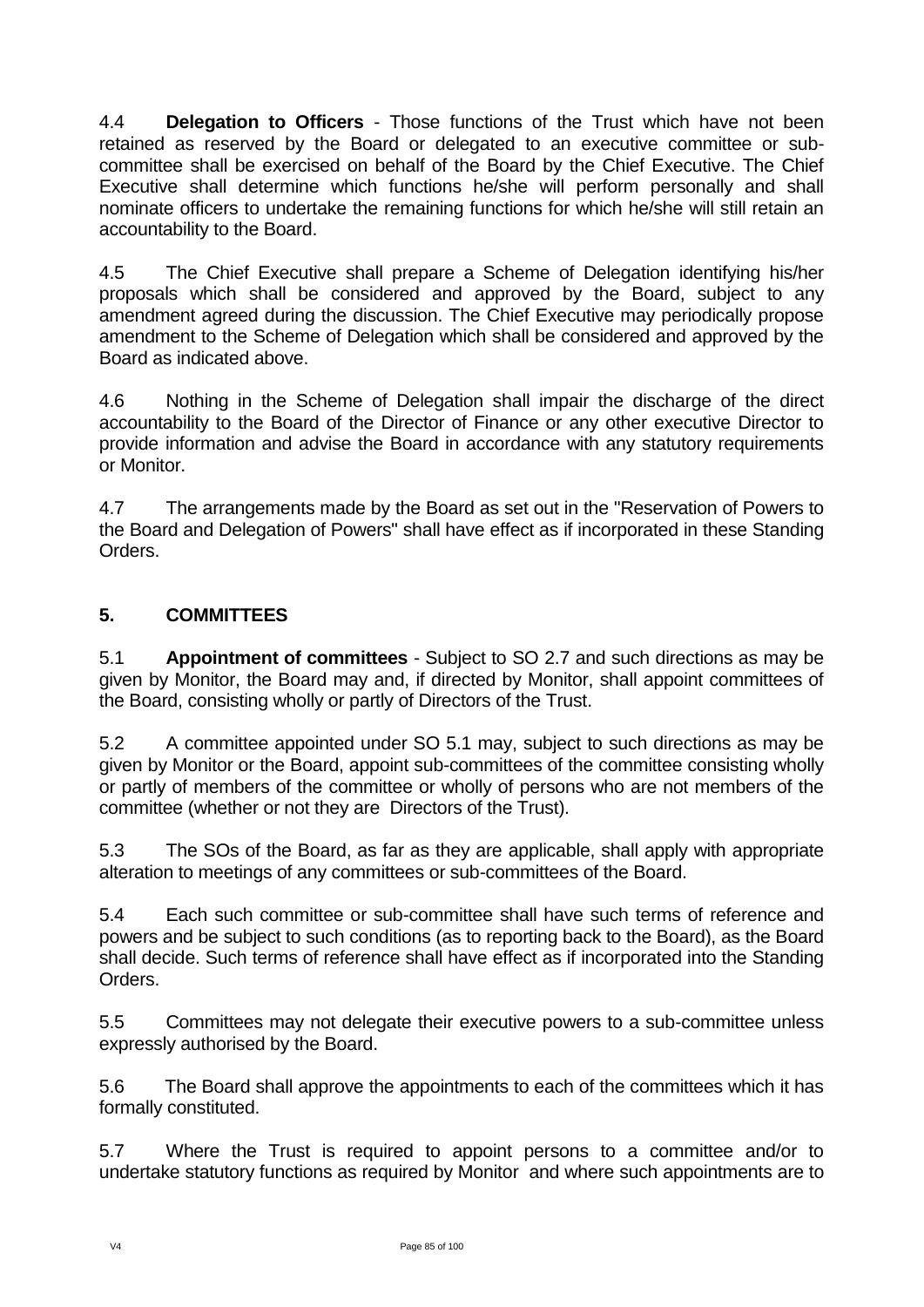4.4 **Delegation to Officers** - Those functions of the Trust which have not been retained as reserved by the Board or delegated to an executive committee or sub-committee shall be exercised on behalf of the Board by the Chief Executive. The Chief Executive shall determine which functions he/she will perform personally and shall nominate officers to undertake the remaining functions for which he/she will still retain an accountability to the Board.

4.5 The Chief Executive shall prepare a Scheme of Delegation identifying his/her proposals which shall be considered and approved by the Board, subject to any amendment agreed during the discussion. The Chief Executive may periodically propose amendment to the Scheme of Delegation which shall be considered and approved by the Board as indicated above.

4.6 Nothing in the Scheme of Delegation shall impair the discharge of the direct accountability to the Board of the Director of Finance or any other executive Director to provide information and advise the Board in accordance with any statutory requirements or Monitor.

4.7 The arrangements made by the Board as set out in the "Reservation of Powers to the Board and Delegation of Powers" shall have effect as if incorporated in these Standing Orders.

## 5. COMMITTEES

5.1 **Appointment of committees** - Subject to SO 2.7 and such directions as may be given by Monitor, the Board may and, if directed by Monitor, shall appoint committees of the Board, consisting wholly or partly of Directors of the Trust.

5.2 A committee appointed under SO 5.1 may, subject to such directions as may be given by Monitor or the Board, appoint sub-committees of the committee consisting wholly or partly of members of the committee or wholly of persons who are not members of the committee (whether or not they are Directors of the Trust).

5.3 The SOs of the Board, as far as they are applicable, shall apply with appropriate alteration to meetings of any committees or sub-committees of the Board.

5.4 Each such committee or sub-committee shall have such terms of reference and powers and be subject to such conditions (as to reporting back to the Board), as the Board shall decide. Such terms of reference shall have effect as if incorporated into the Standing Orders.

5.5 Committees may not delegate their executive powers to a sub-committee unless expressly authorised by the Board.

5.6 The Board shall approve the appointments to each of the committees which it has formally constituted.

5.7 Where the Trust is required to appoint persons to a committee and/or to undertake statutory functions as required by Monitor and where such appointments are to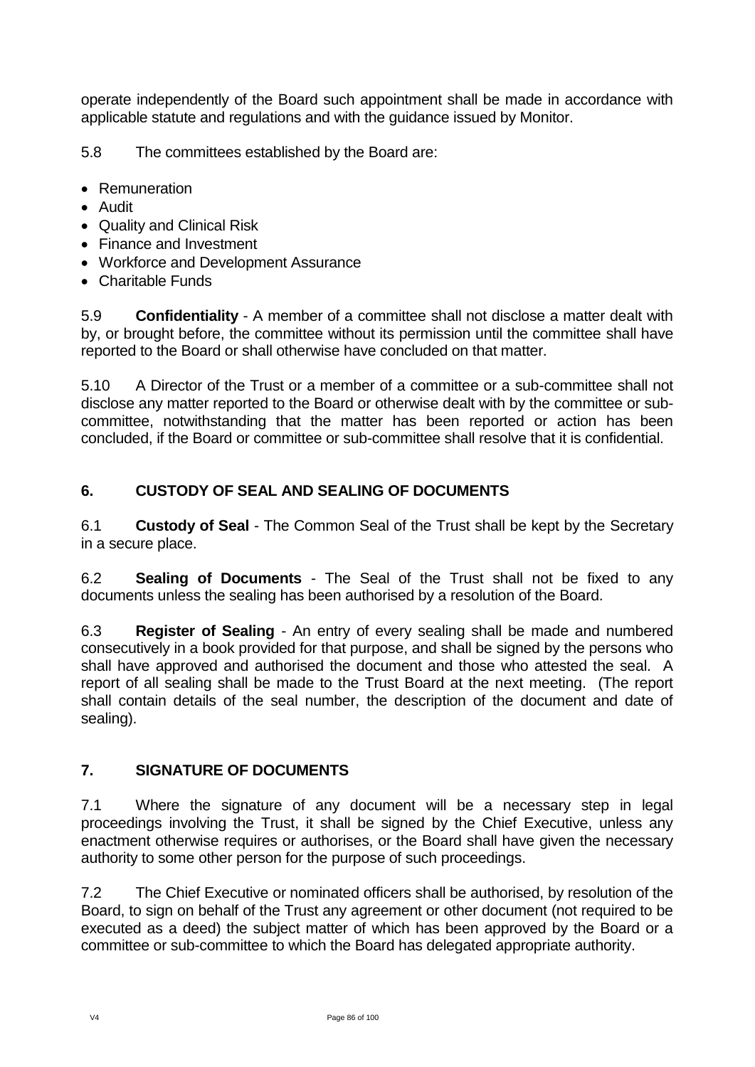operate independently of the Board such appointment shall be made in accordance with applicable statute and regulations and with the guidance issued by Monitor.

5.8 The committees established by the Board are:

- Remuneration
- Audit
- Quality and Clinical Risk
- Finance and Investment
- Workforce and Development Assurance
- Charitable Funds

5.9 **Confidentiality** - A member of a committee shall not disclose a matter dealt with by, or brought before, the committee without its permission until the committee shall have reported to the Board or shall otherwise have concluded on that matter.

5.10 A Director of the Trust or a member of a committee or a sub-committee shall not disclose any matter reported to the Board or otherwise dealt with by the committee or sub-committee, notwithstanding that the matter has been reported or action has been concluded, if the Board or committee or sub-committee shall resolve that it is confidential.

## 6. CUSTODY OF SEAL AND SEALING OF DOCUMENTS

6.1 **Custody of Seal** - The Common Seal of the Trust shall be kept by the Secretary in a secure place.

6.2 **Sealing of Documents** - The Seal of the Trust shall not be fixed to any documents unless the sealing has been authorised by a resolution of the Board.

6.3 **Register of Sealing** - An entry of every sealing shall be made and numbered consecutively in a book provided for that purpose, and shall be signed by the persons who shall have approved and authorised the document and those who attested the seal. A report of all sealing shall be made to the Trust Board at the next meeting. (The report shall contain details of the seal number, the description of the document and date of sealing).

## 7. SIGNATURE OF DOCUMENTS

7.1 Where the signature of any document will be a necessary step in legal proceedings involving the Trust, it shall be signed by the Chief Executive, unless any enactment otherwise requires or authorises, or the Board shall have given the necessary authority to some other person for the purpose of such proceedings.

7.2 The Chief Executive or nominated officers shall be authorised, by resolution of the Board, to sign on behalf of the Trust any agreement or other document (not required to be executed as a deed) the subject matter of which has been approved by the Board or a committee or sub-committee to which the Board has delegated appropriate authority.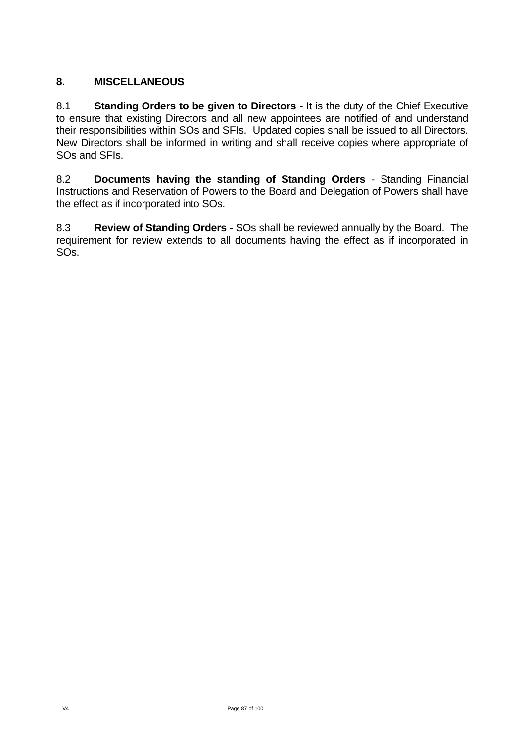## 8. MISCELLANEOUS

8.1 **Standing Orders to be given to Directors** - It is the duty of the Chief Executive to ensure that existing Directors and all new appointees are notified of and understand their responsibilities within SOs and SFIs. Updated copies shall be issued to all Directors. New Directors shall be informed in writing and shall receive copies where appropriate of SOs and SFIs.

8.2 **Documents having the standing of Standing Orders** - Standing Financial Instructions and Reservation of Powers to the Board and Delegation of Powers shall have the effect as if incorporated into SOs.

8.3 **Review of Standing Orders** - SOs shall be reviewed annually by the Board. The requirement for review extends to all documents having the effect as if incorporated in SOs.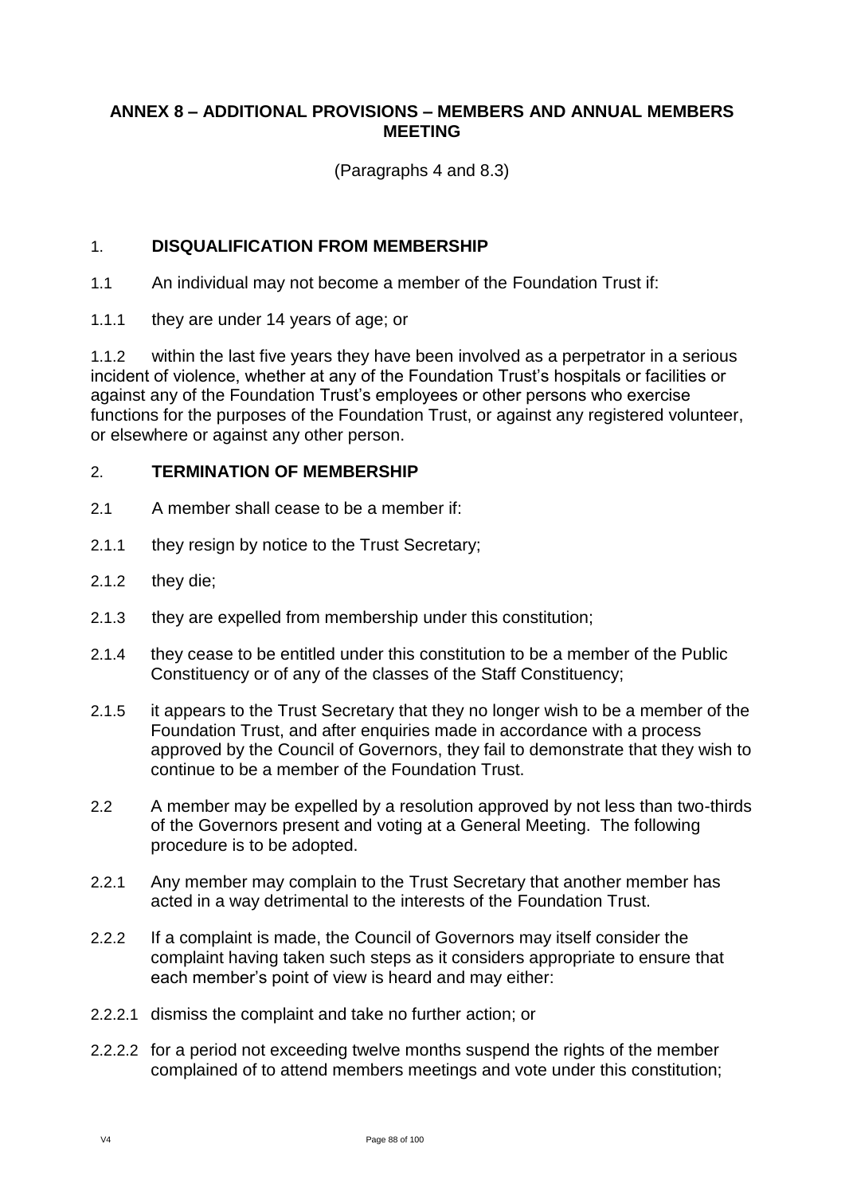## ANNEX 8 – ADDITIONAL PROVISIONS – MEMBERS AND ANNUAL MEMBERS MEETING

(Paragraphs 4 and 8.3)

### 1. DISQUALIFICATION FROM MEMBERSHIP

1.1 An individual may not become a member of the Foundation Trust if:

1.1.1 they are under 14 years of age; or

1.1.2 within the last five years they have been involved as a perpetrator in a serious incident of violence, whether at any of the Foundation Trust's hospitals or facilities or against any of the Foundation Trust's employees or other persons who exercise functions for the purposes of the Foundation Trust, or against any registered volunteer, or elsewhere or against any other person.

### 2. TERMINATION OF MEMBERSHIP

2.1 A member shall cease to be a member if:

2.1.1 they resign by notice to the Trust Secretary;

2.1.2 they die;

2.1.3 they are expelled from membership under this constitution;

2.1.4 they cease to be entitled under this constitution to be a member of the Public Constituency or of any of the classes of the Staff Constituency;

2.1.5 it appears to the Trust Secretary that they no longer wish to be a member of the Foundation Trust, and after enquiries made in accordance with a process approved by the Council of Governors, they fail to demonstrate that they wish to continue to be a member of the Foundation Trust.

2.2 A member may be expelled by a resolution approved by not less than two-thirds of the Governors present and voting at a General Meeting. The following procedure is to be adopted.

2.2.1 Any member may complain to the Trust Secretary that another member has acted in a way detrimental to the interests of the Foundation Trust.

2.2.2 If a complaint is made, the Council of Governors may itself consider the complaint having taken such steps as it considers appropriate to ensure that each member's point of view is heard and may either:

2.2.2.1 dismiss the complaint and take no further action; or

2.2.2.2 for a period not exceeding twelve months suspend the rights of the member complained of to attend members meetings and vote under this constitution;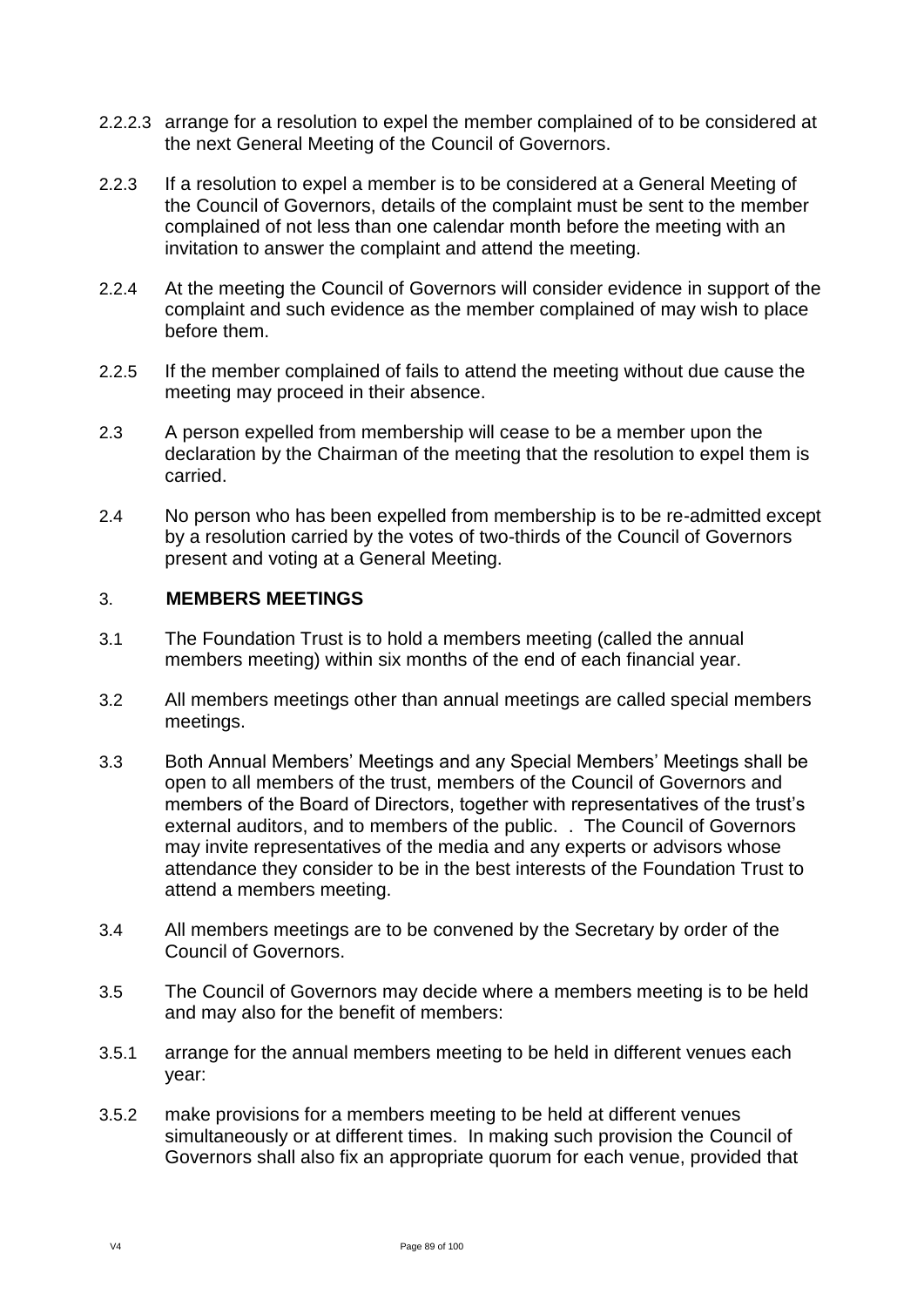2.2.2.3 arrange for a resolution to expel the member complained of to be considered at the next General Meeting of the Council of Governors.

2.2.3 If a resolution to expel a member is to be considered at a General Meeting of the Council of Governors, details of the complaint must be sent to the member complained of not less than one calendar month before the meeting with an invitation to answer the complaint and attend the meeting.

2.2.4 At the meeting the Council of Governors will consider evidence in support of the complaint and such evidence as the member complained of may wish to place before them.

2.2.5 If the member complained of fails to attend the meeting without due cause the meeting may proceed in their absence.

2.3 A person expelled from membership will cease to be a member upon the declaration by the Chairman of the meeting that the resolution to expel them is carried.

2.4 No person who has been expelled from membership is to be re-admitted except by a resolution carried by the votes of two-thirds of the Council of Governors present and voting at a General Meeting.

## 3. MEMBERS MEETINGS

3.1 The Foundation Trust is to hold a members meeting (called the annual members meeting) within six months of the end of each financial year.

3.2 All members meetings other than annual meetings are called special members meetings.

3.3 Both Annual Members' Meetings and any Special Members' Meetings shall be open to all members of the trust, members of the Council of Governors and members of the Board of Directors, together with representatives of the trust's external auditors, and to members of the public. . The Council of Governors may invite representatives of the media and any experts or advisors whose attendance they consider to be in the best interests of the Foundation Trust to attend a members meeting.

3.4 All members meetings are to be convened by the Secretary by order of the Council of Governors.

3.5 The Council of Governors may decide where a members meeting is to be held and may also for the benefit of members:

3.5.1 arrange for the annual members meeting to be held in different venues each year:

3.5.2 make provisions for a members meeting to be held at different venues simultaneously or at different times. In making such provision the Council of Governors shall also fix an appropriate quorum for each venue, provided that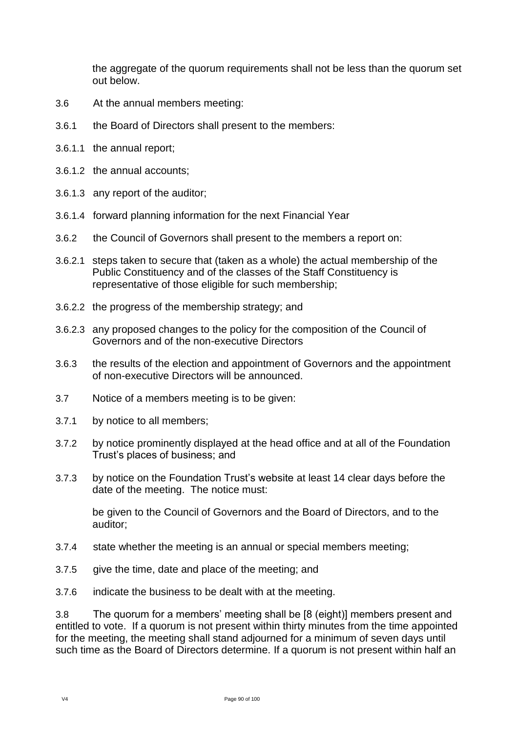the aggregate of the quorum requirements shall not be less than the quorum set out below.

3.6 At the annual members meeting:

3.6.1 the Board of Directors shall present to the members:

3.6.1.1 the annual report;

3.6.1.2 the annual accounts;

3.6.1.3 any report of the auditor;

3.6.1.4 forward planning information for the next Financial Year

3.6.2 the Council of Governors shall present to the members a report on:

3.6.2.1 steps taken to secure that (taken as a whole) the actual membership of the Public Constituency and of the classes of the Staff Constituency is representative of those eligible for such membership;

3.6.2.2 the progress of the membership strategy; and

3.6.2.3 any proposed changes to the policy for the composition of the Council of Governors and of the non-executive Directors

3.6.3 the results of the election and appointment of Governors and the appointment of non-executive Directors will be announced.

3.7 Notice of a members meeting is to be given:

3.7.1 by notice to all members;

3.7.2 by notice prominently displayed at the head office and at all of the Foundation Trust's places of business; and

3.7.3 by notice on the Foundation Trust's website at least 14 clear days before the date of the meeting. The notice must:

be given to the Council of Governors and the Board of Directors, and to the auditor;

3.7.4 state whether the meeting is an annual or special members meeting;

3.7.5 give the time, date and place of the meeting; and

3.7.6 indicate the business to be dealt with at the meeting.

3.8 The quorum for a members' meeting shall be [8 (eight)] members present and entitled to vote. If a quorum is not present within thirty minutes from the time appointed for the meeting, the meeting shall stand adjourned for a minimum of seven days until such time as the Board of Directors determine. If a quorum is not present within half an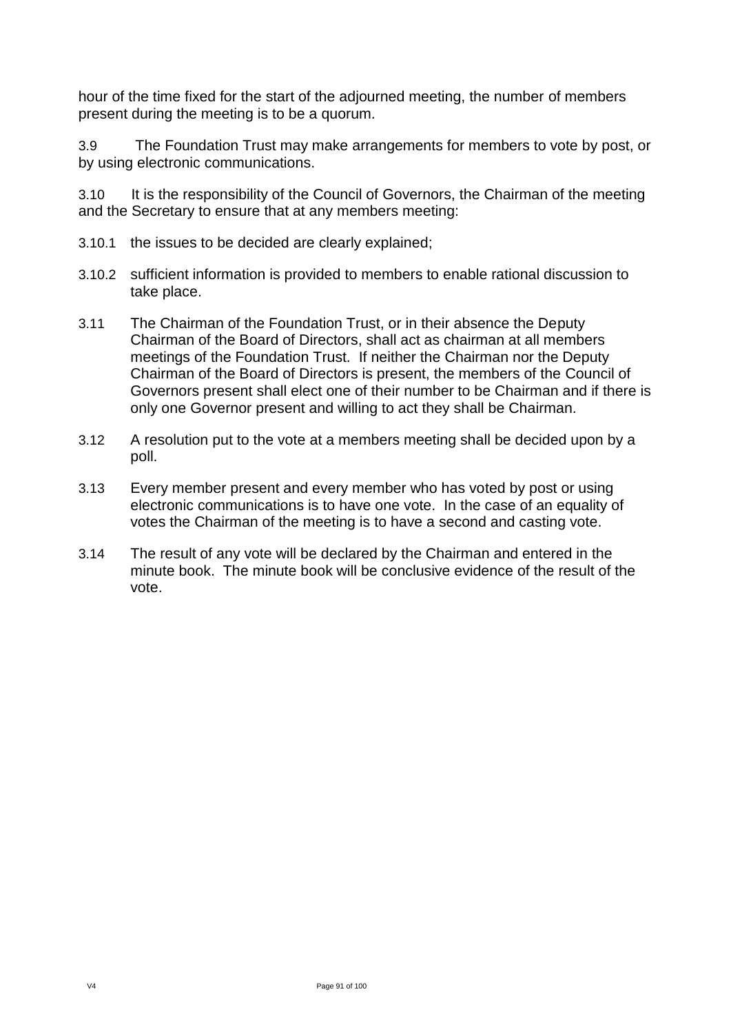hour of the time fixed for the start of the adjourned meeting, the number of members present during the meeting is to be a quorum.

3.9 The Foundation Trust may make arrangements for members to vote by post, or by using electronic communications.

3.10 It is the responsibility of the Council of Governors, the Chairman of the meeting and the Secretary to ensure that at any members meeting:

3.10.1 the issues to be decided are clearly explained;

3.10.2 sufficient information is provided to members to enable rational discussion to take place.

3.11 The Chairman of the Foundation Trust, or in their absence the Deputy Chairman of the Board of Directors, shall act as chairman at all members meetings of the Foundation Trust. If neither the Chairman nor the Deputy Chairman of the Board of Directors is present, the members of the Council of Governors present shall elect one of their number to be Chairman and if there is only one Governor present and willing to act they shall be Chairman.

3.12 A resolution put to the vote at a members meeting shall be decided upon by a poll.

3.13 Every member present and every member who has voted by post or using electronic communications is to have one vote. In the case of an equality of votes the Chairman of the meeting is to have a second and casting vote.

3.14 The result of any vote will be declared by the Chairman and entered in the minute book. The minute book will be conclusive evidence of the result of the vote.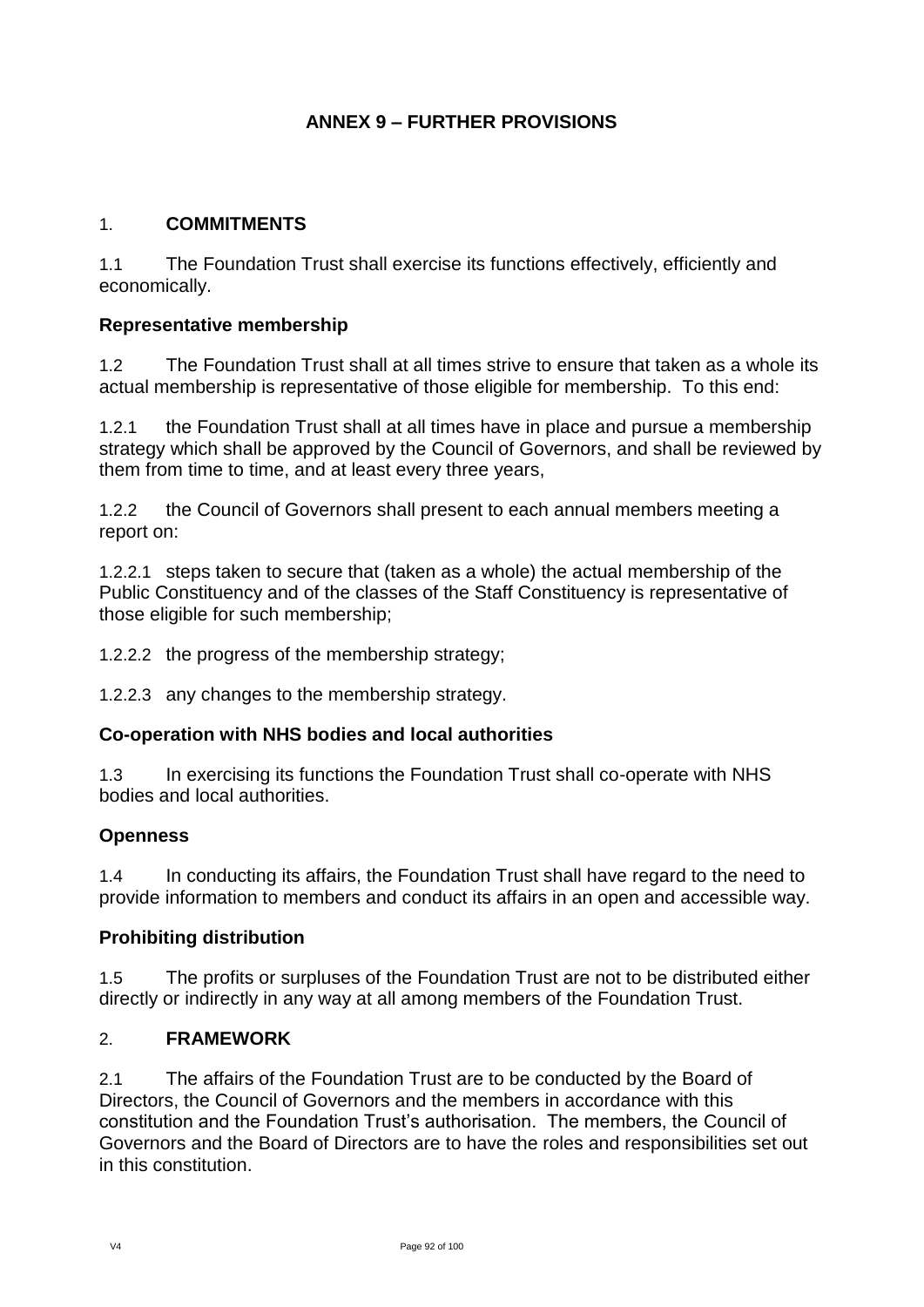# ANNEX 9 – FURTHER PROVISIONS

## 1. COMMITMENTS

1.1 The Foundation Trust shall exercise its functions effectively, efficiently and economically.

### Representative membership

1.2 The Foundation Trust shall at all times strive to ensure that taken as a whole its actual membership is representative of those eligible for membership. To this end:

1.2.1 the Foundation Trust shall at all times have in place and pursue a membership strategy which shall be approved by the Council of Governors, and shall be reviewed by them from time to time, and at least every three years,

1.2.2 the Council of Governors shall present to each annual members meeting a report on:

1.2.2.1 steps taken to secure that (taken as a whole) the actual membership of the Public Constituency and of the classes of the Staff Constituency is representative of those eligible for such membership;

1.2.2.2 the progress of the membership strategy;

1.2.2.3 any changes to the membership strategy.

### Co-operation with NHS bodies and local authorities

1.3 In exercising its functions the Foundation Trust shall co-operate with NHS bodies and local authorities.

### Openness

1.4 In conducting its affairs, the Foundation Trust shall have regard to the need to provide information to members and conduct its affairs in an open and accessible way.

### Prohibiting distribution

1.5 The profits or surpluses of the Foundation Trust are not to be distributed either directly or indirectly in any way at all among members of the Foundation Trust.

## 2. FRAMEWORK

2.1 The affairs of the Foundation Trust are to be conducted by the Board of Directors, the Council of Governors and the members in accordance with this constitution and the Foundation Trust's authorisation. The members, the Council of Governors and the Board of Directors are to have the roles and responsibilities set out in this constitution.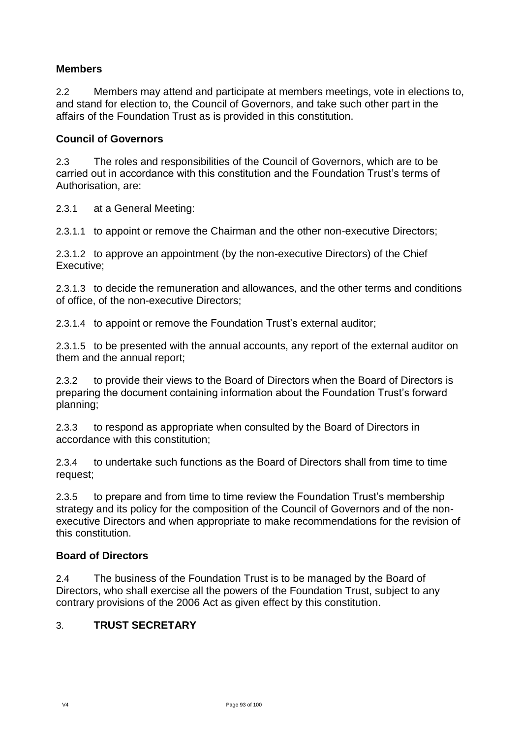**Members**

2.2 Members may attend and participate at members meetings, vote in elections to, and stand for election to, the Council of Governors, and take such other part in the affairs of the Foundation Trust as is provided in this constitution.

**Council of Governors**

2.3 The roles and responsibilities of the Council of Governors, which are to be carried out in accordance with this constitution and the Foundation Trust's terms of Authorisation, are:

2.3.1 at a General Meeting:

2.3.1.1 to appoint or remove the Chairman and the other non-executive Directors;

2.3.1.2 to approve an appointment (by the non-executive Directors) of the Chief Executive;

2.3.1.3 to decide the remuneration and allowances, and the other terms and conditions of office, of the non-executive Directors;

2.3.1.4 to appoint or remove the Foundation Trust's external auditor;

2.3.1.5 to be presented with the annual accounts, any report of the external auditor on them and the annual report;

2.3.2 to provide their views to the Board of Directors when the Board of Directors is preparing the document containing information about the Foundation Trust's forward planning;

2.3.3 to respond as appropriate when consulted by the Board of Directors in accordance with this constitution;

2.3.4 to undertake such functions as the Board of Directors shall from time to time request;

2.3.5 to prepare and from time to time review the Foundation Trust's membership strategy and its policy for the composition of the Council of Governors and of the non-executive Directors and when appropriate to make recommendations for the revision of this constitution.

**Board of Directors**

2.4 The business of the Foundation Trust is to be managed by the Board of Directors, who shall exercise all the powers of the Foundation Trust, subject to any contrary provisions of the 2006 Act as given effect by this constitution.

## 3. TRUST SECRETARY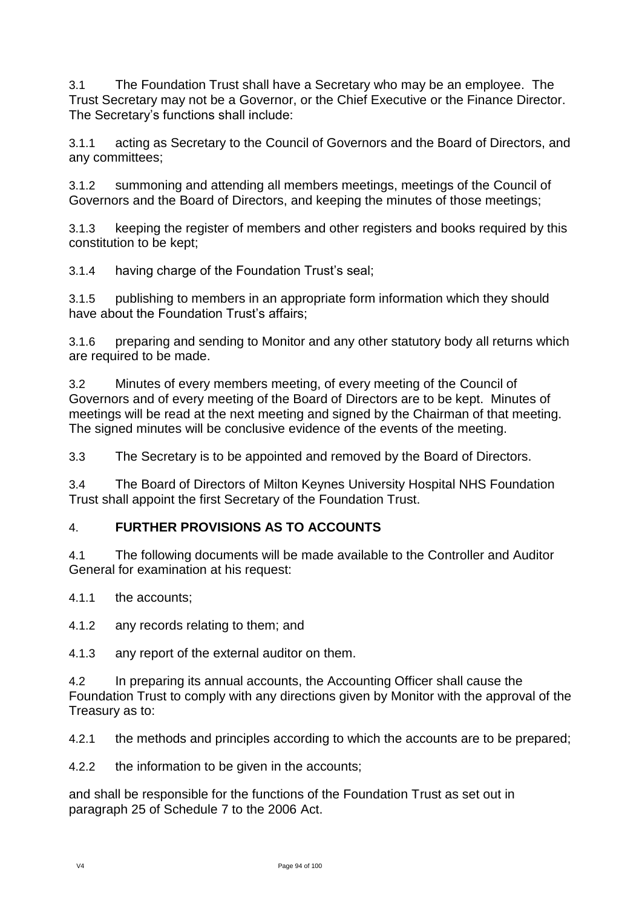3.1 The Foundation Trust shall have a Secretary who may be an employee. The Trust Secretary may not be a Governor, or the Chief Executive or the Finance Director. The Secretary's functions shall include:

3.1.1 acting as Secretary to the Council of Governors and the Board of Directors, and any committees;

3.1.2 summoning and attending all members meetings, meetings of the Council of Governors and the Board of Directors, and keeping the minutes of those meetings;

3.1.3 keeping the register of members and other registers and books required by this constitution to be kept;

3.1.4 having charge of the Foundation Trust's seal;

3.1.5 publishing to members in an appropriate form information which they should have about the Foundation Trust's affairs;

3.1.6 preparing and sending to Monitor and any other statutory body all returns which are required to be made.

3.2 Minutes of every members meeting, of every meeting of the Council of Governors and of every meeting of the Board of Directors are to be kept. Minutes of meetings will be read at the next meeting and signed by the Chairman of that meeting. The signed minutes will be conclusive evidence of the events of the meeting.

3.3 The Secretary is to be appointed and removed by the Board of Directors.

3.4 The Board of Directors of Milton Keynes University Hospital NHS Foundation Trust shall appoint the first Secretary of the Foundation Trust.

## 4. FURTHER PROVISIONS AS TO ACCOUNTS

4.1 The following documents will be made available to the Controller and Auditor General for examination at his request:

4.1.1 the accounts;

4.1.2 any records relating to them; and

4.1.3 any report of the external auditor on them.

4.2 In preparing its annual accounts, the Accounting Officer shall cause the Foundation Trust to comply with any directions given by Monitor with the approval of the Treasury as to:

4.2.1 the methods and principles according to which the accounts are to be prepared;

4.2.2 the information to be given in the accounts;

and shall be responsible for the functions of the Foundation Trust as set out in paragraph 25 of Schedule 7 to the 2006 Act.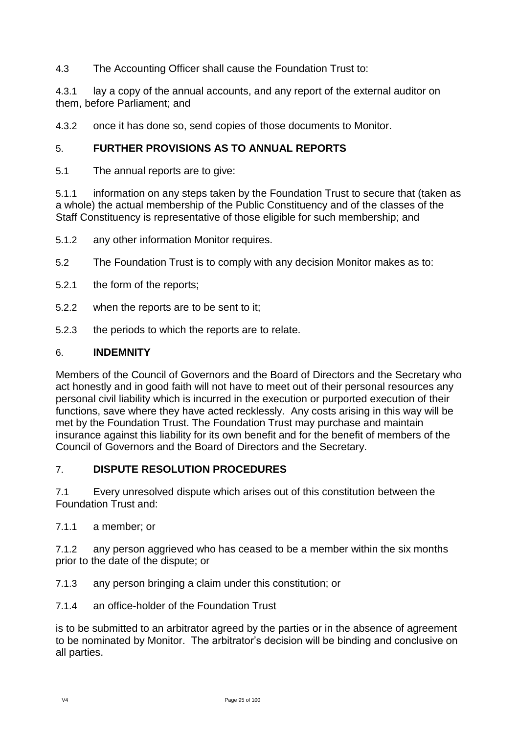4.3 The Accounting Officer shall cause the Foundation Trust to:

4.3.1 lay a copy of the annual accounts, and any report of the external auditor on them, before Parliament; and

4.3.2 once it has done so, send copies of those documents to Monitor.

## 5. FURTHER PROVISIONS AS TO ANNUAL REPORTS

5.1 The annual reports are to give:

5.1.1 information on any steps taken by the Foundation Trust to secure that (taken as a whole) the actual membership of the Public Constituency and of the classes of the Staff Constituency is representative of those eligible for such membership; and

5.1.2 any other information Monitor requires.

5.2 The Foundation Trust is to comply with any decision Monitor makes as to:

5.2.1 the form of the reports;

5.2.2 when the reports are to be sent to it;

5.2.3 the periods to which the reports are to relate.

## 6. INDEMNITY

Members of the Council of Governors and the Board of Directors and the Secretary who act honestly and in good faith will not have to meet out of their personal resources any personal civil liability which is incurred in the execution or purported execution of their functions, save where they have acted recklessly. Any costs arising in this way will be met by the Foundation Trust. The Foundation Trust may purchase and maintain insurance against this liability for its own benefit and for the benefit of members of the Council of Governors and the Board of Directors and the Secretary.

## 7. DISPUTE RESOLUTION PROCEDURES

7.1 Every unresolved dispute which arises out of this constitution between the Foundation Trust and:

7.1.1 a member; or

7.1.2 any person aggrieved who has ceased to be a member within the six months prior to the date of the dispute; or

7.1.3 any person bringing a claim under this constitution; or

7.1.4 an office-holder of the Foundation Trust

is to be submitted to an arbitrator agreed by the parties or in the absence of agreement to be nominated by Monitor. The arbitrator's decision will be binding and conclusive on all parties.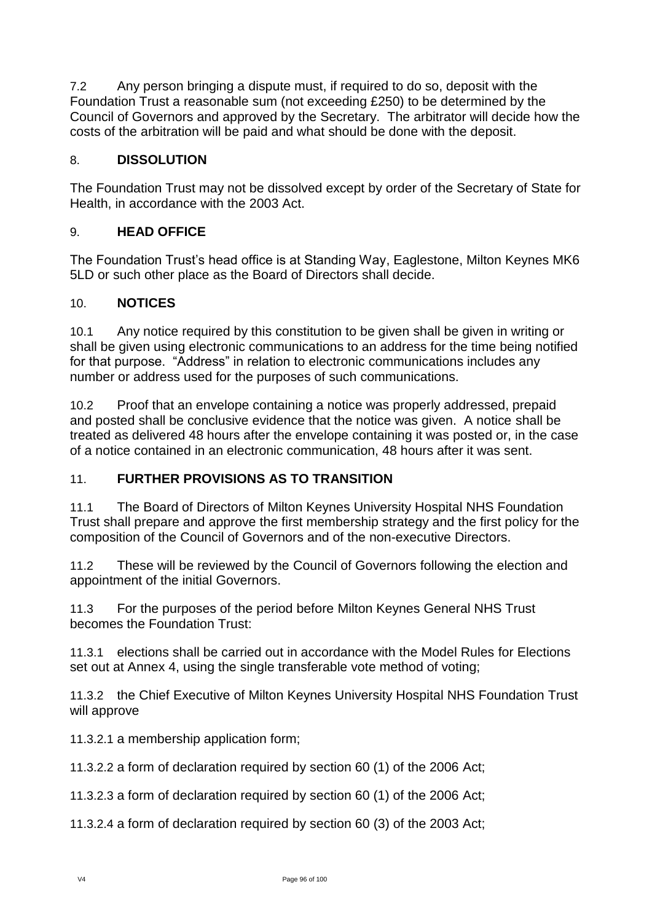7.2 Any person bringing a dispute must, if required to do so, deposit with the Foundation Trust a reasonable sum (not exceeding £250) to be determined by the Council of Governors and approved by the Secretary. The arbitrator will decide how the costs of the arbitration will be paid and what should be done with the deposit.

## 8. DISSOLUTION

The Foundation Trust may not be dissolved except by order of the Secretary of State for Health, in accordance with the 2003 Act.

## 9. HEAD OFFICE

The Foundation Trust's head office is at Standing Way, Eaglestone, Milton Keynes MK6 5LD or such other place as the Board of Directors shall decide.

## 10. NOTICES

10.1 Any notice required by this constitution to be given shall be given in writing or shall be given using electronic communications to an address for the time being notified for that purpose. "Address" in relation to electronic communications includes any number or address used for the purposes of such communications.

10.2 Proof that an envelope containing a notice was properly addressed, prepaid and posted shall be conclusive evidence that the notice was given. A notice shall be treated as delivered 48 hours after the envelope containing it was posted or, in the case of a notice contained in an electronic communication, 48 hours after it was sent.

## 11. FURTHER PROVISIONS AS TO TRANSITION

11.1 The Board of Directors of Milton Keynes University Hospital NHS Foundation Trust shall prepare and approve the first membership strategy and the first policy for the composition of the Council of Governors and of the non-executive Directors.

11.2 These will be reviewed by the Council of Governors following the election and appointment of the initial Governors.

11.3 For the purposes of the period before Milton Keynes General NHS Trust becomes the Foundation Trust:

11.3.1 elections shall be carried out in accordance with the Model Rules for Elections set out at Annex 4, using the single transferable vote method of voting;

11.3.2 the Chief Executive of Milton Keynes University Hospital NHS Foundation Trust will approve

11.3.2.1 a membership application form;

11.3.2.2 a form of declaration required by section 60 (1) of the 2006 Act;

11.3.2.3 a form of declaration required by section 60 (1) of the 2006 Act;

11.3.2.4 a form of declaration required by section 60 (3) of the 2003 Act;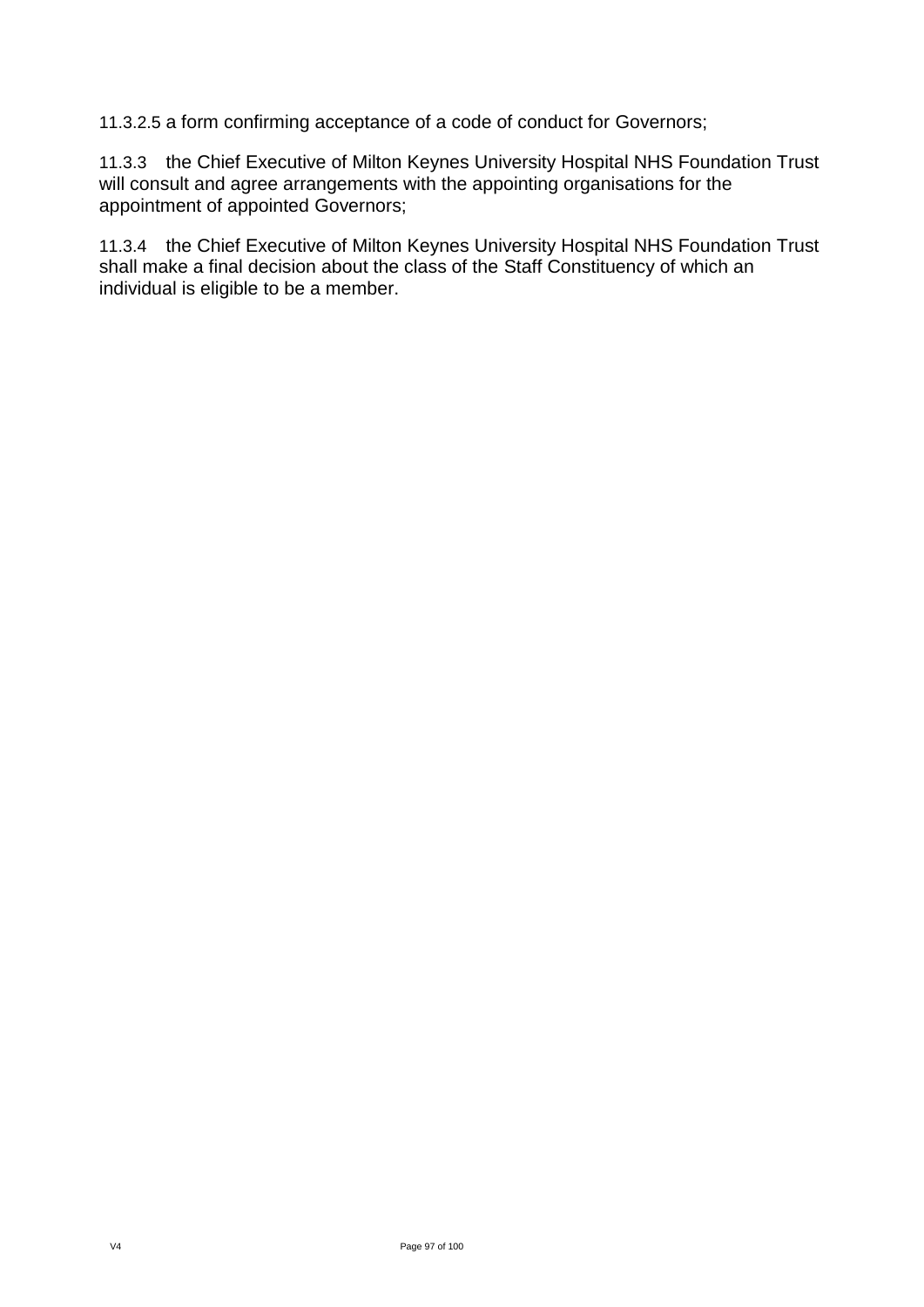11.3.2.5 a form confirming acceptance of a code of conduct for Governors;

11.3.3 the Chief Executive of Milton Keynes University Hospital NHS Foundation Trust will consult and agree arrangements with the appointing organisations for the appointment of appointed Governors;

11.3.4 the Chief Executive of Milton Keynes University Hospital NHS Foundation Trust shall make a final decision about the class of the Staff Constituency of which an individual is eligible to be a member.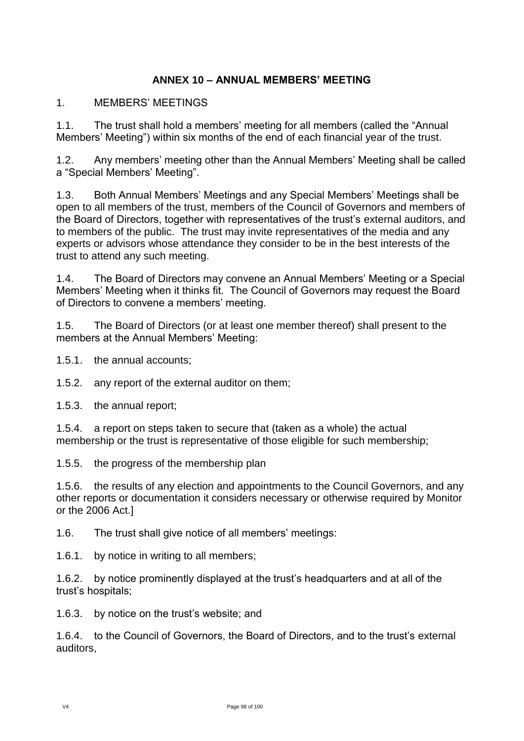# ANNEX 10 – ANNUAL MEMBERS' MEETING

1. MEMBERS' MEETINGS

1.1. The trust shall hold a members' meeting for all members (called the "Annual Members' Meeting") within six months of the end of each financial year of the trust.

1.2. Any members' meeting other than the Annual Members' Meeting shall be called a "Special Members' Meeting".

1.3. Both Annual Members' Meetings and any Special Members' Meetings shall be open to all members of the trust, members of the Council of Governors and members of the Board of Directors, together with representatives of the trust's external auditors, and to members of the public. The trust may invite representatives of the media and any experts or advisors whose attendance they consider to be in the best interests of the trust to attend any such meeting.

1.4. The Board of Directors may convene an Annual Members' Meeting or a Special Members' Meeting when it thinks fit. The Council of Governors may request the Board of Directors to convene a members' meeting.

1.5. The Board of Directors (or at least one member thereof) shall present to the members at the Annual Members' Meeting:

1.5.1. the annual accounts;

1.5.2. any report of the external auditor on them;

1.5.3. the annual report;

1.5.4. a report on steps taken to secure that (taken as a whole) the actual membership or the trust is representative of those eligible for such membership;

1.5.5. the progress of the membership plan

1.5.6. the results of any election and appointments to the Council Governors, and any other reports or documentation it considers necessary or otherwise required by Monitor or the 2006 Act.]

1.6. The trust shall give notice of all members' meetings:

1.6.1. by notice in writing to all members;

1.6.2. by notice prominently displayed at the trust's headquarters and at all of the trust's hospitals;

1.6.3. by notice on the trust's website; and

1.6.4. to the Council of Governors, the Board of Directors, and to the trust's external auditors,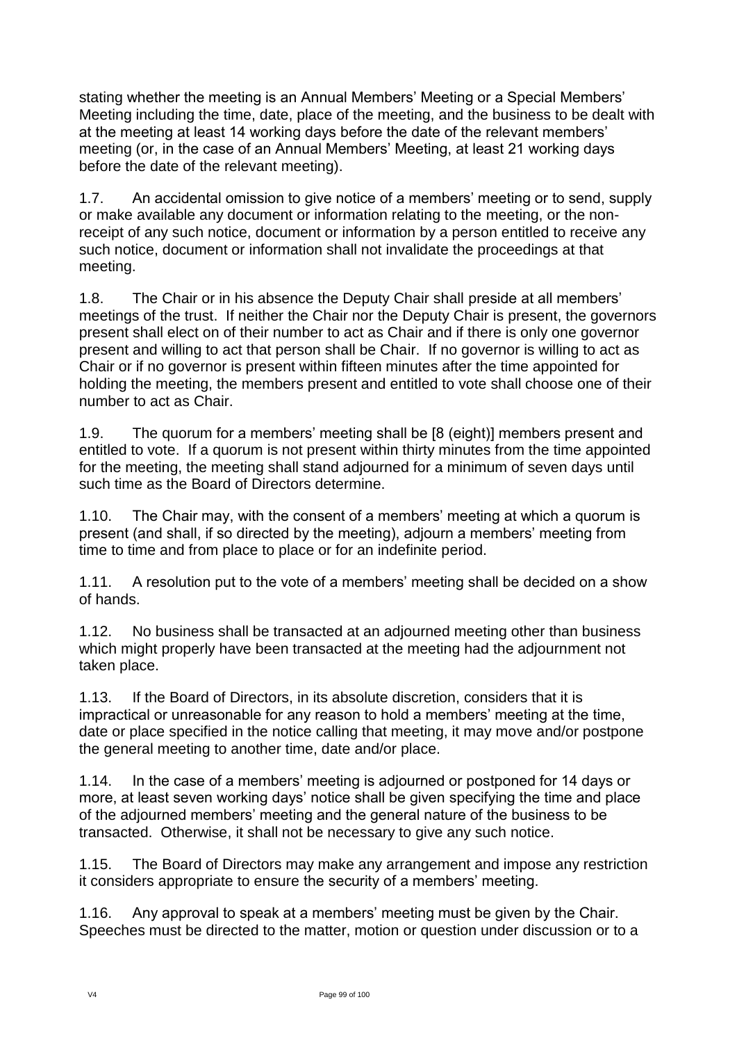stating whether the meeting is an Annual Members' Meeting or a Special Members' Meeting including the time, date, place of the meeting, and the business to be dealt with at the meeting at least 14 working days before the date of the relevant members' meeting (or, in the case of an Annual Members' Meeting, at least 21 working days before the date of the relevant meeting).

1.7. An accidental omission to give notice of a members' meeting or to send, supply or make available any document or information relating to the meeting, or the non-receipt of any such notice, document or information by a person entitled to receive any such notice, document or information shall not invalidate the proceedings at that meeting.

1.8. The Chair or in his absence the Deputy Chair shall preside at all members' meetings of the trust. If neither the Chair nor the Deputy Chair is present, the governors present shall elect on of their number to act as Chair and if there is only one governor present and willing to act that person shall be Chair. If no governor is willing to act as Chair or if no governor is present within fifteen minutes after the time appointed for holding the meeting, the members present and entitled to vote shall choose one of their number to act as Chair.

1.9. The quorum for a members' meeting shall be [8 (eight)] members present and entitled to vote. If a quorum is not present within thirty minutes from the time appointed for the meeting, the meeting shall stand adjourned for a minimum of seven days until such time as the Board of Directors determine.

1.10. The Chair may, with the consent of a members' meeting at which a quorum is present (and shall, if so directed by the meeting), adjourn a members' meeting from time to time and from place to place or for an indefinite period.

1.11. A resolution put to the vote of a members' meeting shall be decided on a show of hands.

1.12. No business shall be transacted at an adjourned meeting other than business which might properly have been transacted at the meeting had the adjournment not taken place.

1.13. If the Board of Directors, in its absolute discretion, considers that it is impractical or unreasonable for any reason to hold a members' meeting at the time, date or place specified in the notice calling that meeting, it may move and/or postpone the general meeting to another time, date and/or place.

1.14. In the case of a members' meeting is adjourned or postponed for 14 days or more, at least seven working days' notice shall be given specifying the time and place of the adjourned members' meeting and the general nature of the business to be transacted. Otherwise, it shall not be necessary to give any such notice.

1.15. The Board of Directors may make any arrangement and impose any restriction it considers appropriate to ensure the security of a members' meeting.

1.16. Any approval to speak at a members' meeting must be given by the Chair. Speeches must be directed to the matter, motion or question under discussion or to a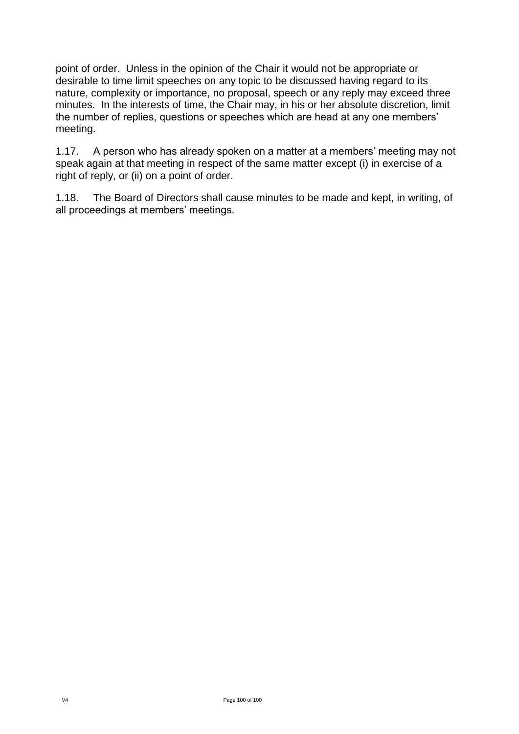point of order. Unless in the opinion of the Chair it would not be appropriate or desirable to time limit speeches on any topic to be discussed having regard to its nature, complexity or importance, no proposal, speech or any reply may exceed three minutes. In the interests of time, the Chair may, in his or her absolute discretion, limit the number of replies, questions or speeches which are head at any one members' meeting.

1.17. A person who has already spoken on a matter at a members' meeting may not speak again at that meeting in respect of the same matter except (i) in exercise of a right of reply, or (ii) on a point of order.

1.18. The Board of Directors shall cause minutes to be made and kept, in writing, of all proceedings at members' meetings.